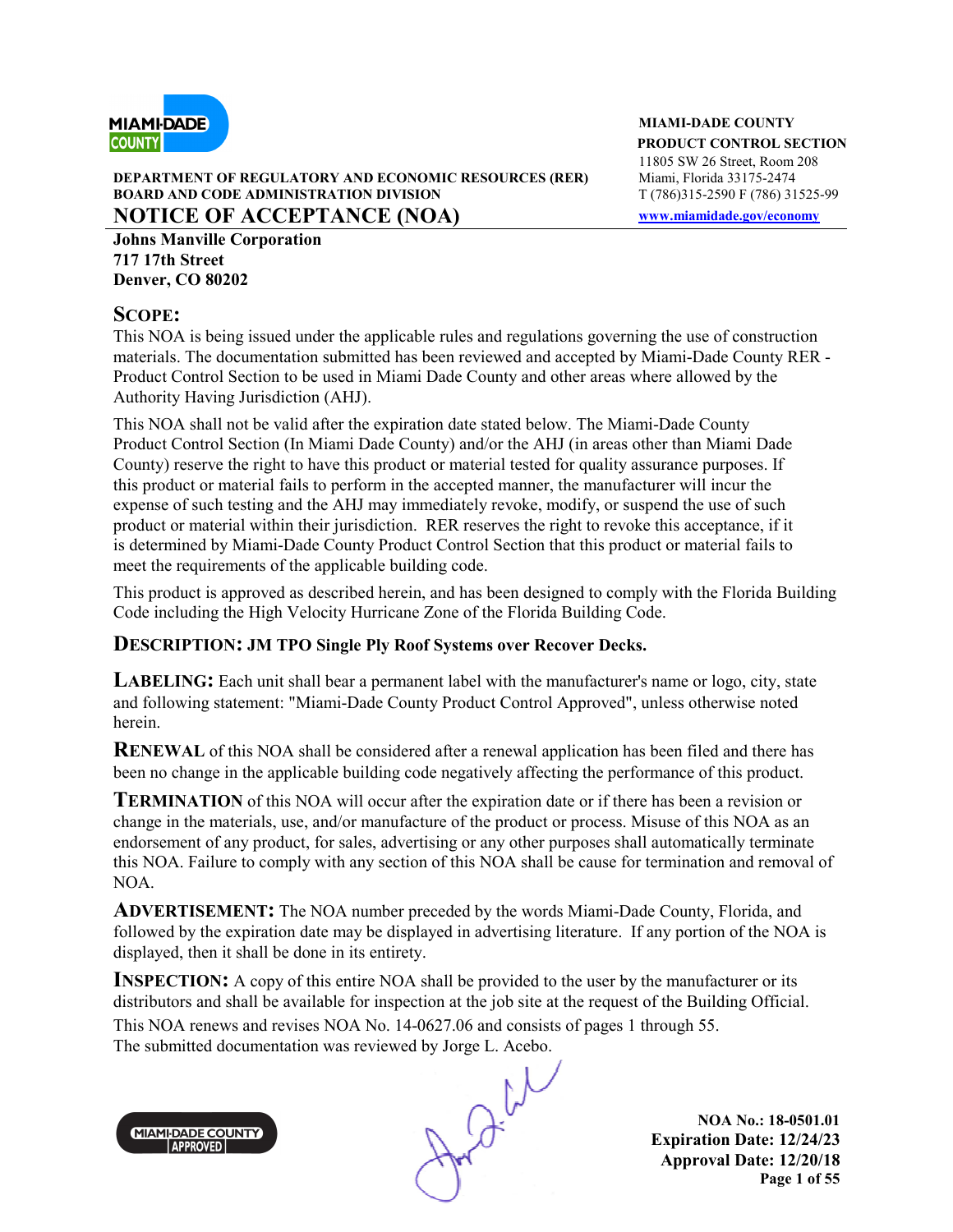**MIAMI-DADE COUNTY**
**PRODUCT CONTROL SECTION**
11805 SW 26 Street, Room 208
Miami, Florida 33175-2474
T (786)315-2590 F (786) 31525-99
[www.miamidade.gov/economy](www.miamidade.gov/economy)

**DEPARTMENT OF REGULATORY AND ECONOMIC RESOURCES (RER)**
**BOARD AND CODE ADMINISTRATION DIVISION**

# NOTICE OF ACCEPTANCE (NOA)

**Johns Manville Corporation**
**717 17th Street**
**Denver, CO 80202**

## SCOPE:

This NOA is being issued under the applicable rules and regulations governing the use of construction materials. The documentation submitted has been reviewed and accepted by Miami-Dade County RER - Product Control Section to be used in Miami Dade County and other areas where allowed by the Authority Having Jurisdiction (AHJ).

This NOA shall not be valid after the expiration date stated below. The Miami-Dade County Product Control Section (In Miami Dade County) and/or the AHJ (in areas other than Miami Dade County) reserve the right to have this product or material tested for quality assurance purposes. If this product or material fails to perform in the accepted manner, the manufacturer will incur the expense of such testing and the AHJ may immediately revoke, modify, or suspend the use of such product or material within their jurisdiction. RER reserves the right to revoke this acceptance, if it is determined by Miami-Dade County Product Control Section that this product or material fails to meet the requirements of the applicable building code.

This product is approved as described herein, and has been designed to comply with the Florida Building Code including the High Velocity Hurricane Zone of the Florida Building Code.

**DESCRIPTION: JM TPO Single Ply Roof Systems over Recover Decks.**

**LABELING:** Each unit shall bear a permanent label with the manufacturer's name or logo, city, state and following statement: "Miami-Dade County Product Control Approved", unless otherwise noted herein.

**RENEWAL** of this NOA shall be considered after a renewal application has been filed and there has been no change in the applicable building code negatively affecting the performance of this product.

**TERMINATION** of this NOA will occur after the expiration date or if there has been a revision or change in the materials, use, and/or manufacture of the product or process. Misuse of this NOA as an endorsement of any product, for sales, advertising or any other purposes shall automatically terminate this NOA. Failure to comply with any section of this NOA shall be cause for termination and removal of NOA.

**ADVERTISEMENT:** The NOA number preceded by the words Miami-Dade County, Florida, and followed by the expiration date may be displayed in advertising literature. If any portion of the NOA is displayed, then it shall be done in its entirety.

**INSPECTION:** A copy of this entire NOA shall be provided to the user by the manufacturer or its distributors and shall be available for inspection at the job site at the request of the Building Official.

This NOA renews and revises NOA No. 14-0627.06 and consists of pages 1 through 55.
The submitted documentation was reviewed by Jorge L. Acebo.

**NOA No.: 18-0501.01**
**Expiration Date: 12/24/23**
**Approval Date: 12/20/18**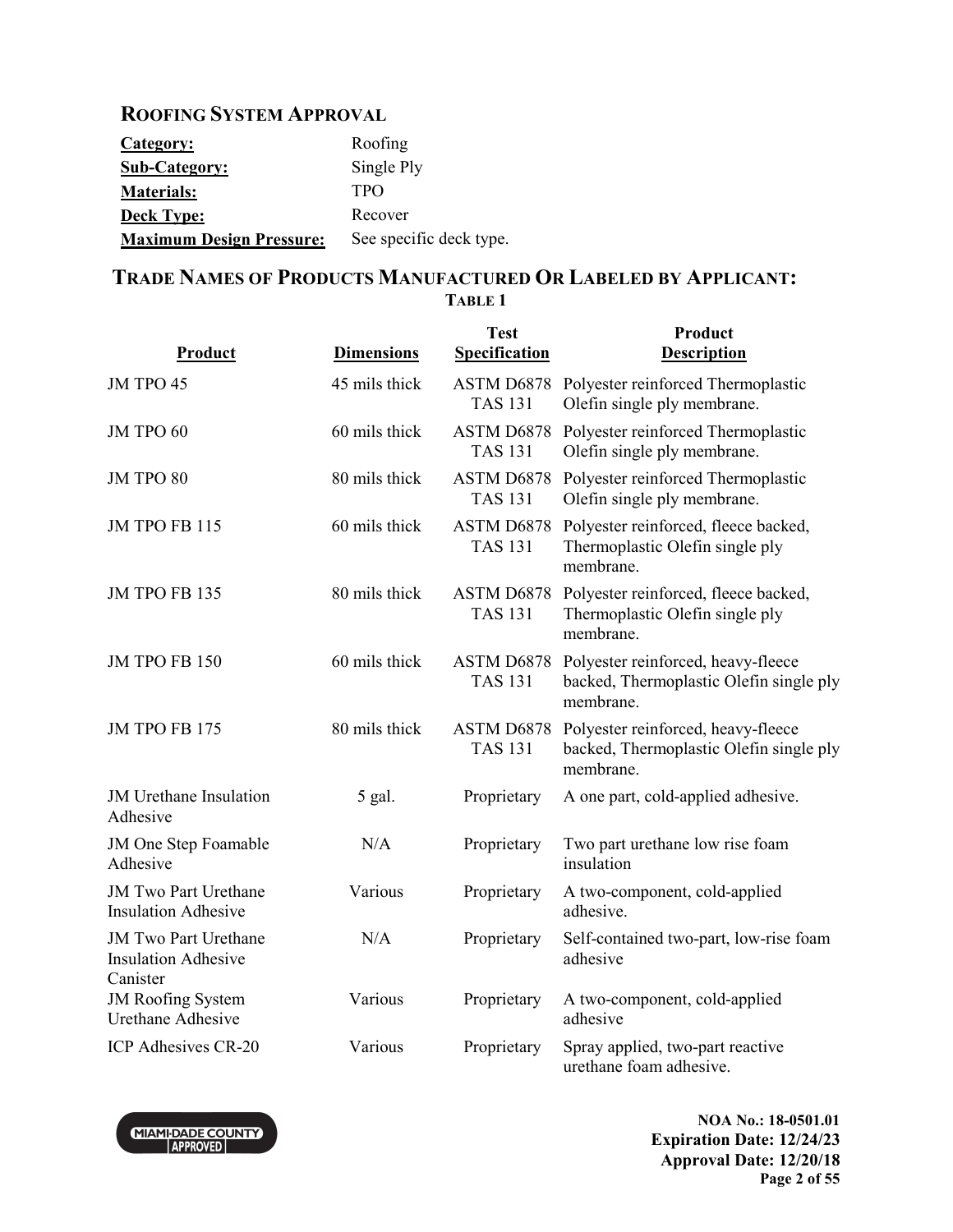## ROOFING SYSTEM APPROVAL

| | |
|---|---|
| **Category:** | Roofing |
| **Sub-Category:** | Single Ply |
| **Materials:** | TPO |
| **Deck Type:** | Recover |
| **Maximum Design Pressure:** | See specific deck type. |

## TRADE NAMES OF PRODUCTS MANUFACTURED OR LABELED BY APPLICANT:

**TABLE 1**

| Product | Dimensions | Test Specification | Product Description |
|---|---|---|---|
| JM TPO 45 | 45 mils thick | ASTM D6878 TAS 131 | Polyester reinforced Thermoplastic Olefin single ply membrane. |
| JM TPO 60 | 60 mils thick | ASTM D6878 TAS 131 | Polyester reinforced Thermoplastic Olefin single ply membrane. |
| JM TPO 80 | 80 mils thick | ASTM D6878 TAS 131 | Polyester reinforced Thermoplastic Olefin single ply membrane. |
| JM TPO FB 115 | 60 mils thick | ASTM D6878 TAS 131 | Polyester reinforced, fleece backed, Thermoplastic Olefin single ply membrane. |
| JM TPO FB 135 | 80 mils thick | ASTM D6878 TAS 131 | Polyester reinforced, fleece backed, Thermoplastic Olefin single ply membrane. |
| JM TPO FB 150 | 60 mils thick | ASTM D6878 TAS 131 | Polyester reinforced, heavy-fleece backed, Thermoplastic Olefin single ply membrane. |
| JM TPO FB 175 | 80 mils thick | ASTM D6878 TAS 131 | Polyester reinforced, heavy-fleece backed, Thermoplastic Olefin single ply membrane. |
| JM Urethane Insulation Adhesive | 5 gal. | Proprietary | A one part, cold-applied adhesive. |
| JM One Step Foamable Adhesive | N/A | Proprietary | Two part urethane low rise foam insulation |
| JM Two Part Urethane Insulation Adhesive | Various | Proprietary | A two-component, cold-applied adhesive. |
| JM Two Part Urethane Insulation Adhesive Canister | N/A | Proprietary | Self-contained two-part, low-rise foam adhesive |
| JM Roofing System Urethane Adhesive | Various | Proprietary | A two-component, cold-applied adhesive |
| ICP Adhesives CR-20 | Various | Proprietary | Spray applied, two-part reactive urethane foam adhesive. |

NOA No.: 18-0501.01
Expiration Date: 12/24/23
Approval Date: 12/20/18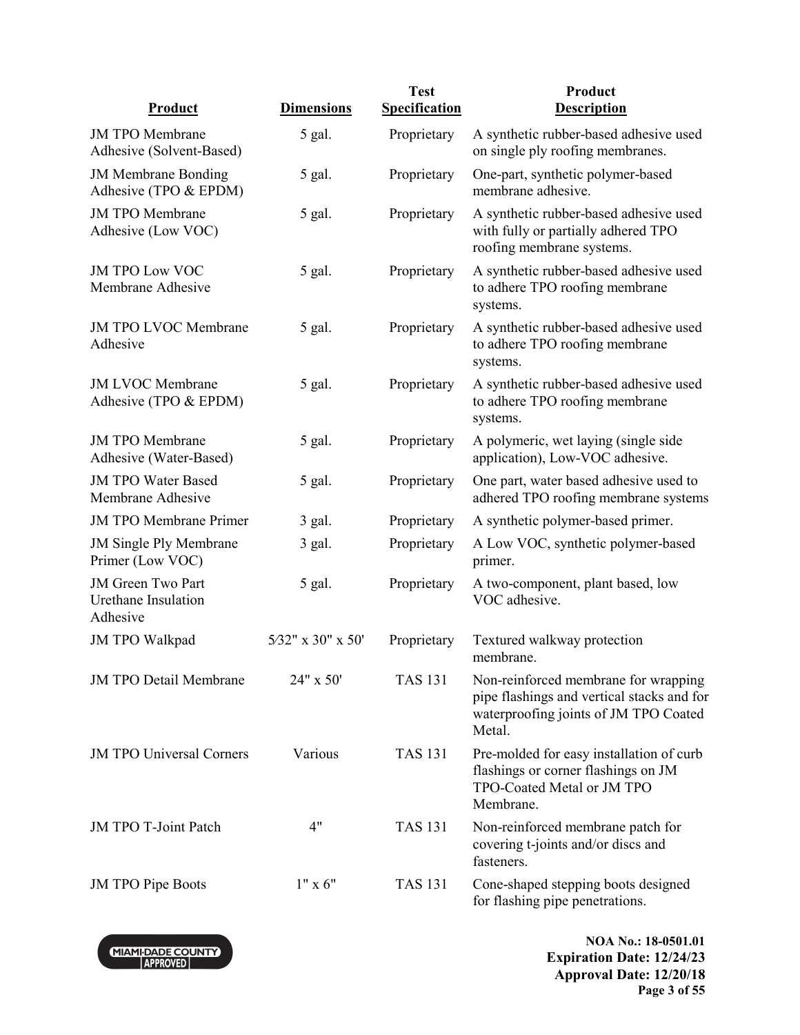| Product | Dimensions | Test Specification | Product Description |
|---|---|---|---|
| JM TPO Membrane Adhesive (Solvent-Based) | 5 gal. | Proprietary | A synthetic rubber-based adhesive used on single ply roofing membranes. |
| JM Membrane Bonding Adhesive (TPO & EPDM) | 5 gal. | Proprietary | One-part, synthetic polymer-based membrane adhesive. |
| JM TPO Membrane Adhesive (Low VOC) | 5 gal. | Proprietary | A synthetic rubber-based adhesive used with fully or partially adhered TPO roofing membrane systems. |
| JM TPO Low VOC Membrane Adhesive | 5 gal. | Proprietary | A synthetic rubber-based adhesive used to adhere TPO roofing membrane systems. |
| JM TPO LVOC Membrane Adhesive | 5 gal. | Proprietary | A synthetic rubber-based adhesive used to adhere TPO roofing membrane systems. |
| JM LVOC Membrane Adhesive (TPO & EPDM) | 5 gal. | Proprietary | A synthetic rubber-based adhesive used to adhere TPO roofing membrane systems. |
| JM TPO Membrane Adhesive (Water-Based) | 5 gal. | Proprietary | A polymeric, wet laying (single side application), Low-VOC adhesive. |
| JM TPO Water Based Membrane Adhesive | 5 gal. | Proprietary | One part, water based adhesive used to adhered TPO roofing membrane systems |
| JM TPO Membrane Primer | 3 gal. | Proprietary | A synthetic polymer-based primer. |
| JM Single Ply Membrane Primer (Low VOC) | 3 gal. | Proprietary | A Low VOC, synthetic polymer-based primer. |
| JM Green Two Part Urethane Insulation Adhesive | 5 gal. | Proprietary | A two-component, plant based, low VOC adhesive. |
| JM TPO Walkpad | 5⁄32" x 30" x 50' | Proprietary | Textured walkway protection membrane. |
| JM TPO Detail Membrane | 24" x 50' | TAS 131 | Non-reinforced membrane for wrapping pipe flashings and vertical stacks and for waterproofing joints of JM TPO Coated Metal. |
| JM TPO Universal Corners | Various | TAS 131 | Pre-molded for easy installation of curb flashings or corner flashings on JM TPO-Coated Metal or JM TPO Membrane. |
| JM TPO T-Joint Patch | 4" | TAS 131 | Non-reinforced membrane patch for covering t-joints and/or discs and fasteners. |
| JM TPO Pipe Boots | 1" x 6" | TAS 131 | Cone-shaped stepping boots designed for flashing pipe penetrations. |

MIAMI-DADE COUNTY APPROVED

**NOA No.: 18-0501.01**
**Expiration Date: 12/24/23**
**Approval Date: 12/20/18**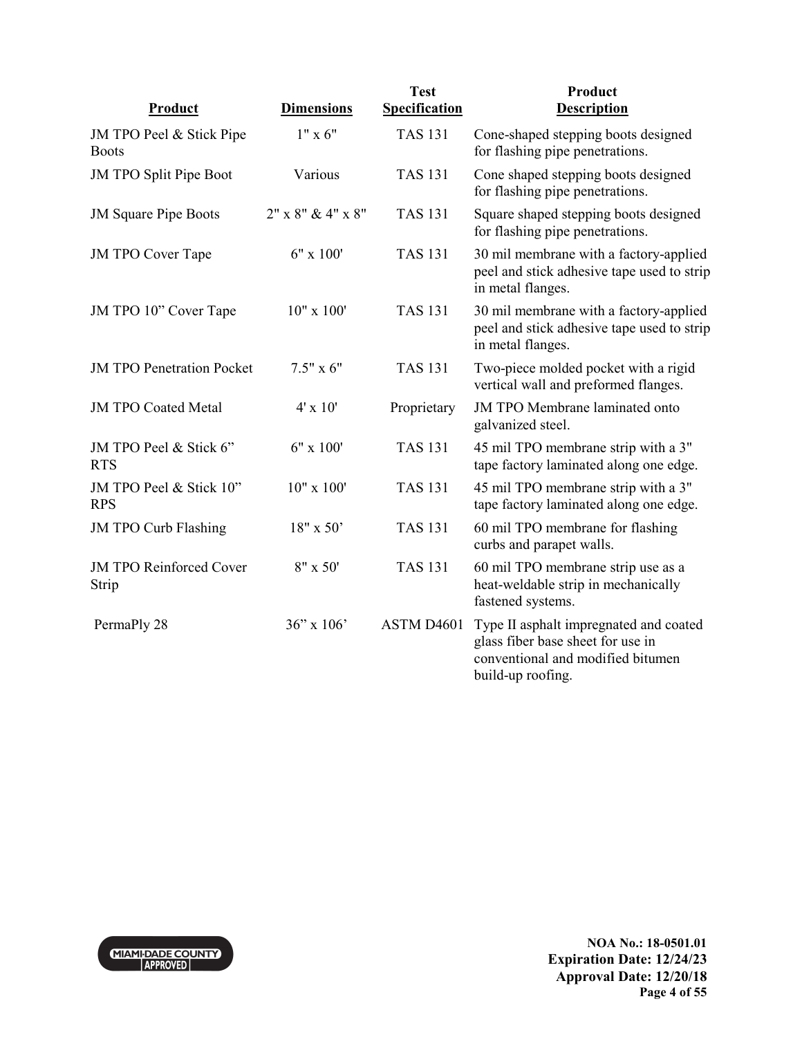| Product | Dimensions | Test Specification | Product Description |
|---|---|---|---|
| JM TPO Peel & Stick Pipe Boots | 1" x 6" | TAS 131 | Cone-shaped stepping boots designed for flashing pipe penetrations. |
| JM TPO Split Pipe Boot | Various | TAS 131 | Cone shaped stepping boots designed for flashing pipe penetrations. |
| JM Square Pipe Boots | 2" x 8" & 4" x 8" | TAS 131 | Square shaped stepping boots designed for flashing pipe penetrations. |
| JM TPO Cover Tape | 6" x 100' | TAS 131 | 30 mil membrane with a factory-applied peel and stick adhesive tape used to strip in metal flanges. |
| JM TPO 10" Cover Tape | 10" x 100' | TAS 131 | 30 mil membrane with a factory-applied peel and stick adhesive tape used to strip in metal flanges. |
| JM TPO Penetration Pocket | 7.5" x 6" | TAS 131 | Two-piece molded pocket with a rigid vertical wall and preformed flanges. |
| JM TPO Coated Metal | 4' x 10' | Proprietary | JM TPO Membrane laminated onto galvanized steel. |
| JM TPO Peel & Stick 6" RTS | 6" x 100' | TAS 131 | 45 mil TPO membrane strip with a 3" tape factory laminated along one edge. |
| JM TPO Peel & Stick 10" RPS | 10" x 100' | TAS 131 | 45 mil TPO membrane strip with a 3" tape factory laminated along one edge. |
| JM TPO Curb Flashing | 18" x 50' | TAS 131 | 60 mil TPO membrane for flashing curbs and parapet walls. |
| JM TPO Reinforced Cover Strip | 8" x 50' | TAS 131 | 60 mil TPO membrane strip use as a heat-weldable strip in mechanically fastened systems. |
| PermaPly 28 | 36" x 106' | ASTM D4601 | Type II asphalt impregnated and coated glass fiber base sheet for use in conventional and modified bitumen build-up roofing. |

MIAMI-DADE COUNTY APPROVED

**NOA No.: 18-0501.01**
**Expiration Date: 12/24/23**
**Approval Date: 12/20/18**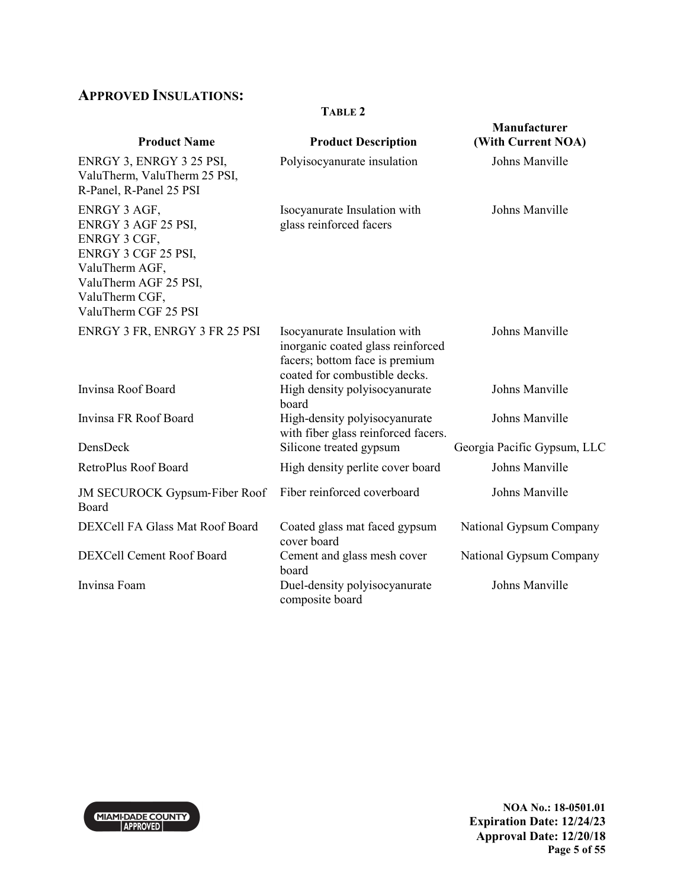## APPROVED INSULATIONS:

**TABLE 2**

| Product Name | Product Description | Manufacturer (With Current NOA) |
|---|---|---|
| ENRGY 3, ENRGY 3 25 PSI, ValuTherm, ValuTherm 25 PSI, R-Panel, R-Panel 25 PSI | Polyisocyanurate insulation | Johns Manville |
| ENRGY 3 AGF, ENRGY 3 AGF 25 PSI, ENRGY 3 CGF, ENRGY 3 CGF 25 PSI, ValuTherm AGF, ValuTherm AGF 25 PSI, ValuTherm CGF, ValuTherm CGF 25 PSI | Isocyanurate Insulation with glass reinforced facers | Johns Manville |
| ENRGY 3 FR, ENRGY 3 FR 25 PSI | Isocyanurate Insulation with inorganic coated glass reinforced facers; bottom face is premium coated for combustible decks. | Johns Manville |
| Invinsa Roof Board | High density polyisocyanurate board | Johns Manville |
| Invinsa FR Roof Board | High-density polyisocyanurate with fiber glass reinforced facers. | Johns Manville |
| DensDeck | Silicone treated gypsum | Georgia Pacific Gypsum, LLC |
| RetroPlus Roof Board | High density perlite cover board | Johns Manville |
| JM SECUROCK Gypsum-Fiber Roof Board | Fiber reinforced coverboard | Johns Manville |
| DEXCell FA Glass Mat Roof Board | Coated glass mat faced gypsum cover board | National Gypsum Company |
| DEXCell Cement Roof Board | Cement and glass mesh cover board | National Gypsum Company |
| Invinsa Foam | Duel-density polyisocyanurate composite board | Johns Manville |

**NOA No.: 18-0501.01**
**Expiration Date: 12/24/23**
**Approval Date: 12/20/18**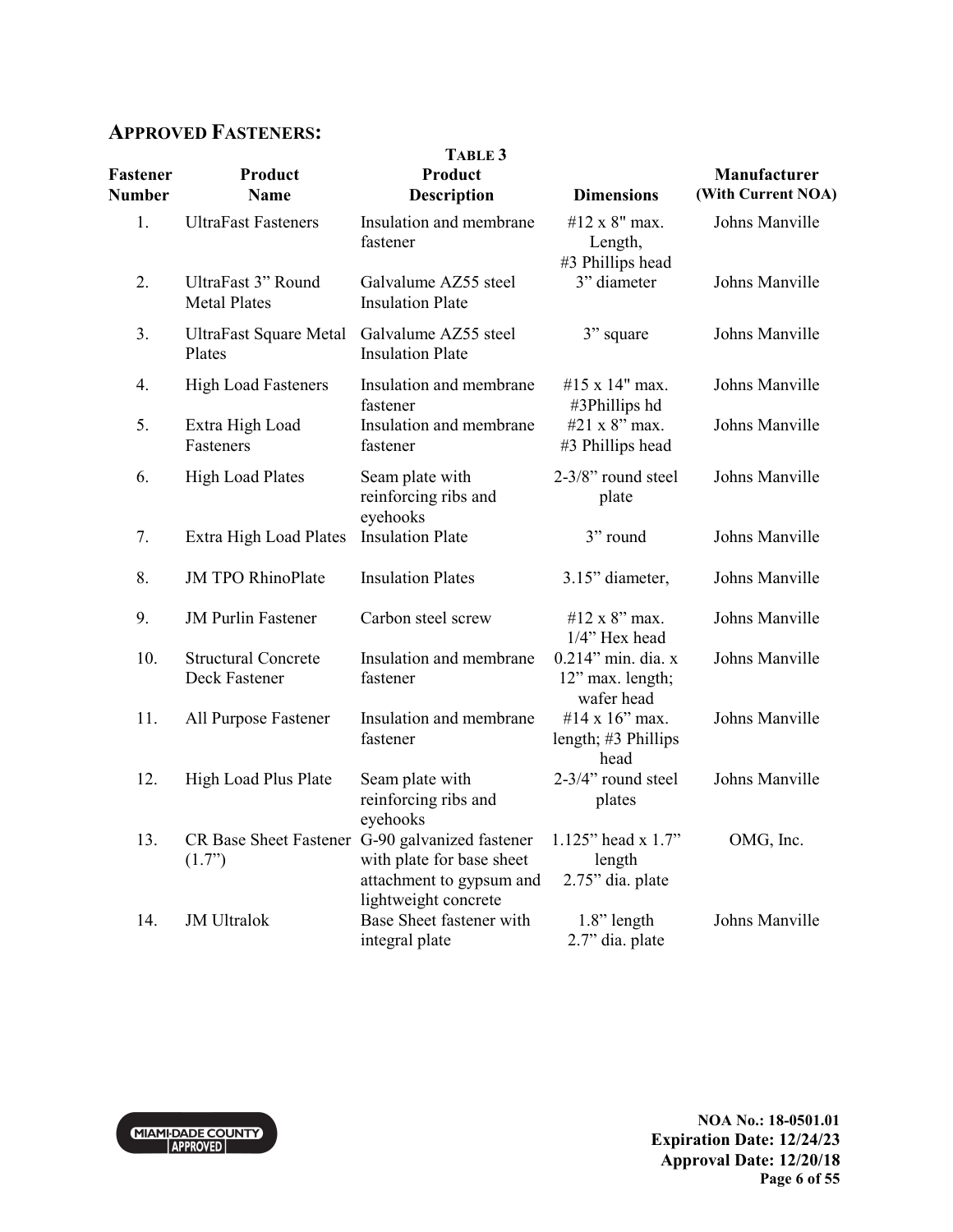## APPROVED FASTENERS:

**TABLE 3**

| Fastener Number | Product Name | Product Description | Dimensions | Manufacturer (With Current NOA) |
|---|---|---|---|---|
| 1. | UltraFast Fasteners | Insulation and membrane fastener | #12 x 8" max. Length, #3 Phillips head | Johns Manville |
| 2. | UltraFast 3" Round Metal Plates | Galvalume AZ55 steel Insulation Plate | 3" diameter | Johns Manville |
| 3. | UltraFast Square Metal Plates | Galvalume AZ55 steel Insulation Plate | 3" square | Johns Manville |
| 4. | High Load Fasteners | Insulation and membrane fastener | #15 x 14" max. #3Phillips hd | Johns Manville |
| 5. | Extra High Load Fasteners | Insulation and membrane fastener | #21 x 8" max. #3 Phillips head | Johns Manville |
| 6. | High Load Plates | Seam plate with reinforcing ribs and eyehooks | 2-3/8" round steel plate | Johns Manville |
| 7. | Extra High Load Plates | Insulation Plate | 3" round | Johns Manville |
| 8. | JM TPO RhinoPlate | Insulation Plates | 3.15" diameter, | Johns Manville |
| 9. | JM Purlin Fastener | Carbon steel screw | #12 x 8" max. 1/4" Hex head | Johns Manville |
| 10. | Structural Concrete Deck Fastener | Insulation and membrane fastener | 0.214" min. dia. x 12" max. length; wafer head | Johns Manville |
| 11. | All Purpose Fastener | Insulation and membrane fastener | #14 x 16" max. length; #3 Phillips head | Johns Manville |
| 12. | High Load Plus Plate | Seam plate with reinforcing ribs and eyehooks | 2-3/4" round steel plates | Johns Manville |
| 13. | CR Base Sheet Fastener (1.7") | G-90 galvanized fastener with plate for base sheet attachment to gypsum and lightweight concrete | 1.125" head x 1.7" length 2.75" dia. plate | OMG, Inc. |
| 14. | JM Ultralok | Base Sheet fastener with integral plate | 1.8" length 2.7" dia. plate | Johns Manville |

NOA No.: 18-0501.01
Expiration Date: 12/24/23
Approval Date: 12/20/18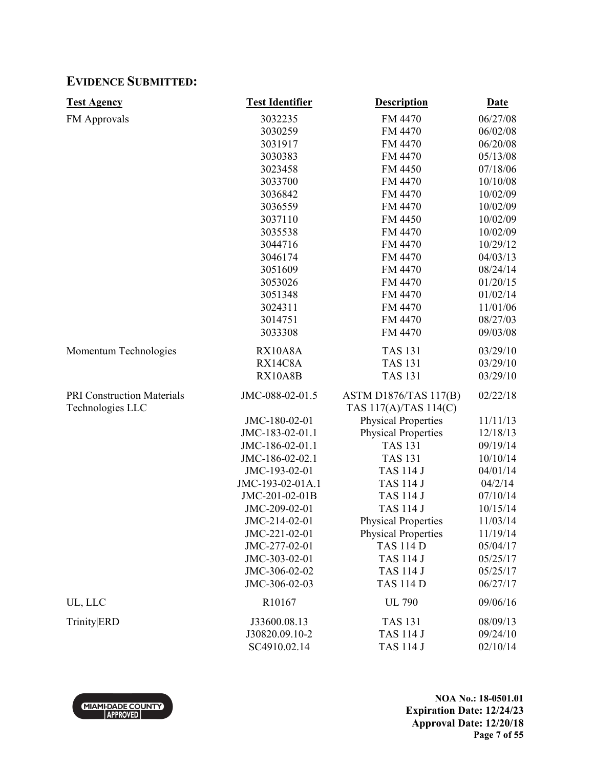## EVIDENCE SUBMITTED:

| Test Agency | Test Identifier | Description | Date |
|---|---|---|---|
| FM Approvals | 3032235 | FM 4470 | 06/27/08 |
| | 3030259 | FM 4470 | 06/02/08 |
| | 3031917 | FM 4470 | 06/20/08 |
| | 3030383 | FM 4470 | 05/13/08 |
| | 3023458 | FM 4450 | 07/18/06 |
| | 3033700 | FM 4470 | 10/10/08 |
| | 3036842 | FM 4470 | 10/02/09 |
| | 3036559 | FM 4470 | 10/02/09 |
| | 3037110 | FM 4450 | 10/02/09 |
| | 3035538 | FM 4470 | 10/02/09 |
| | 3044716 | FM 4470 | 10/29/12 |
| | 3046174 | FM 4470 | 04/03/13 |
| | 3051609 | FM 4470 | 08/24/14 |
| | 3053026 | FM 4470 | 01/20/15 |
| | 3051348 | FM 4470 | 01/02/14 |
| | 3024311 | FM 4470 | 11/01/06 |
| | 3014751 | FM 4470 | 08/27/03 |
| | 3033308 | FM 4470 | 09/03/08 |
| Momentum Technologies | RX10A8A | TAS 131 | 03/29/10 |
| | RX14C8A | TAS 131 | 03/29/10 |
| | RX10A8B | TAS 131 | 03/29/10 |
| PRI Construction Materials Technologies LLC | JMC-088-02-01.5 | ASTM D1876/TAS 117(B) TAS 117(A)/TAS 114(C) | 02/22/18 |
| | JMC-180-02-01 | Physical Properties | 11/11/13 |
| | JMC-183-02-01.1 | Physical Properties | 12/18/13 |
| | JMC-186-02-01.1 | TAS 131 | 09/19/14 |
| | JMC-186-02-02.1 | TAS 131 | 10/10/14 |
| | JMC-193-02-01 | TAS 114 J | 04/01/14 |
| | JMC-193-02-01A.1 | TAS 114 J | 04/2/14 |
| | JMC-201-02-01B | TAS 114 J | 07/10/14 |
| | JMC-209-02-01 | TAS 114 J | 10/15/14 |
| | JMC-214-02-01 | Physical Properties | 11/03/14 |
| | JMC-221-02-01 | Physical Properties | 11/19/14 |
| | JMC-277-02-01 | TAS 114 D | 05/04/17 |
| | JMC-303-02-01 | TAS 114 J | 05/25/17 |
| | JMC-306-02-02 | TAS 114 J | 05/25/17 |
| | JMC-306-02-03 | TAS 114 D | 06/27/17 |
| UL, LLC | R10167 | UL 790 | 09/06/16 |
| Trinity\|ERD | J33600.08.13 | TAS 131 | 08/09/13 |
| | J30820.09.10-2 | TAS 114 J | 09/24/10 |
| | SC4910.02.14 | TAS 114 J | 02/10/14 |

MIAMI-DADE COUNTY APPROVED

**NOA No.: 18-0501.01**
**Expiration Date: 12/24/23**
**Approval Date: 12/20/18**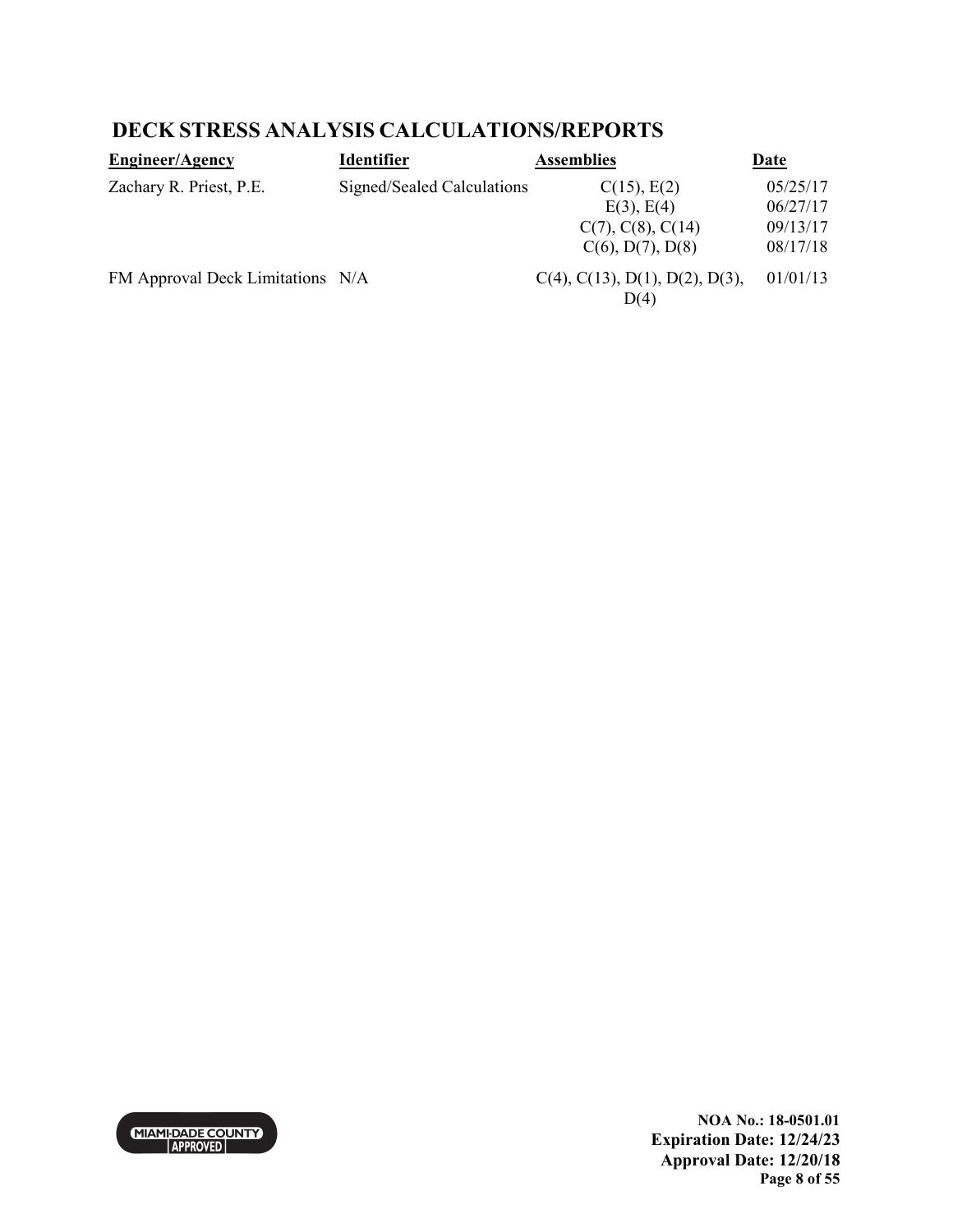## DECK STRESS ANALYSIS CALCULATIONS/REPORTS

| Engineer/Agency | Identifier | Assemblies | Date |
|---|---|---|---|
| Zachary R. Priest, P.E. | Signed/Sealed Calculations | C(15), E(2) | 05/25/17 |
| | | E(3), E(4) | 06/27/17 |
| | | C(7), C(8), C(14) | 09/13/17 |
| | | C(6), D(7), D(8) | 08/17/18 |
| FM Approval Deck Limitations | N/A | C(4), C(13), D(1), D(2), D(3), D(4) | 01/01/13 |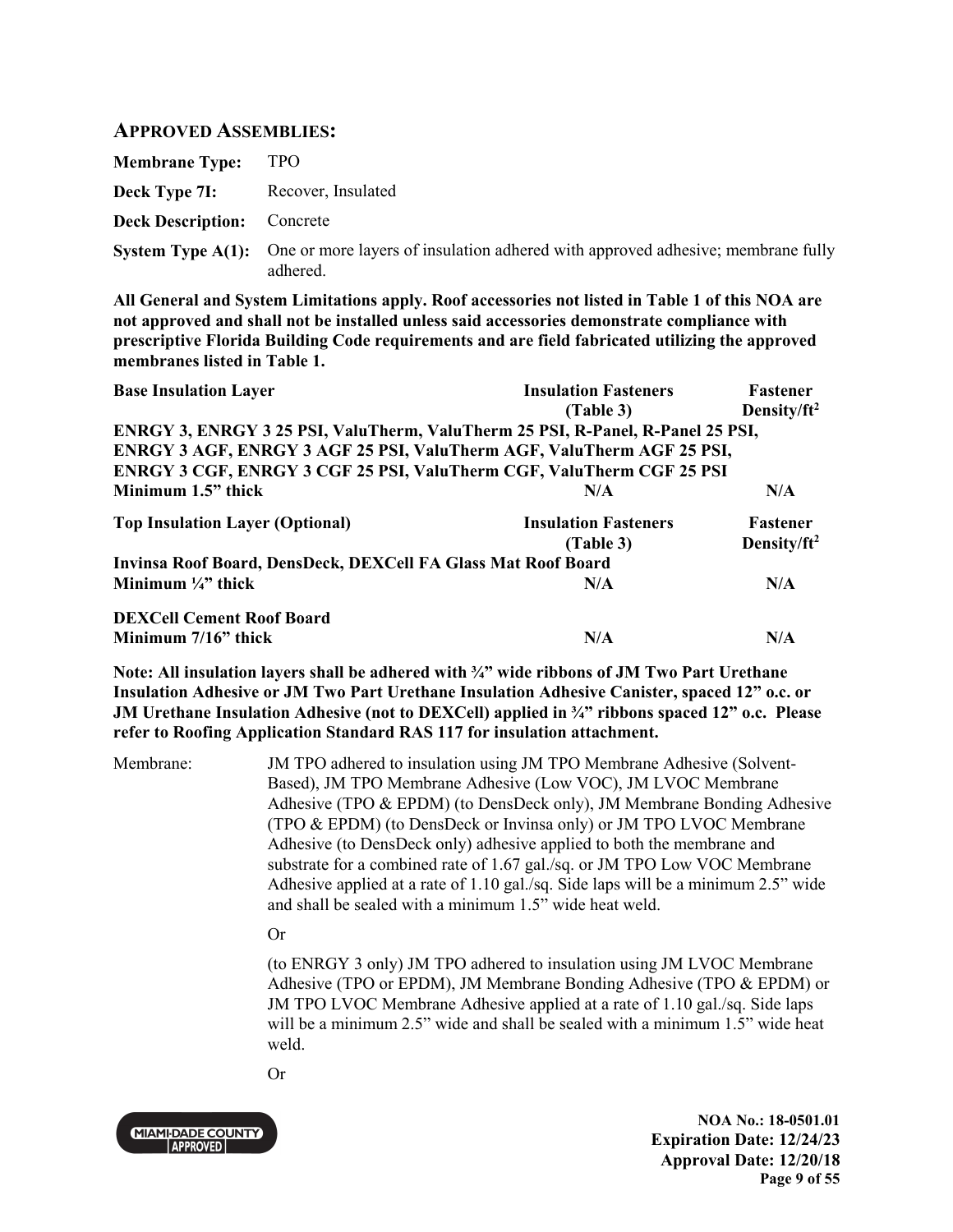## APPROVED ASSEMBLIES:

**Membrane Type:** TPO

**Deck Type 7I:** Recover, Insulated

**Deck Description:** Concrete

**System Type A(1):** One or more layers of insulation adhered with approved adhesive; membrane fully adhered.

**All General and System Limitations apply. Roof accessories not listed in Table 1 of this NOA are not approved and shall not be installed unless said accessories demonstrate compliance with prescriptive Florida Building Code requirements and are field fabricated utilizing the approved membranes listed in Table 1.**

| Base Insulation Layer | Insulation Fasteners (Table 3) | Fastener Density/ft$^2$ |
|---|---|---|
| **ENRGY 3, ENRGY 3 25 PSI, ValuTherm, ValuTherm 25 PSI, R-Panel, R-Panel 25 PSI, ENRGY 3 AGF, ENRGY 3 AGF 25 PSI, ValuTherm AGF, ValuTherm AGF 25 PSI, ENRGY 3 CGF, ENRGY 3 CGF 25 PSI, ValuTherm CGF, ValuTherm CGF 25 PSI** | | |
| **Minimum 1.5" thick** | **N/A** | **N/A** |

| Top Insulation Layer (Optional) | Insulation Fasteners (Table 3) | Fastener Density/ft$^2$ |
|---|---|---|
| **Invinsa Roof Board, DensDeck, DEXCell FA Glass Mat Roof Board** | | |
| **Minimum ¼" thick** | **N/A** | **N/A** |
| **DEXCell Cement Roof Board** | | |
| **Minimum 7/16" thick** | **N/A** | **N/A** |

**Note: All insulation layers shall be adhered with ¾" wide ribbons of JM Two Part Urethane Insulation Adhesive or JM Two Part Urethane Insulation Adhesive Canister, spaced 12" o.c. or JM Urethane Insulation Adhesive (not to DEXCell) applied in ¾" ribbons spaced 12" o.c. Please refer to Roofing Application Standard RAS 117 for insulation attachment.**

Membrane: JM TPO adhered to insulation using JM TPO Membrane Adhesive (Solvent-Based), JM TPO Membrane Adhesive (Low VOC), JM LVOC Membrane Adhesive (TPO & EPDM) (to DensDeck only), JM Membrane Bonding Adhesive (TPO & EPDM) (to DensDeck or Invinsa only) or JM TPO LVOC Membrane Adhesive (to DensDeck only) adhesive applied to both the membrane and substrate for a combined rate of 1.67 gal./sq. or JM TPO Low VOC Membrane Adhesive applied at a rate of 1.10 gal./sq. Side laps will be a minimum 2.5" wide and shall be sealed with a minimum 1.5" wide heat weld.

Or

(to ENRGY 3 only) JM TPO adhered to insulation using JM LVOC Membrane Adhesive (TPO or EPDM), JM Membrane Bonding Adhesive (TPO & EPDM) or JM TPO LVOC Membrane Adhesive applied at a rate of 1.10 gal./sq. Side laps will be a minimum 2.5" wide and shall be sealed with a minimum 1.5" wide heat weld.

Or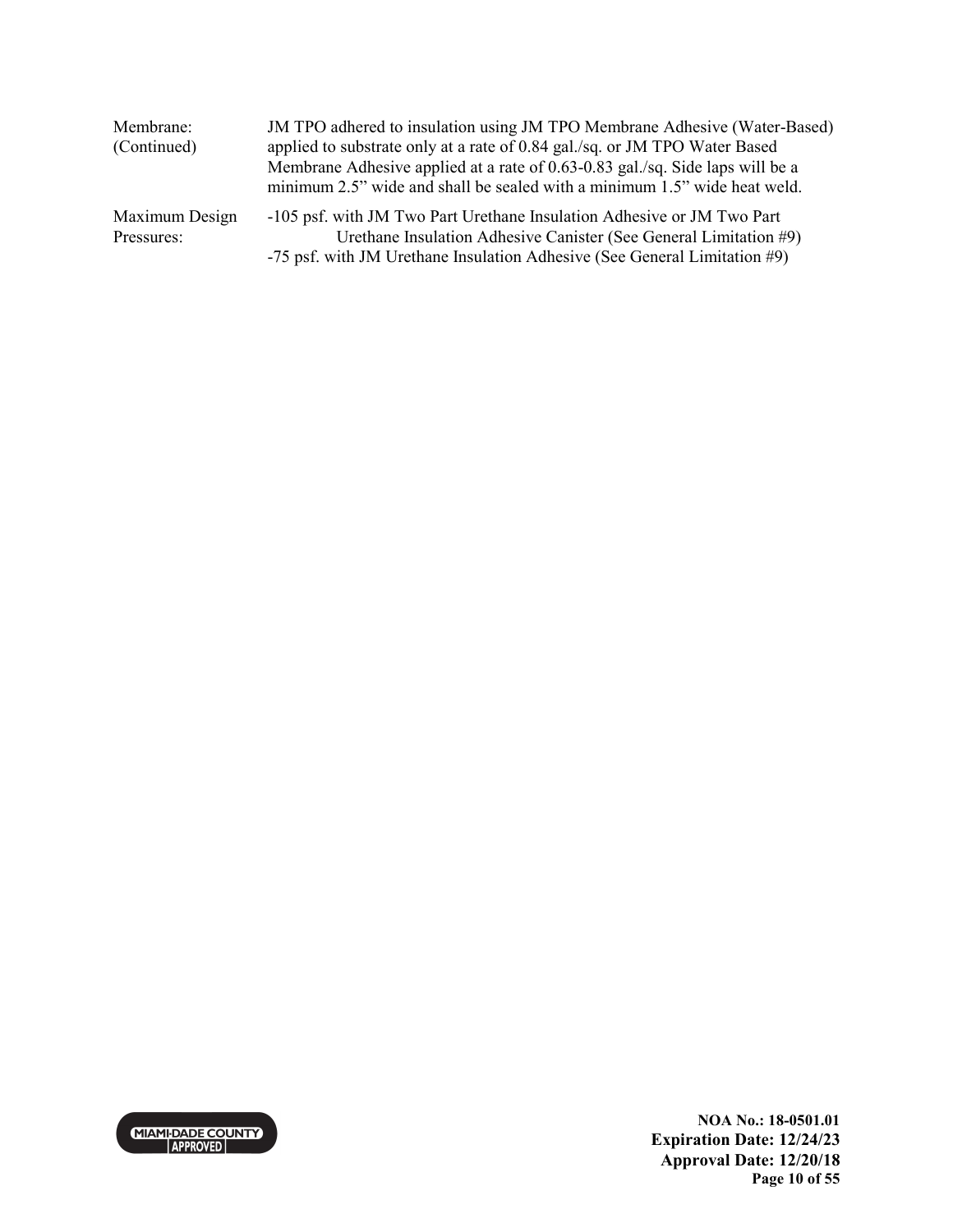| | |
|---|---|
| Membrane: (Continued) | JM TPO adhered to insulation using JM TPO Membrane Adhesive (Water-Based) applied to substrate only at a rate of 0.84 gal./sq. or JM TPO Water Based Membrane Adhesive applied at a rate of 0.63-0.83 gal./sq. Side laps will be a minimum 2.5" wide and shall be sealed with a minimum 1.5" wide heat weld. |
| Maximum Design Pressures: | -105 psf. with JM Two Part Urethane Insulation Adhesive or JM Two Part Urethane Insulation Adhesive Canister (See General Limitation #9)<br>-75 psf. with JM Urethane Insulation Adhesive (See General Limitation #9) |

NOA No.: 18-0501.01
Expiration Date: 12/24/23
Approval Date: 12/20/18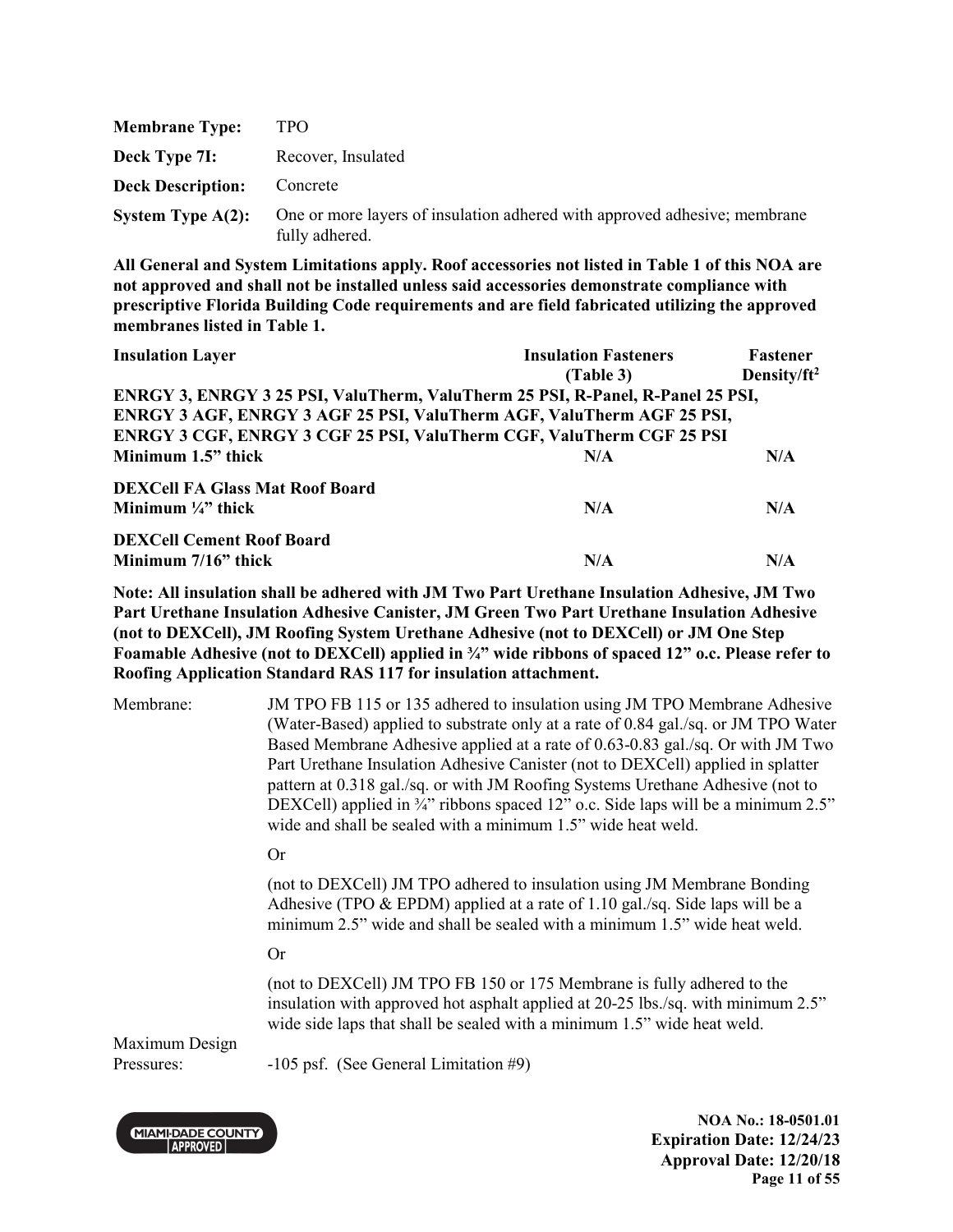**Membrane Type:** TPO

**Deck Type 7I:** Recover, Insulated

**Deck Description:** Concrete

**System Type A(2):** One or more layers of insulation adhered with approved adhesive; membrane fully adhered.

**All General and System Limitations apply. Roof accessories not listed in Table 1 of this NOA are not approved and shall not be installed unless said accessories demonstrate compliance with prescriptive Florida Building Code requirements and are field fabricated utilizing the approved membranes listed in Table 1.**

| Insulation Layer | Insulation Fasteners (Table 3) | Fastener Density/ft$^2$ |
|---|---|---|
| **ENRGY 3, ENRGY 3 25 PSI, ValuTherm, ValuTherm 25 PSI, R-Panel, R-Panel 25 PSI, ENRGY 3 AGF, ENRGY 3 AGF 25 PSI, ValuTherm AGF, ValuTherm AGF 25 PSI, ENRGY 3 CGF, ENRGY 3 CGF 25 PSI, ValuTherm CGF, ValuTherm CGF 25 PSI** Minimum 1.5" thick | N/A | N/A |
| **DEXCell FA Glass Mat Roof Board** Minimum ¼" thick | N/A | N/A |
| **DEXCell Cement Roof Board** Minimum 7/16" thick | N/A | N/A |

**Note: All insulation shall be adhered with JM Two Part Urethane Insulation Adhesive, JM Two Part Urethane Insulation Adhesive Canister, JM Green Two Part Urethane Insulation Adhesive (not to DEXCell), JM Roofing System Urethane Adhesive (not to DEXCell) or JM One Step Foamable Adhesive (not to DEXCell) applied in ¾" wide ribbons of spaced 12" o.c. Please refer to Roofing Application Standard RAS 117 for insulation attachment.**

Membrane: JM TPO FB 115 or 135 adhered to insulation using JM TPO Membrane Adhesive (Water-Based) applied to substrate only at a rate of 0.84 gal./sq. or JM TPO Water Based Membrane Adhesive applied at a rate of 0.63-0.83 gal./sq. Or with JM Two Part Urethane Insulation Adhesive Canister (not to DEXCell) applied in splatter pattern at 0.318 gal./sq. or with JM Roofing Systems Urethane Adhesive (not to DEXCell) applied in ¾" ribbons spaced 12" o.c. Side laps will be a minimum 2.5" wide and shall be sealed with a minimum 1.5" wide heat weld.

Or

(not to DEXCell) JM TPO adhered to insulation using JM Membrane Bonding Adhesive (TPO & EPDM) applied at a rate of 1.10 gal./sq. Side laps will be a minimum 2.5" wide and shall be sealed with a minimum 1.5" wide heat weld.

Or

(not to DEXCell) JM TPO FB 150 or 175 Membrane is fully adhered to the insulation with approved hot asphalt applied at 20-25 lbs./sq. with minimum 2.5" wide side laps that shall be sealed with a minimum 1.5" wide heat weld.

Maximum Design Pressures: -105 psf. (See General Limitation #9)

**NOA No.: 18-0501.01**
**Expiration Date: 12/24/23**
**Approval Date: 12/20/18**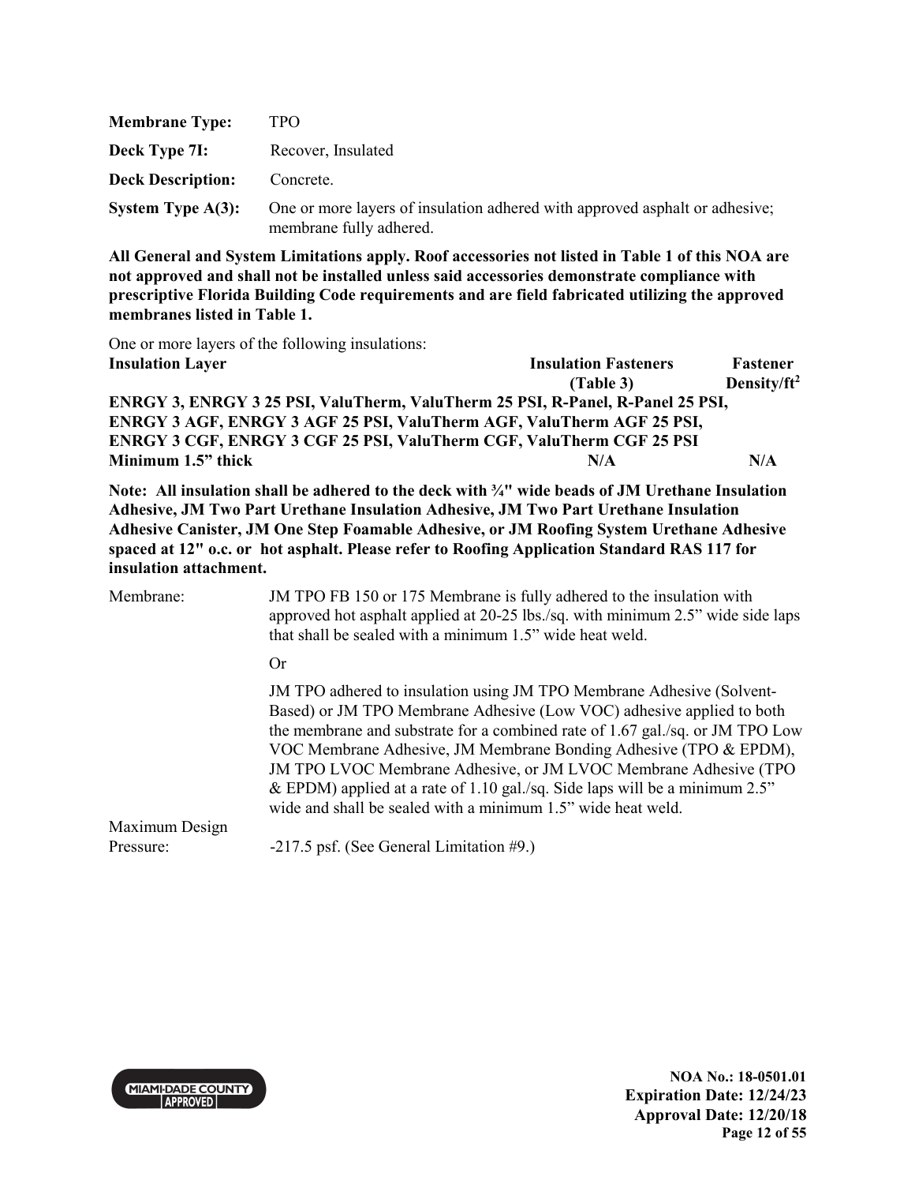| | |
|---|---|
| **Membrane Type:** | TPO |
| **Deck Type 7I:** | Recover, Insulated |
| **Deck Description:** | Concrete. |
| **System Type A(3):** | One or more layers of insulation adhered with approved asphalt or adhesive; membrane fully adhered. |

**All General and System Limitations apply. Roof accessories not listed in Table 1 of this NOA are not approved and shall not be installed unless said accessories demonstrate compliance with prescriptive Florida Building Code requirements and are field fabricated utilizing the approved membranes listed in Table 1.**

One or more layers of the following insulations:

| Insulation Layer | Insulation Fasteners (Table 3) | Fastener Density/ft$^2$ |
|---|---|---|
| **ENRGY 3, ENRGY 3 25 PSI, ValuTherm, ValuTherm 25 PSI, R-Panel, R-Panel 25 PSI, ENRGY 3 AGF, ENRGY 3 AGF 25 PSI, ValuTherm AGF, ValuTherm AGF 25 PSI, ENRGY 3 CGF, ENRGY 3 CGF 25 PSI, ValuTherm CGF, ValuTherm CGF 25 PSI** | | |
| **Minimum 1.5" thick** | **N/A** | **N/A** |

**Note: All insulation shall be adhered to the deck with ¾" wide beads of JM Urethane Insulation Adhesive, JM Two Part Urethane Insulation Adhesive, JM Two Part Urethane Insulation Adhesive Canister, JM One Step Foamable Adhesive, or JM Roofing System Urethane Adhesive spaced at 12" o.c. or hot asphalt. Please refer to Roofing Application Standard RAS 117 for insulation attachment.**

**Membrane:** JM TPO FB 150 or 175 Membrane is fully adhered to the insulation with approved hot asphalt applied at 20-25 lbs./sq. with minimum 2.5" wide side laps that shall be sealed with a minimum 1.5" wide heat weld.

Or

JM TPO adhered to insulation using JM TPO Membrane Adhesive (Solvent-Based) or JM TPO Membrane Adhesive (Low VOC) adhesive applied to both the membrane and substrate for a combined rate of 1.67 gal./sq. or JM TPO Low VOC Membrane Adhesive, JM Membrane Bonding Adhesive (TPO & EPDM), JM TPO LVOC Membrane Adhesive, or JM LVOC Membrane Adhesive (TPO & EPDM) applied at a rate of 1.10 gal./sq. Side laps will be a minimum 2.5" wide and shall be sealed with a minimum 1.5" wide heat weld.

**Maximum Design Pressure:** -217.5 psf. (See General Limitation #9.)

**NOA No.: 18-0501.01**
**Expiration Date: 12/24/23**
**Approval Date: 12/20/18**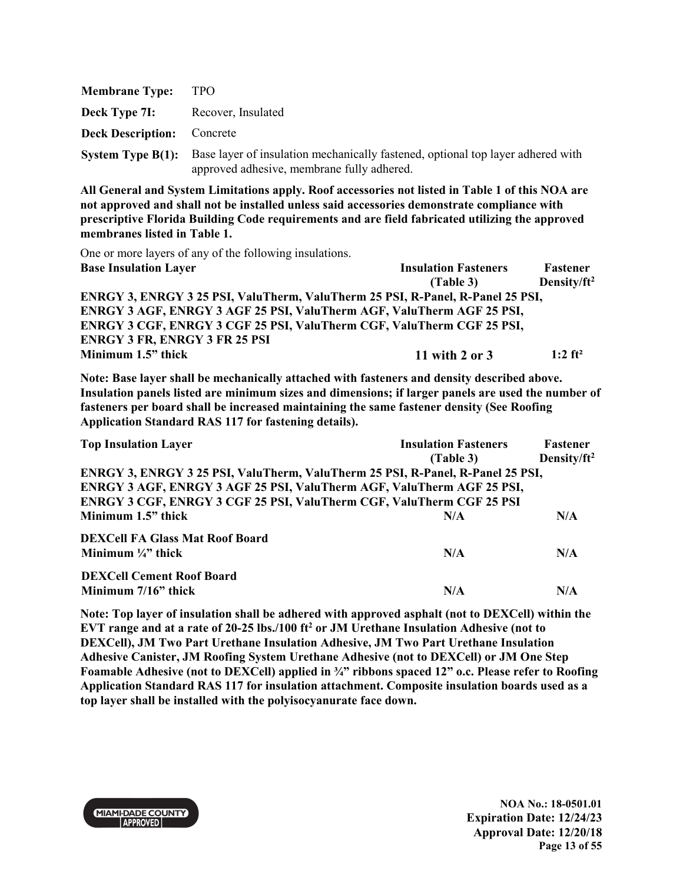| | |
|---|---|
| **Membrane Type:** | TPO |
| **Deck Type 7I:** | Recover, Insulated |
| **Deck Description:** | Concrete |
| **System Type B(1):** | Base layer of insulation mechanically fastened, optional top layer adhered with approved adhesive, membrane fully adhered. |

**All General and System Limitations apply. Roof accessories not listed in Table 1 of this NOA are not approved and shall not be installed unless said accessories demonstrate compliance with prescriptive Florida Building Code requirements and are field fabricated utilizing the approved membranes listed in Table 1.**

One or more layers of any of the following insulations.

| Base Insulation Layer | Insulation Fasteners (Table 3) | Fastener Density/ft² |
|---|---|---|
| **ENRGY 3, ENRGY 3 25 PSI, ValuTherm, ValuTherm 25 PSI, R-Panel, R-Panel 25 PSI, ENRGY 3 AGF, ENRGY 3 AGF 25 PSI, ValuTherm AGF, ValuTherm AGF 25 PSI, ENRGY 3 CGF, ENRGY 3 CGF 25 PSI, ValuTherm CGF, ValuTherm CGF 25 PSI, ENRGY 3 FR, ENRGY 3 FR 25 PSI** Minimum 1.5" thick | 11 with 2 or 3 | 1:2 ft² |

**Note: Base layer shall be mechanically attached with fasteners and density described above. Insulation panels listed are minimum sizes and dimensions; if larger panels are used the number of fasteners per board shall be increased maintaining the same fastener density (See Roofing Application Standard RAS 117 for fastening details).**

| Top Insulation Layer | Insulation Fasteners (Table 3) | Fastener Density/ft² |
|---|---|---|
| **ENRGY 3, ENRGY 3 25 PSI, ValuTherm, ValuTherm 25 PSI, R-Panel, R-Panel 25 PSI, ENRGY 3 AGF, ENRGY 3 AGF 25 PSI, ValuTherm AGF, ValuTherm AGF 25 PSI, ENRGY 3 CGF, ENRGY 3 CGF 25 PSI, ValuTherm CGF, ValuTherm CGF 25 PSI** Minimum 1.5" thick | N/A | N/A |
| **DEXCell FA Glass Mat Roof Board** Minimum ¼" thick | N/A | N/A |
| **DEXCell Cement Roof Board** Minimum 7/16" thick | N/A | N/A |

**Note: Top layer of insulation shall be adhered with approved asphalt (not to DEXCell) within the EVT range and at a rate of 20-25 lbs./100 ft² or JM Urethane Insulation Adhesive (not to DEXCell), JM Two Part Urethane Insulation Adhesive, JM Two Part Urethane Insulation Adhesive Canister, JM Roofing System Urethane Adhesive (not to DEXCell) or JM One Step Foamable Adhesive (not to DEXCell) applied in ¾" ribbons spaced 12" o.c. Please refer to Roofing Application Standard RAS 117 for insulation attachment. Composite insulation boards used as a top layer shall be installed with the polyisocyanurate face down.**

**NOA No.: 18-0501.01**
**Expiration Date: 12/24/23**
**Approval Date: 12/20/18**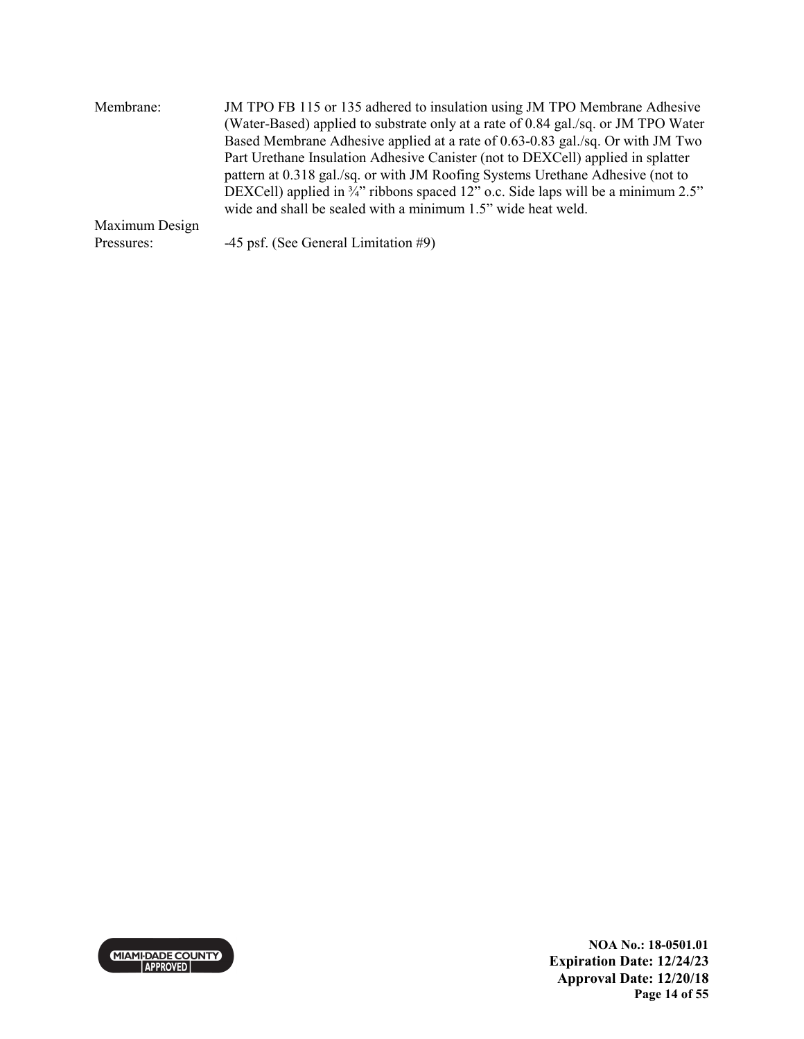| | |
|---|---|
| Membrane: | JM TPO FB 115 or 135 adhered to insulation using JM TPO Membrane Adhesive (Water-Based) applied to substrate only at a rate of 0.84 gal./sq. or JM TPO Water Based Membrane Adhesive applied at a rate of 0.63-0.83 gal./sq. Or with JM Two Part Urethane Insulation Adhesive Canister (not to DEXCell) applied in splatter pattern at 0.318 gal./sq. or with JM Roofing Systems Urethane Adhesive (not to DEXCell) applied in ¾" ribbons spaced 12" o.c. Side laps will be a minimum 2.5" wide and shall be sealed with a minimum 1.5" wide heat weld. |
| Maximum Design Pressures: | -45 psf. (See General Limitation #9) |

**NOA No.: 18-0501.01**
**Expiration Date: 12/24/23**
**Approval Date: 12/20/18**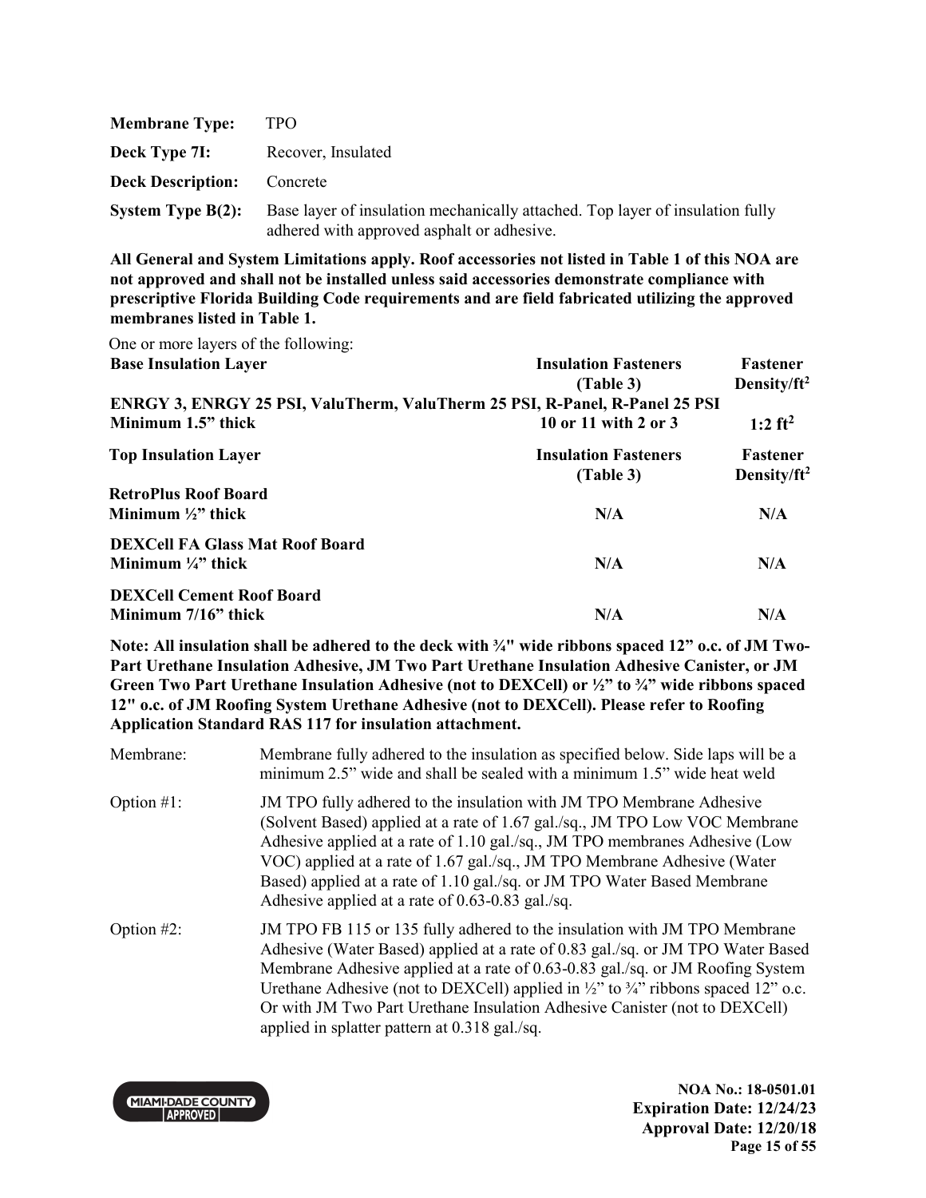| | |
|---|---|
| **Membrane Type:** | TPO |
| **Deck Type 7I:** | Recover, Insulated |
| **Deck Description:** | Concrete |
| **System Type B(2):** | Base layer of insulation mechanically attached. Top layer of insulation fully adhered with approved asphalt or adhesive. |

**All General and System Limitations apply. Roof accessories not listed in Table 1 of this NOA are not approved and shall not be installed unless said accessories demonstrate compliance with prescriptive Florida Building Code requirements and are field fabricated utilizing the approved membranes listed in Table 1.**

One or more layers of the following:

| **Base Insulation Layer** | **Insulation Fasteners (Table 3)** | **Fastener Density/ft²** |
|---|---|---|
| **ENRGY 3, ENRGY 25 PSI, ValuTherm, ValuTherm 25 PSI, R-Panel, R-Panel 25 PSI** | | |
| **Minimum 1.5" thick** | **10 or 11 with 2 or 3** | **1:2 ft²** |

| **Top Insulation Layer** | **Insulation Fasteners (Table 3)** | **Fastener Density/ft²** |
|---|---|---|
| **RetroPlus Roof Board** Minimum ½" thick | **N/A** | **N/A** |
| **DEXCell FA Glass Mat Roof Board** Minimum ¼" thick | **N/A** | **N/A** |
| **DEXCell Cement Roof Board** Minimum 7/16" thick | **N/A** | **N/A** |

**Note: All insulation shall be adhered to the deck with ¾" wide ribbons spaced 12" o.c. of JM Two-Part Urethane Insulation Adhesive, JM Two Part Urethane Insulation Adhesive Canister, or JM Green Two Part Urethane Insulation Adhesive (not to DEXCell) or ½" to ¾" wide ribbons spaced 12" o.c. of JM Roofing System Urethane Adhesive (not to DEXCell). Please refer to Roofing Application Standard RAS 117 for insulation attachment.**

| | |
|---|---|
| Membrane: | Membrane fully adhered to the insulation as specified below. Side laps will be a minimum 2.5" wide and shall be sealed with a minimum 1.5" wide heat weld |
| Option #1: | JM TPO fully adhered to the insulation with JM TPO Membrane Adhesive (Solvent Based) applied at a rate of 1.67 gal./sq., JM TPO Low VOC Membrane Adhesive applied at a rate of 1.10 gal./sq., JM TPO membranes Adhesive (Low VOC) applied at a rate of 1.67 gal./sq., JM TPO Membrane Adhesive (Water Based) applied at a rate of 1.10 gal./sq. or JM TPO Water Based Membrane Adhesive applied at a rate of 0.63-0.83 gal./sq. |
| Option #2: | JM TPO FB 115 or 135 fully adhered to the insulation with JM TPO Membrane Adhesive (Water Based) applied at a rate of 0.83 gal./sq. or JM TPO Water Based Membrane Adhesive applied at a rate of 0.63-0.83 gal./sq. or JM Roofing System Urethane Adhesive (not to DEXCell) applied in ½" to ¾" ribbons spaced 12" o.c. Or with JM Two Part Urethane Insulation Adhesive Canister (not to DEXCell) applied in splatter pattern at 0.318 gal./sq. |

NOA No.: 18-0501.01
Expiration Date: 12/24/23
Approval Date: 12/20/18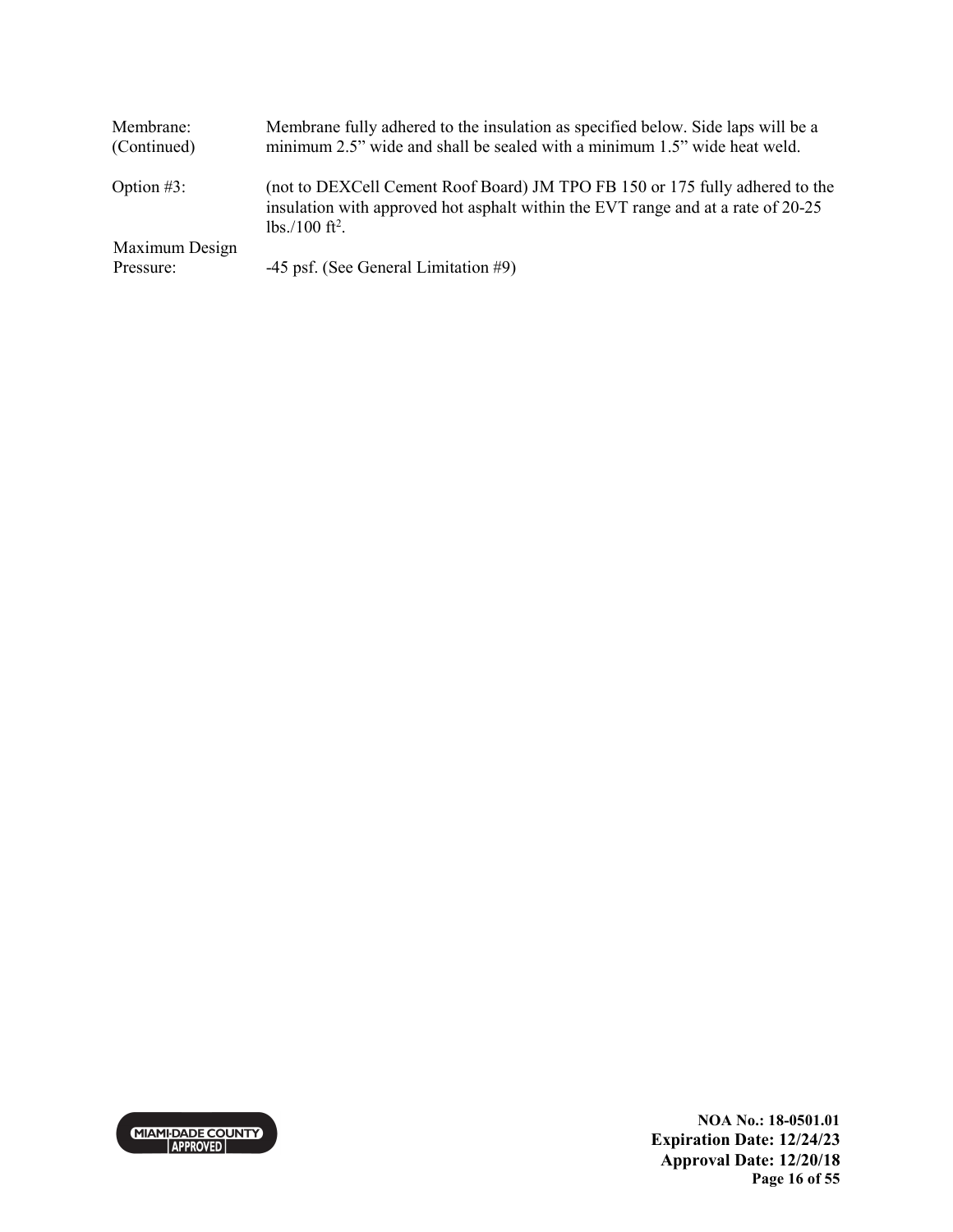| | |
|---|---|
| Membrane: (Continued) | Membrane fully adhered to the insulation as specified below. Side laps will be a minimum 2.5” wide and shall be sealed with a minimum 1.5” wide heat weld. |
| Option #3: | (not to DEXCell Cement Roof Board) JM TPO FB 150 or 175 fully adhered to the insulation with approved hot asphalt within the EVT range and at a rate of 20-25 lbs./100 $ft^2$. |
| Maximum Design Pressure: | -45 psf. (See General Limitation #9) |

**NOA No.: 18-0501.01**
**Expiration Date: 12/24/23**
**Approval Date: 12/20/18**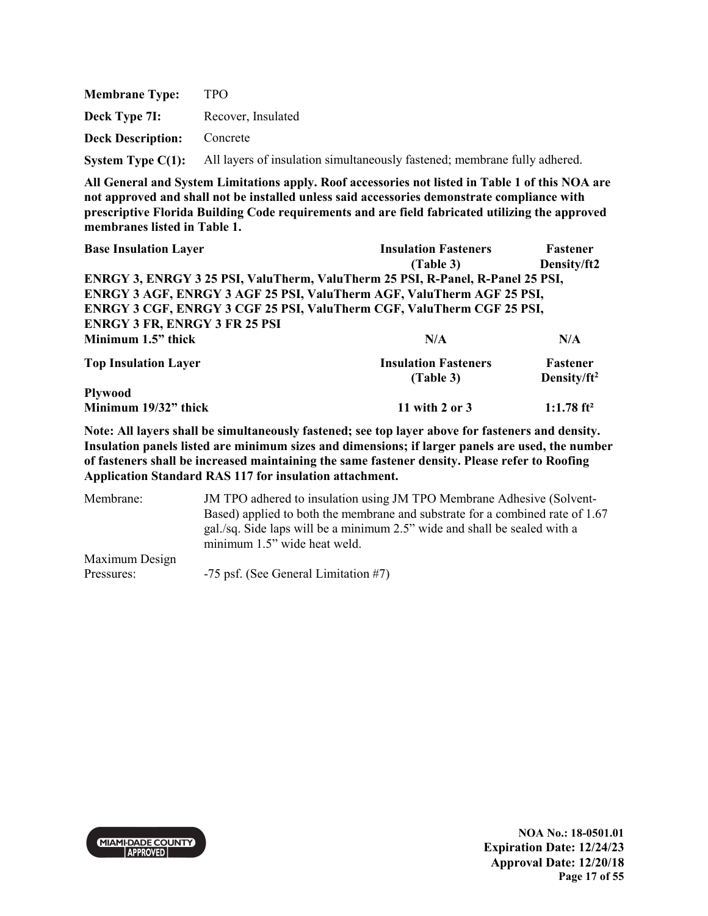**Membrane Type:** TPO

**Deck Type 7I:** Recover, Insulated

**Deck Description:** Concrete

**System Type C(1):** All layers of insulation simultaneously fastened; membrane fully adhered.

**All General and System Limitations apply. Roof accessories not listed in Table 1 of this NOA are not approved and shall not be installed unless said accessories demonstrate compliance with prescriptive Florida Building Code requirements and are field fabricated utilizing the approved membranes listed in Table 1.**

| Base Insulation Layer | Insulation Fasteners (Table 3) | Fastener Density/ft2 |
|---|---|---|
| **ENRGY 3, ENRGY 3 25 PSI, ValuTherm, ValuTherm 25 PSI, R-Panel, R-Panel 25 PSI, ENRGY 3 AGF, ENRGY 3 AGF 25 PSI, ValuTherm AGF, ValuTherm AGF 25 PSI, ENRGY 3 CGF, ENRGY 3 CGF 25 PSI, ValuTherm CGF, ValuTherm CGF 25 PSI, ENRGY 3 FR, ENRGY 3 FR 25 PSI** | | |
| **Minimum 1.5" thick** | **N/A** | **N/A** |

| Top Insulation Layer | Insulation Fasteners (Table 3) | Fastener Density/ft$^2$ |
|---|---|---|
| **Plywood** | | |
| **Minimum 19/32" thick** | **11 with 2 or 3** | **1:1.78 ft²** |

**Note: All layers shall be simultaneously fastened; see top layer above for fasteners and density. Insulation panels listed are minimum sizes and dimensions; if larger panels are used, the number of fasteners shall be increased maintaining the same fastener density. Please refer to Roofing Application Standard RAS 117 for insulation attachment.**

Membrane: JM TPO adhered to insulation using JM TPO Membrane Adhesive (Solvent-Based) applied to both the membrane and substrate for a combined rate of 1.67 gal./sq. Side laps will be a minimum 2.5" wide and shall be sealed with a minimum 1.5" wide heat weld.

Maximum Design Pressures: -75 psf. (See General Limitation #7)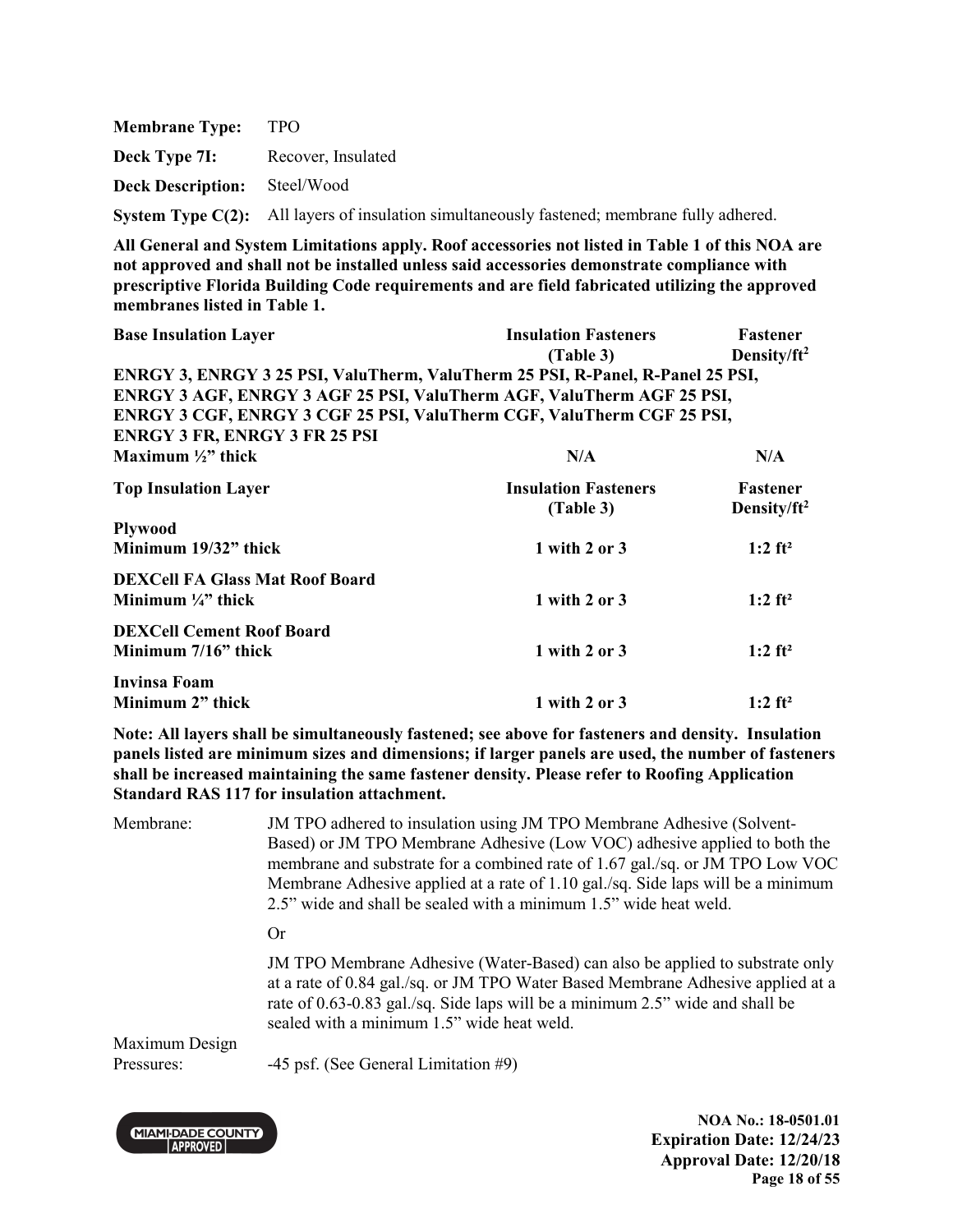**Membrane Type:** TPO

**Deck Type 7I:** Recover, Insulated

**Deck Description:** Steel/Wood

**System Type C(2):** All layers of insulation simultaneously fastened; membrane fully adhered.

**All General and System Limitations apply. Roof accessories not listed in Table 1 of this NOA are not approved and shall not be installed unless said accessories demonstrate compliance with prescriptive Florida Building Code requirements and are field fabricated utilizing the approved membranes listed in Table 1.**

| Base Insulation Layer | Insulation Fasteners (Table 3) | Fastener Density/ft² |
|---|---|---|
| **ENRGY 3, ENRGY 3 25 PSI, ValuTherm, ValuTherm 25 PSI, R-Panel, R-Panel 25 PSI, ENRGY 3 AGF, ENRGY 3 AGF 25 PSI, ValuTherm AGF, ValuTherm AGF 25 PSI, ENRGY 3 CGF, ENRGY 3 CGF 25 PSI, ValuTherm CGF, ValuTherm CGF 25 PSI, ENRGY 3 FR, ENRGY 3 FR 25 PSI** | | |
| **Maximum ½" thick** | **N/A** | **N/A** |

| Top Insulation Layer | Insulation Fasteners (Table 3) | Fastener Density/ft² |
|---|---|---|
| **Plywood** | | |
| **Minimum 19/32" thick** | **1 with 2 or 3** | **1:2 ft²** |
| **DEXCell FA Glass Mat Roof Board** | | |
| **Minimum ¼" thick** | **1 with 2 or 3** | **1:2 ft²** |
| **DEXCell Cement Roof Board** | | |
| **Minimum 7/16" thick** | **1 with 2 or 3** | **1:2 ft²** |
| **Invinsa Foam** | | |
| **Minimum 2" thick** | **1 with 2 or 3** | **1:2 ft²** |

**Note: All layers shall be simultaneously fastened; see above for fasteners and density. Insulation panels listed are minimum sizes and dimensions; if larger panels are used, the number of fasteners shall be increased maintaining the same fastener density. Please refer to Roofing Application Standard RAS 117 for insulation attachment.**

Membrane: JM TPO adhered to insulation using JM TPO Membrane Adhesive (Solvent-Based) or JM TPO Membrane Adhesive (Low VOC) adhesive applied to both the membrane and substrate for a combined rate of 1.67 gal./sq. or JM TPO Low VOC Membrane Adhesive applied at a rate of 1.10 gal./sq. Side laps will be a minimum 2.5" wide and shall be sealed with a minimum 1.5" wide heat weld.

Or

JM TPO Membrane Adhesive (Water-Based) can also be applied to substrate only at a rate of 0.84 gal./sq. or JM TPO Water Based Membrane Adhesive applied at a rate of 0.63-0.83 gal./sq. Side laps will be a minimum 2.5" wide and shall be sealed with a minimum 1.5" wide heat weld.

Maximum Design Pressures: -45 psf. (See General Limitation #9)

**NOA No.: 18-0501.01**
**Expiration Date: 12/24/23**
**Approval Date: 12/20/18**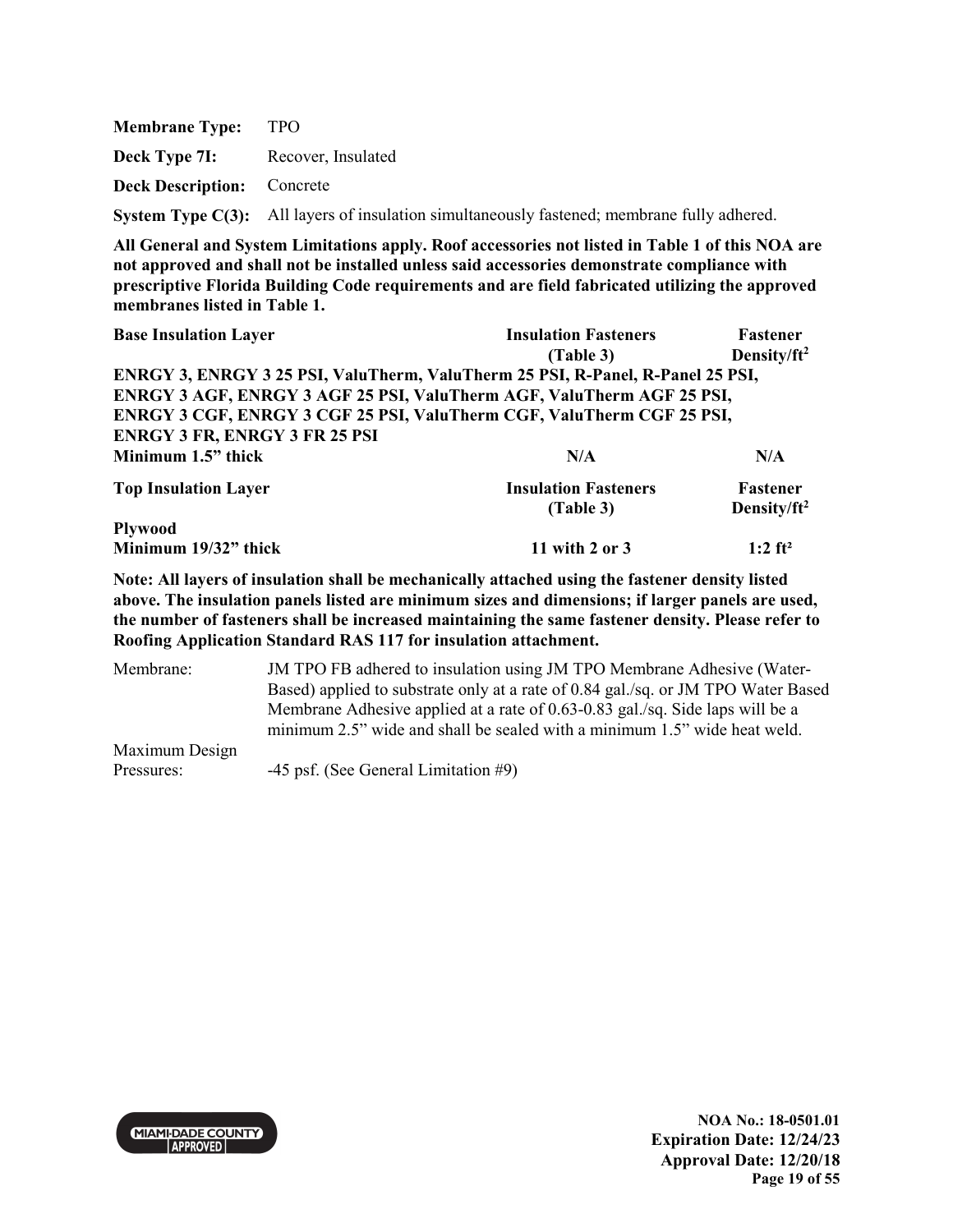| | |
|---|---|
| **Membrane Type:** | TPO |
| **Deck Type 7I:** | Recover, Insulated |
| **Deck Description:** | Concrete |
| **System Type C(3):** | All layers of insulation simultaneously fastened; membrane fully adhered. |

**All General and System Limitations apply. Roof accessories not listed in Table 1 of this NOA are not approved and shall not be installed unless said accessories demonstrate compliance with prescriptive Florida Building Code requirements and are field fabricated utilizing the approved membranes listed in Table 1.**

| **Base Insulation Layer** | **Insulation Fasteners (Table 3)** | **Fastener Density/ft²** |
|---|---|---|
| **ENRGY 3, ENRGY 3 25 PSI, ValuTherm, ValuTherm 25 PSI, R-Panel, R-Panel 25 PSI, ENRGY 3 AGF, ENRGY 3 AGF 25 PSI, ValuTherm AGF, ValuTherm AGF 25 PSI, ENRGY 3 CGF, ENRGY 3 CGF 25 PSI, ValuTherm CGF, ValuTherm CGF 25 PSI, ENRGY 3 FR, ENRGY 3 FR 25 PSI** | | |
| **Minimum 1.5" thick** | **N/A** | **N/A** |
| **Top Insulation Layer** | **Insulation Fasteners (Table 3)** | **Fastener Density/ft²** |
| **Plywood** | | |
| **Minimum 19/32" thick** | **11 with 2 or 3** | **1:2 ft²** |

**Note: All layers of insulation shall be mechanically attached using the fastener density listed above. The insulation panels listed are minimum sizes and dimensions; if larger panels are used, the number of fasteners shall be increased maintaining the same fastener density. Please refer to Roofing Application Standard RAS 117 for insulation attachment.**

| | |
|---|---|
| Membrane: | JM TPO FB adhered to insulation using JM TPO Membrane Adhesive (Water-Based) applied to substrate only at a rate of 0.84 gal./sq. or JM TPO Water Based Membrane Adhesive applied at a rate of 0.63-0.83 gal./sq. Side laps will be a minimum 2.5" wide and shall be sealed with a minimum 1.5" wide heat weld. |
| Maximum Design Pressures: | -45 psf. (See General Limitation #9) |

**NOA No.: 18-0501.01**
**Expiration Date: 12/24/23**
**Approval Date: 12/20/18**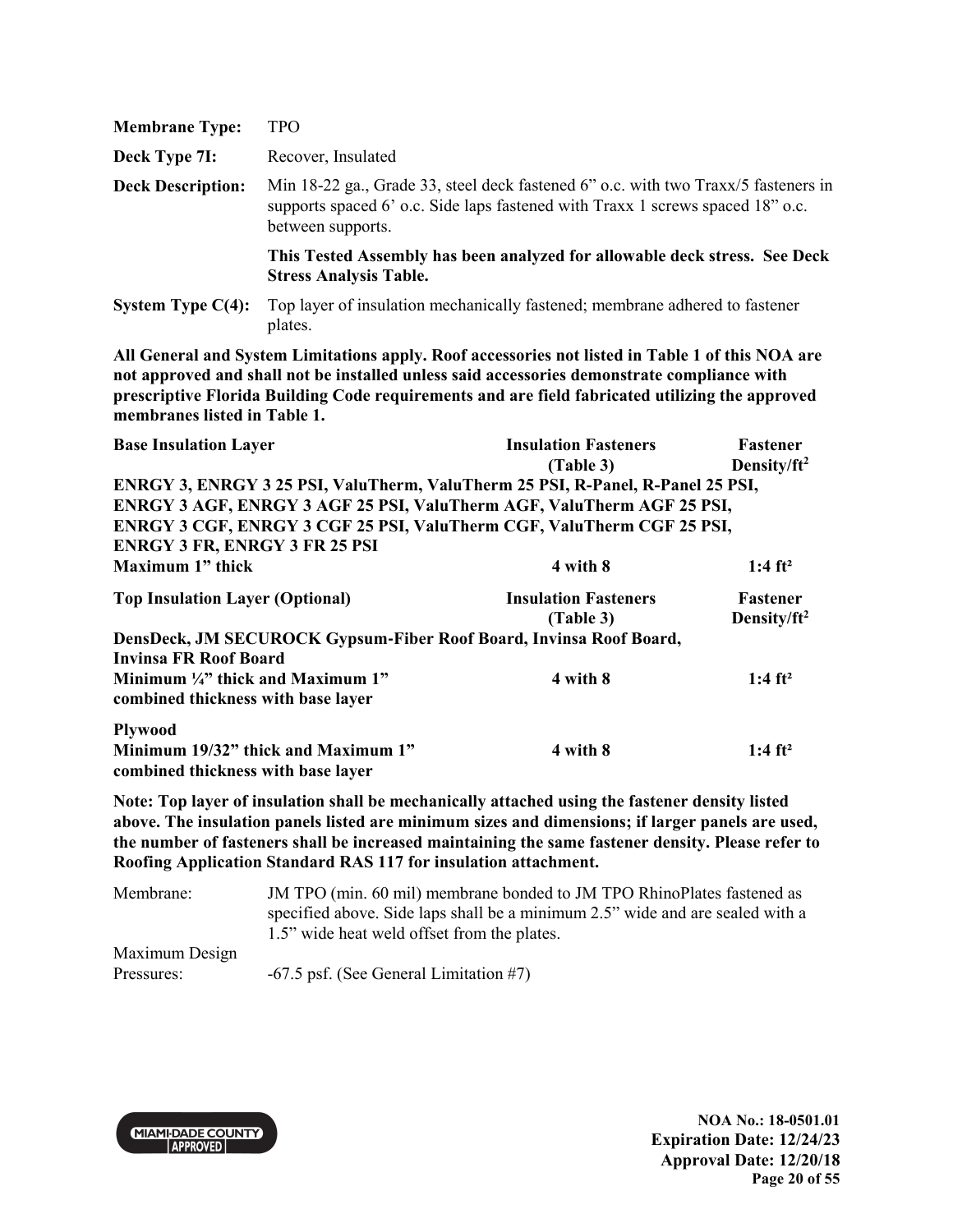| | |
|---|---|
| **Membrane Type:** | TPO |
| **Deck Type 7I:** | Recover, Insulated |
| **Deck Description:** | Min 18-22 ga., Grade 33, steel deck fastened 6" o.c. with two Traxx/5 fasteners in supports spaced 6' o.c. Side laps fastened with Traxx 1 screws spaced 18" o.c. between supports. |
| | **This Tested Assembly has been analyzed for allowable deck stress. See Deck Stress Analysis Table.** |
| **System Type C(4):** | Top layer of insulation mechanically fastened; membrane adhered to fastener plates. |

**All General and System Limitations apply. Roof accessories not listed in Table 1 of this NOA are not approved and shall not be installed unless said accessories demonstrate compliance with prescriptive Florida Building Code requirements and are field fabricated utilizing the approved membranes listed in Table 1.**

| **Base Insulation Layer** | **Insulation Fasteners (Table 3)** | **Fastener Density/ft²** |
|---|---|---|
| **ENRGY 3, ENRGY 3 25 PSI, ValuTherm, ValuTherm 25 PSI, R-Panel, R-Panel 25 PSI, ENRGY 3 AGF, ENRGY 3 AGF 25 PSI, ValuTherm AGF, ValuTherm AGF 25 PSI, ENRGY 3 CGF, ENRGY 3 CGF 25 PSI, ValuTherm CGF, ValuTherm CGF 25 PSI, ENRGY 3 FR, ENRGY 3 FR 25 PSI** | | |
| **Maximum 1" thick** | **4 with 8** | **1:4 ft²** |
| **Top Insulation Layer (Optional)** | **Insulation Fasteners (Table 3)** | **Fastener Density/ft²** |
| **DensDeck, JM SECUROCK Gypsum-Fiber Roof Board, Invinsa Roof Board, Invinsa FR Roof Board** | | |
| **Minimum ¼" thick and Maximum 1" combined thickness with base layer** | **4 with 8** | **1:4 ft²** |
| **Plywood** | | |
| **Minimum 19/32" thick and Maximum 1" combined thickness with base layer** | **4 with 8** | **1:4 ft²** |

**Note: Top layer of insulation shall be mechanically attached using the fastener density listed above. The insulation panels listed are minimum sizes and dimensions; if larger panels are used, the number of fasteners shall be increased maintaining the same fastener density. Please refer to Roofing Application Standard RAS 117 for insulation attachment.**

| | |
|---|---|
| Membrane: | JM TPO (min. 60 mil) membrane bonded to JM TPO RhinoPlates fastened as specified above. Side laps shall be a minimum 2.5" wide and are sealed with a 1.5" wide heat weld offset from the plates. |
| Maximum Design Pressures: | -67.5 psf. (See General Limitation #7) |

**NOA No.: 18-0501.01**
**Expiration Date: 12/24/23**
**Approval Date: 12/20/18**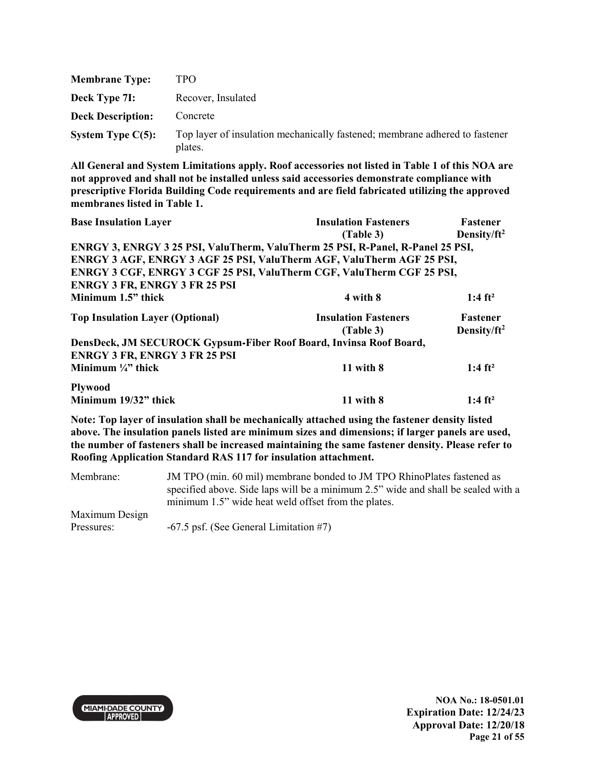**Membrane Type:** TPO

**Deck Type 7I:** Recover, Insulated

**Deck Description:** Concrete

**System Type C(5):** Top layer of insulation mechanically fastened; membrane adhered to fastener plates.

**All General and System Limitations apply. Roof accessories not listed in Table 1 of this NOA are not approved and shall not be installed unless said accessories demonstrate compliance with prescriptive Florida Building Code requirements and are field fabricated utilizing the approved membranes listed in Table 1.**

| **Base Insulation Layer** | **Insulation Fasteners (Table 3)** | **Fastener Density/ft$^2$** |
|---|---|---|
| **ENRGY 3, ENRGY 3 25 PSI, ValuTherm, ValuTherm 25 PSI, R-Panel, R-Panel 25 PSI, ENRGY 3 AGF, ENRGY 3 AGF 25 PSI, ValuTherm AGF, ValuTherm AGF 25 PSI, ENRGY 3 CGF, ENRGY 3 CGF 25 PSI, ValuTherm CGF, ValuTherm CGF 25 PSI, ENRGY 3 FR, ENRGY 3 FR 25 PSI** | | |
| **Minimum 1.5" thick** | **4 with 8** | **1:4 ft²** |

| **Top Insulation Layer (Optional)** | **Insulation Fasteners (Table 3)** | **Fastener Density/ft$^2$** |
|---|---|---|
| **DensDeck, JM SECUROCK Gypsum-Fiber Roof Board, Invinsa Roof Board, ENRGY 3 FR, ENRGY 3 FR 25 PSI** | | |
| **Minimum ¼" thick** | **11 with 8** | **1:4 ft²** |
| **Plywood** | | |
| **Minimum 19/32" thick** | **11 with 8** | **1:4 ft²** |

**Note: Top layer of insulation shall be mechanically attached using the fastener density listed above. The insulation panels listed are minimum sizes and dimensions; if larger panels are used, the number of fasteners shall be increased maintaining the same fastener density. Please refer to Roofing Application Standard RAS 117 for insulation attachment.**

Membrane: JM TPO (min. 60 mil) membrane bonded to JM TPO RhinoPlates fastened as specified above. Side laps will be a minimum 2.5" wide and shall be sealed with a minimum 1.5" wide heat weld offset from the plates.

Maximum Design Pressures: -67.5 psf. (See General Limitation #7)

NOA No.: 18-0501.01
Expiration Date: 12/24/23
Approval Date: 12/20/18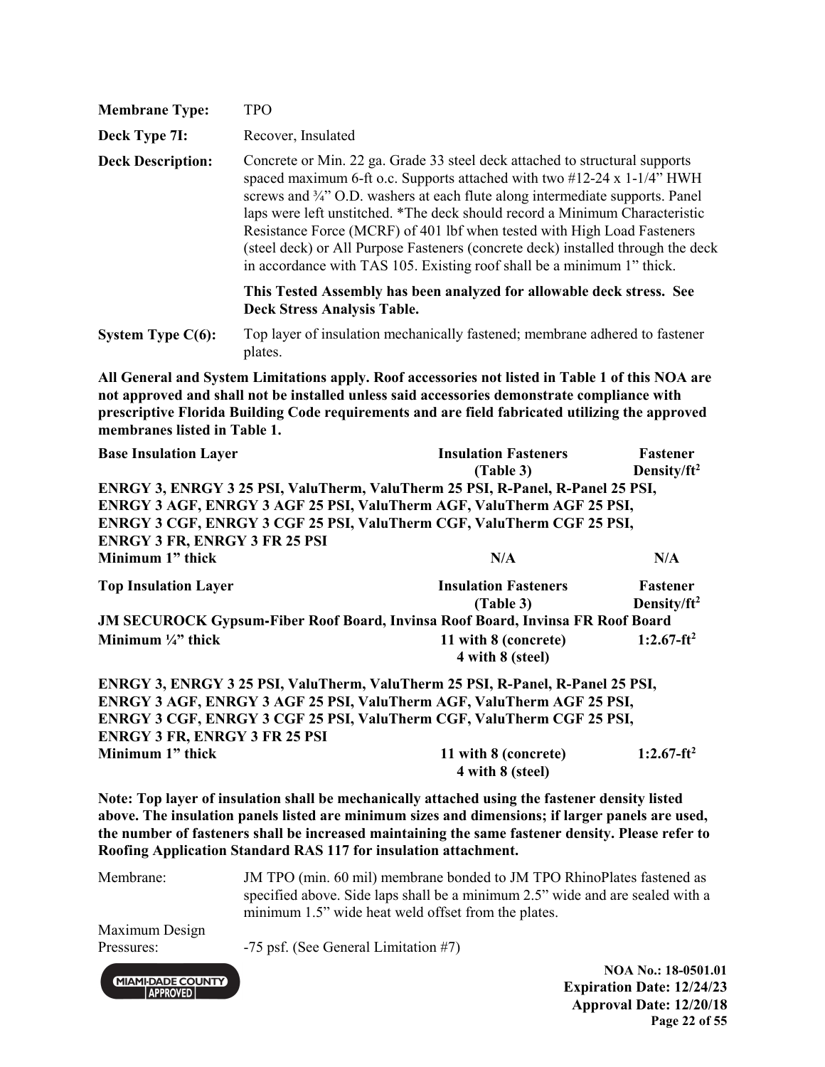**Membrane Type:** TPO

**Deck Type 7I:** Recover, Insulated

**Deck Description:** Concrete or Min. 22 ga. Grade 33 steel deck attached to structural supports spaced maximum 6-ft o.c. Supports attached with two #12-24 x 1-1/4" HWH screws and ¾" O.D. washers at each flute along intermediate supports. Panel laps were left unstitched. *The deck should record a Minimum Characteristic Resistance Force (MCRF) of 401 lbf when tested with High Load Fasteners (steel deck) or All Purpose Fasteners (concrete deck) installed through the deck in accordance with TAS 105. Existing roof shall be a minimum 1" thick.

**This Tested Assembly has been analyzed for allowable deck stress. See Deck Stress Analysis Table.**

**System Type C(6):** Top layer of insulation mechanically fastened; membrane adhered to fastener plates.

**All General and System Limitations apply. Roof accessories not listed in Table 1 of this NOA are not approved and shall not be installed unless said accessories demonstrate compliance with prescriptive Florida Building Code requirements and are field fabricated utilizing the approved membranes listed in Table 1.**

| **Base Insulation Layer** | **Insulation Fasteners (Table 3)** | **Fastener Density/ft$^2$** |
|---|---|---|
| **ENRGY 3, ENRGY 3 25 PSI, ValuTherm, ValuTherm 25 PSI, R-Panel, R-Panel 25 PSI, ENRGY 3 AGF, ENRGY 3 AGF 25 PSI, ValuTherm AGF, ValuTherm AGF 25 PSI, ENRGY 3 CGF, ENRGY 3 CGF 25 PSI, ValuTherm CGF, ValuTherm CGF 25 PSI, ENRGY 3 FR, ENRGY 3 FR 25 PSI** | | |
| **Minimum 1" thick** | **N/A** | **N/A** |

| **Top Insulation Layer** | **Insulation Fasteners (Table 3)** | **Fastener Density/ft$^2$** |
|---|---|---|
| **JM SECUROCK Gypsum-Fiber Roof Board, Invinsa Roof Board, Invinsa FR Roof Board** | | |
| **Minimum ¼" thick** | **11 with 8 (concrete) 4 with 8 (steel)** | **1:2.67-ft$^2$** |
| **ENRGY 3, ENRGY 3 25 PSI, ValuTherm, ValuTherm 25 PSI, R-Panel, R-Panel 25 PSI, ENRGY 3 AGF, ENRGY 3 AGF 25 PSI, ValuTherm AGF, ValuTherm AGF 25 PSI, ENRGY 3 CGF, ENRGY 3 CGF 25 PSI, ValuTherm CGF, ValuTherm CGF 25 PSI, ENRGY 3 FR, ENRGY 3 FR 25 PSI** | | |
| **Minimum 1" thick** | **11 with 8 (concrete) 4 with 8 (steel)** | **1:2.67-ft$^2$** |

**Note: Top layer of insulation shall be mechanically attached using the fastener density listed above. The insulation panels listed are minimum sizes and dimensions; if larger panels are used, the number of fasteners shall be increased maintaining the same fastener density. Please refer to Roofing Application Standard RAS 117 for insulation attachment.**

Membrane: JM TPO (min. 60 mil) membrane bonded to JM TPO RhinoPlates fastened as specified above. Side laps shall be a minimum 2.5" wide and are sealed with a minimum 1.5" wide heat weld offset from the plates.

Maximum Design Pressures: -75 psf. (See General Limitation #7)

**NOA No.: 18-0501.01**
**Expiration Date: 12/24/23**
**Approval Date: 12/20/18**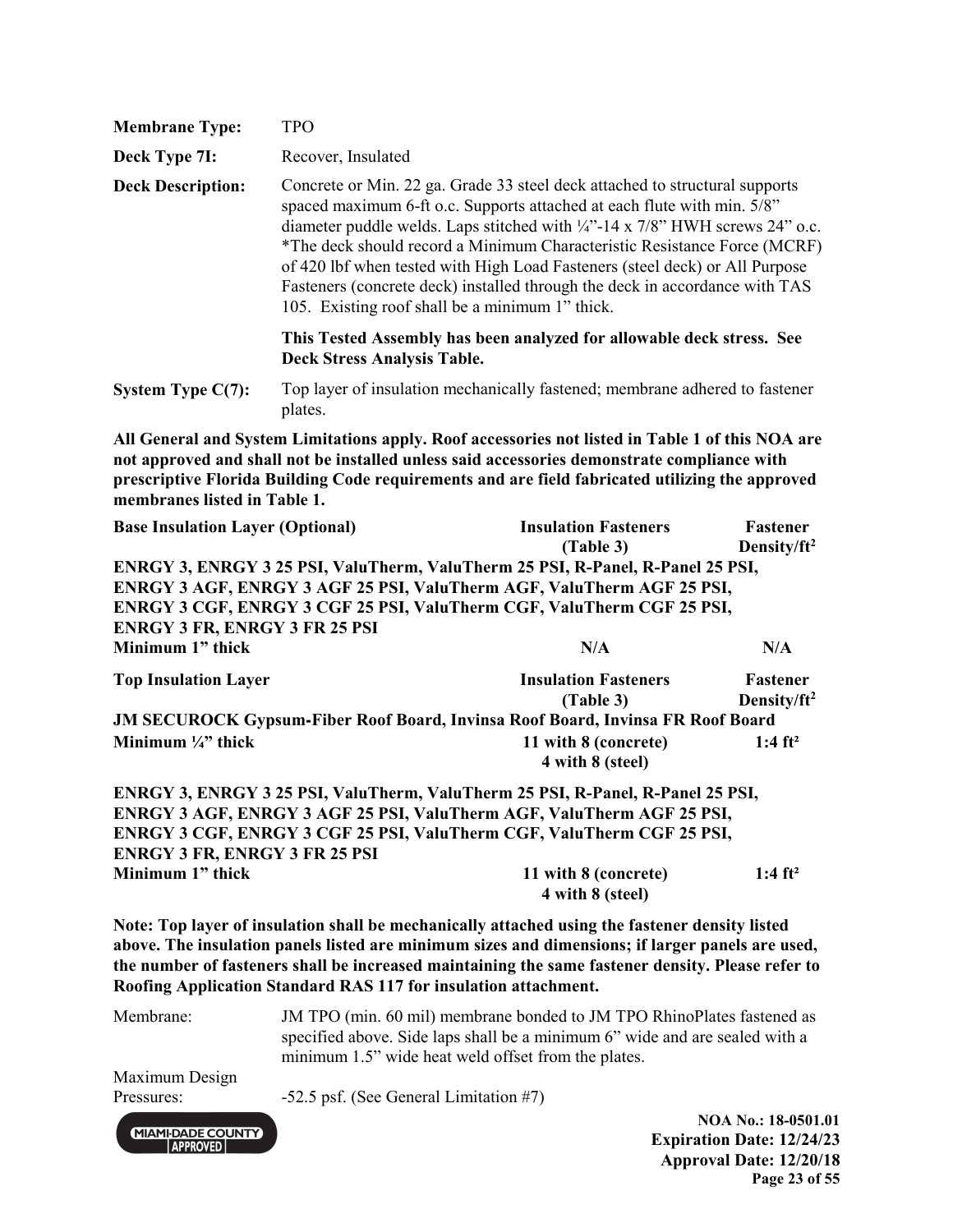**Membrane Type:** TPO

**Deck Type 7I:** Recover, Insulated

**Deck Description:** Concrete or Min. 22 ga. Grade 33 steel deck attached to structural supports spaced maximum 6-ft o.c. Supports attached at each flute with min. 5/8" diameter puddle welds. Laps stitched with ¼"-14 x 7/8" HWH screws 24" o.c. *The deck should record a Minimum Characteristic Resistance Force (MCRF) of 420 lbf when tested with High Load Fasteners (steel deck) or All Purpose Fasteners (concrete deck) installed through the deck in accordance with TAS 105. Existing roof shall be a minimum 1" thick.

**This Tested Assembly has been analyzed for allowable deck stress. See Deck Stress Analysis Table.**

**System Type C(7):** Top layer of insulation mechanically fastened; membrane adhered to fastener plates.

**All General and System Limitations apply. Roof accessories not listed in Table 1 of this NOA are not approved and shall not be installed unless said accessories demonstrate compliance with prescriptive Florida Building Code requirements and are field fabricated utilizing the approved membranes listed in Table 1.**

| **Base Insulation Layer (Optional)** | **Insulation Fasteners (Table 3)** | **Fastener Density/ft²** |
|---|---|---|
| **ENRGY 3, ENRGY 3 25 PSI, ValuTherm, ValuTherm 25 PSI, R-Panel, R-Panel 25 PSI, ENRGY 3 AGF, ENRGY 3 AGF 25 PSI, ValuTherm AGF, ValuTherm AGF 25 PSI, ENRGY 3 CGF, ENRGY 3 CGF 25 PSI, ValuTherm CGF, ValuTherm CGF 25 PSI, ENRGY 3 FR, ENRGY 3 FR 25 PSI** | | |
| **Minimum 1" thick** | **N/A** | **N/A** |

| **Top Insulation Layer** | **Insulation Fasteners (Table 3)** | **Fastener Density/ft²** |
|---|---|---|
| **JM SECUROCK Gypsum-Fiber Roof Board, Invinsa Roof Board, Invinsa FR Roof Board** | | |
| **Minimum ¼" thick** | **11 with 8 (concrete) 4 with 8 (steel)** | **1:4 ft²** |
| **ENRGY 3, ENRGY 3 25 PSI, ValuTherm, ValuTherm 25 PSI, R-Panel, R-Panel 25 PSI, ENRGY 3 AGF, ENRGY 3 AGF 25 PSI, ValuTherm AGF, ValuTherm AGF 25 PSI, ENRGY 3 CGF, ENRGY 3 CGF 25 PSI, ValuTherm CGF, ValuTherm CGF 25 PSI, ENRGY 3 FR, ENRGY 3 FR 25 PSI** | | |
| **Minimum 1" thick** | **11 with 8 (concrete) 4 with 8 (steel)** | **1:4 ft²** |

**Note: Top layer of insulation shall be mechanically attached using the fastener density listed above. The insulation panels listed are minimum sizes and dimensions; if larger panels are used, the number of fasteners shall be increased maintaining the same fastener density. Please refer to Roofing Application Standard RAS 117 for insulation attachment.**

Membrane: JM TPO (min. 60 mil) membrane bonded to JM TPO RhinoPlates fastened as specified above. Side laps shall be a minimum 6" wide and are sealed with a minimum 1.5" wide heat weld offset from the plates.

Maximum Design Pressures: -52.5 psf. (See General Limitation #7)

**NOA No.: 18-0501.01**
**Expiration Date: 12/24/23**
**Approval Date: 12/20/18**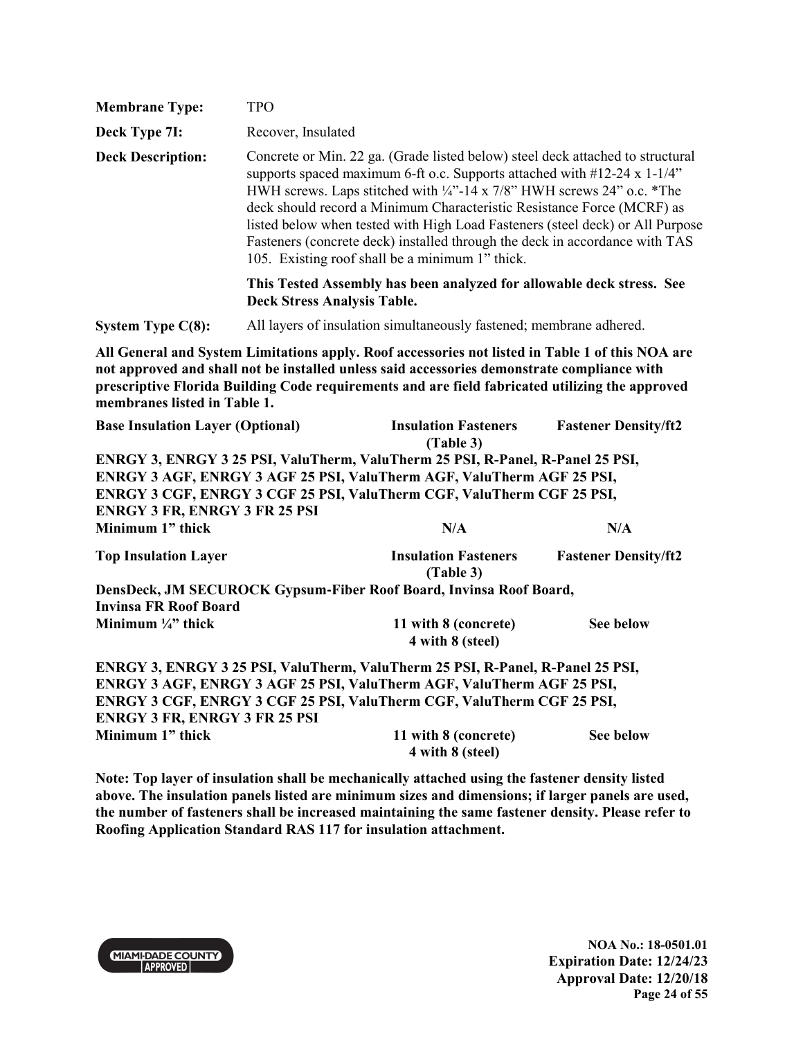**Membrane Type:** TPO

**Deck Type 7I:** Recover, Insulated

**Deck Description:** Concrete or Min. 22 ga. (Grade listed below) steel deck attached to structural supports spaced maximum 6-ft o.c. Supports attached with #12-24 x 1-1/4" HWH screws. Laps stitched with ¼"-14 x 7/8" HWH screws 24" o.c. *The deck should record a Minimum Characteristic Resistance Force (MCRF) as listed below when tested with High Load Fasteners (steel deck) or All Purpose Fasteners (concrete deck) installed through the deck in accordance with TAS 105. Existing roof shall be a minimum 1" thick.

**This Tested Assembly has been analyzed for allowable deck stress. See Deck Stress Analysis Table.**

**System Type C(8):** All layers of insulation simultaneously fastened; membrane adhered.

**All General and System Limitations apply. Roof accessories not listed in Table 1 of this NOA are not approved and shall not be installed unless said accessories demonstrate compliance with prescriptive Florida Building Code requirements and are field fabricated utilizing the approved membranes listed in Table 1.**

| Base Insulation Layer (Optional) | Insulation Fasteners (Table 3) | Fastener Density/ft2 |
|---|---|---|
| **ENRGY 3, ENRGY 3 25 PSI, ValuTherm, ValuTherm 25 PSI, R-Panel, R-Panel 25 PSI, ENRGY 3 AGF, ENRGY 3 AGF 25 PSI, ValuTherm AGF, ValuTherm AGF 25 PSI, ENRGY 3 CGF, ENRGY 3 CGF 25 PSI, ValuTherm CGF, ValuTherm CGF 25 PSI, ENRGY 3 FR, ENRGY 3 FR 25 PSI** | | |
| **Minimum 1" thick** | **N/A** | **N/A** |

| Top Insulation Layer | Insulation Fasteners (Table 3) | Fastener Density/ft2 |
|---|---|---|
| **DensDeck, JM SECUROCK Gypsum-Fiber Roof Board, Invinsa Roof Board, Invinsa FR Roof Board** | | |
| **Minimum ¼" thick** | **11 with 8 (concrete)<br>4 with 8 (steel)** | **See below** |
| **ENRGY 3, ENRGY 3 25 PSI, ValuTherm, ValuTherm 25 PSI, R-Panel, R-Panel 25 PSI, ENRGY 3 AGF, ENRGY 3 AGF 25 PSI, ValuTherm AGF, ValuTherm AGF 25 PSI, ENRGY 3 CGF, ENRGY 3 CGF 25 PSI, ValuTherm CGF, ValuTherm CGF 25 PSI, ENRGY 3 FR, ENRGY 3 FR 25 PSI** | | |
| **Minimum 1" thick** | **11 with 8 (concrete)<br>4 with 8 (steel)** | **See below** |

**Note: Top layer of insulation shall be mechanically attached using the fastener density listed above. The insulation panels listed are minimum sizes and dimensions; if larger panels are used, the number of fasteners shall be increased maintaining the same fastener density. Please refer to Roofing Application Standard RAS 117 for insulation attachment.**

**NOA No.: 18-0501.01**
**Expiration Date: 12/24/23**
**Approval Date: 12/20/18**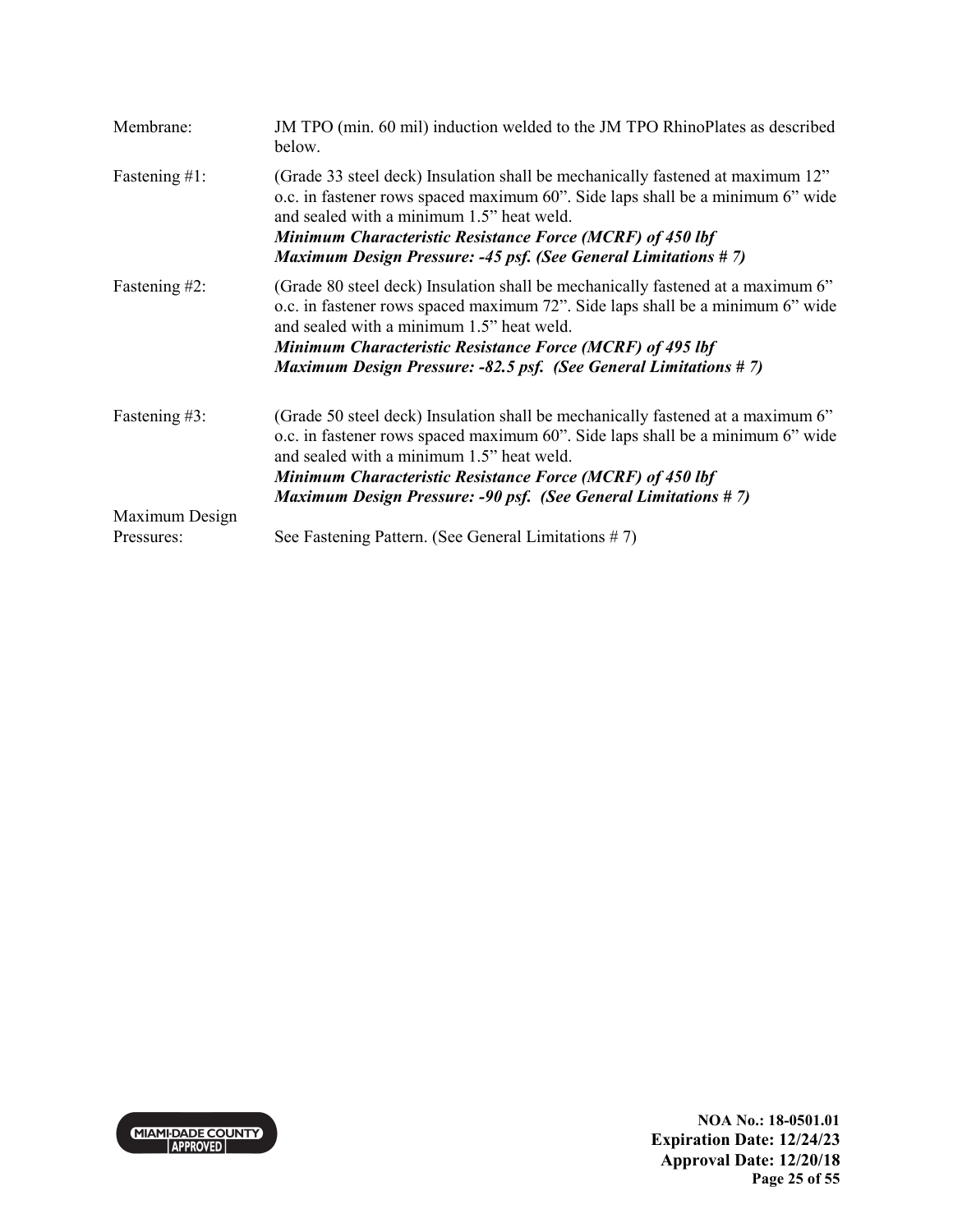Membrane: JM TPO (min. 60 mil) induction welded to the JM TPO RhinoPlates as described below.

Fastening #1: (Grade 33 steel deck) Insulation shall be mechanically fastened at maximum 12" o.c. in fastener rows spaced maximum 60". Side laps shall be a minimum 6" wide and sealed with a minimum 1.5" heat weld.
***Minimum Characteristic Resistance Force (MCRF) of 450 lbf***
***Maximum Design Pressure: -45 psf. (See General Limitations # 7)***

Fastening #2: (Grade 80 steel deck) Insulation shall be mechanically fastened at a maximum 6" o.c. in fastener rows spaced maximum 72". Side laps shall be a minimum 6" wide and sealed with a minimum 1.5" heat weld.
***Minimum Characteristic Resistance Force (MCRF) of 495 lbf***
***Maximum Design Pressure: -82.5 psf. (See General Limitations # 7)***

Fastening #3: (Grade 50 steel deck) Insulation shall be mechanically fastened at a maximum 6" o.c. in fastener rows spaced maximum 60". Side laps shall be a minimum 6" wide and sealed with a minimum 1.5" heat weld.
***Minimum Characteristic Resistance Force (MCRF) of 450 lbf***
***Maximum Design Pressure: -90 psf. (See General Limitations # 7)***

Maximum Design Pressures: See Fastening Pattern. (See General Limitations # 7)

**NOA No.: 18-0501.01**
**Expiration Date: 12/24/23**
**Approval Date: 12/20/18**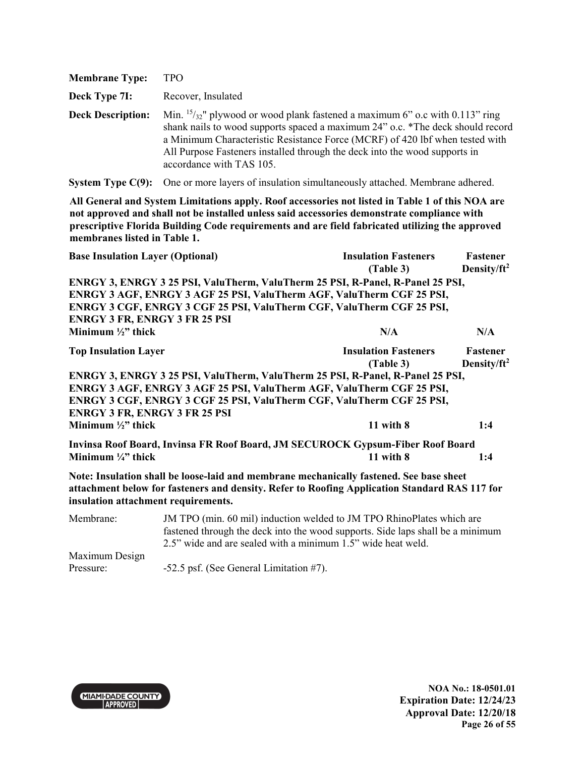**Membrane Type:** TPO

**Deck Type 7I:** Recover, Insulated

**Deck Description:** Min. $^{15}/_{32}$" plywood or wood plank fastened a maximum 6" o.c with 0.113" ring shank nails to wood supports spaced a maximum 24" o.c. *The deck should record a Minimum Characteristic Resistance Force (MCRF) of 420 lbf when tested with All Purpose Fasteners installed through the deck into the wood supports in accordance with TAS 105.

**System Type C(9):** One or more layers of insulation simultaneously attached. Membrane adhered.

**All General and System Limitations apply. Roof accessories not listed in Table 1 of this NOA are not approved and shall not be installed unless said accessories demonstrate compliance with prescriptive Florida Building Code requirements and are field fabricated utilizing the approved membranes listed in Table 1.**

| Base Insulation Layer (Optional) | Insulation Fasteners (Table 3) | Fastener Density/ft$^2$ |
|---|---|---|
| **ENRGY 3, ENRGY 3 25 PSI, ValuTherm, ValuTherm 25 PSI, R-Panel, R-Panel 25 PSI, ENRGY 3 AGF, ENRGY 3 AGF 25 PSI, ValuTherm AGF, ValuTherm CGF 25 PSI, ENRGY 3 CGF, ENRGY 3 CGF 25 PSI, ValuTherm CGF, ValuTherm CGF 25 PSI, ENRGY 3 FR, ENRGY 3 FR 25 PSI** | | |
| **Minimum ½" thick** | **N/A** | **N/A** |

| Top Insulation Layer | Insulation Fasteners (Table 3) | Fastener Density/ft$^2$ |
|---|---|---|
| **ENRGY 3, ENRGY 3 25 PSI, ValuTherm, ValuTherm 25 PSI, R-Panel, R-Panel 25 PSI, ENRGY 3 AGF, ENRGY 3 AGF 25 PSI, ValuTherm AGF, ValuTherm CGF 25 PSI, ENRGY 3 CGF, ENRGY 3 CGF 25 PSI, ValuTherm CGF, ValuTherm CGF 25 PSI, ENRGY 3 FR, ENRGY 3 FR 25 PSI** | | |
| **Minimum ½" thick** | **11 with 8** | **1:4** |
| **Invinsa Roof Board, Invinsa FR Roof Board, JM SECUROCK Gypsum-Fiber Roof Board** | | |
| **Minimum ¼" thick** | **11 with 8** | **1:4** |

**Note: Insulation shall be loose-laid and membrane mechanically fastened. See base sheet attachment below for fasteners and density. Refer to Roofing Application Standard RAS 117 for insulation attachment requirements.**

Membrane: JM TPO (min. 60 mil) induction welded to JM TPO RhinoPlates which are fastened through the deck into the wood supports. Side laps shall be a minimum 2.5" wide and are sealed with a minimum 1.5" wide heat weld.

Maximum Design Pressure: -52.5 psf. (See General Limitation #7).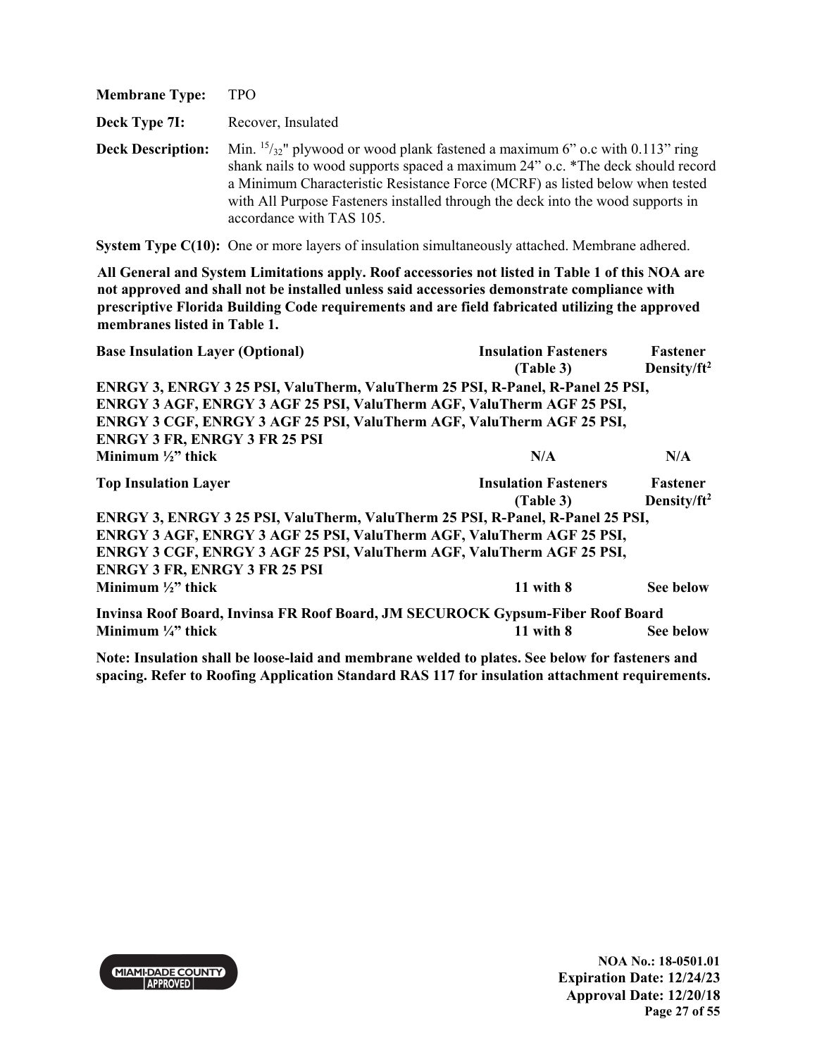**Membrane Type:** TPO

**Deck Type 7I:** Recover, Insulated

**Deck Description:** Min. $^{15}/_{32}$" plywood or wood plank fastened a maximum 6" o.c with 0.113" ring shank nails to wood supports spaced a maximum 24" o.c. *The deck should record a Minimum Characteristic Resistance Force (MCRF) as listed below when tested with All Purpose Fasteners installed through the deck into the wood supports in accordance with TAS 105.

**System Type C(10):** One or more layers of insulation simultaneously attached. Membrane adhered.

**All General and System Limitations apply. Roof accessories not listed in Table 1 of this NOA are not approved and shall not be installed unless said accessories demonstrate compliance with prescriptive Florida Building Code requirements and are field fabricated utilizing the approved membranes listed in Table 1.**

| Base Insulation Layer (Optional) | Insulation Fasteners (Table 3) | Fastener Density/ft² |
|---|---|---|
| **ENRGY 3, ENRGY 3 25 PSI, ValuTherm, ValuTherm 25 PSI, R-Panel, R-Panel 25 PSI, ENRGY 3 AGF, ENRGY 3 AGF 25 PSI, ValuTherm AGF, ValuTherm AGF 25 PSI, ENRGY 3 CGF, ENRGY 3 AGF 25 PSI, ValuTherm AGF, ValuTherm AGF 25 PSI, ENRGY 3 FR, ENRGY 3 FR 25 PSI** | | |
| **Minimum ½" thick** | **N/A** | **N/A** |

| Top Insulation Layer | Insulation Fasteners (Table 3) | Fastener Density/ft² |
|---|---|---|
| **ENRGY 3, ENRGY 3 25 PSI, ValuTherm, ValuTherm 25 PSI, R-Panel, R-Panel 25 PSI, ENRGY 3 AGF, ENRGY 3 AGF 25 PSI, ValuTherm AGF, ValuTherm AGF 25 PSI, ENRGY 3 CGF, ENRGY 3 AGF 25 PSI, ValuTherm AGF, ValuTherm AGF 25 PSI, ENRGY 3 FR, ENRGY 3 FR 25 PSI** | | |
| **Minimum ½" thick** | **11 with 8** | **See below** |
| **Invinsa Roof Board, Invinsa FR Roof Board, JM SECUROCK Gypsum-Fiber Roof Board** | | |
| **Minimum ¼" thick** | **11 with 8** | **See below** |

**Note: Insulation shall be loose-laid and membrane welded to plates. See below for fasteners and spacing. Refer to Roofing Application Standard RAS 117 for insulation attachment requirements.**

NOA No.: 18-0501.01
Expiration Date: 12/24/23
Approval Date: 12/20/18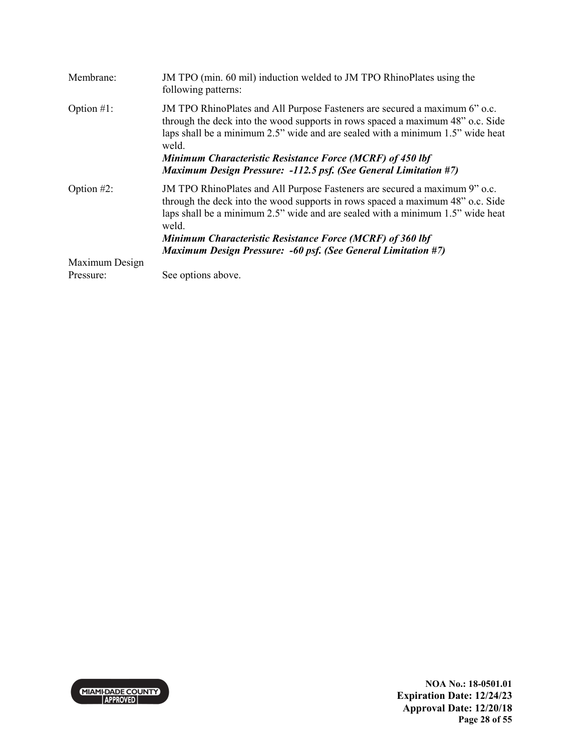Membrane: JM TPO (min. 60 mil) induction welded to JM TPO RhinoPlates using the following patterns:

Option #1: JM TPO RhinoPlates and All Purpose Fasteners are secured a maximum 6" o.c. through the deck into the wood supports in rows spaced a maximum 48" o.c. Side laps shall be a minimum 2.5" wide and are sealed with a minimum 1.5" wide heat weld.
***Minimum Characteristic Resistance Force (MCRF) of 450 lbf***
***Maximum Design Pressure: -112.5 psf. (See General Limitation #7)***

Option #2: JM TPO RhinoPlates and All Purpose Fasteners are secured a maximum 9" o.c. through the deck into the wood supports in rows spaced a maximum 48" o.c. Side laps shall be a minimum 2.5" wide and are sealed with a minimum 1.5" wide heat weld.
***Minimum Characteristic Resistance Force (MCRF) of 360 lbf***
***Maximum Design Pressure: -60 psf. (See General Limitation #7)***

Maximum Design Pressure: See options above.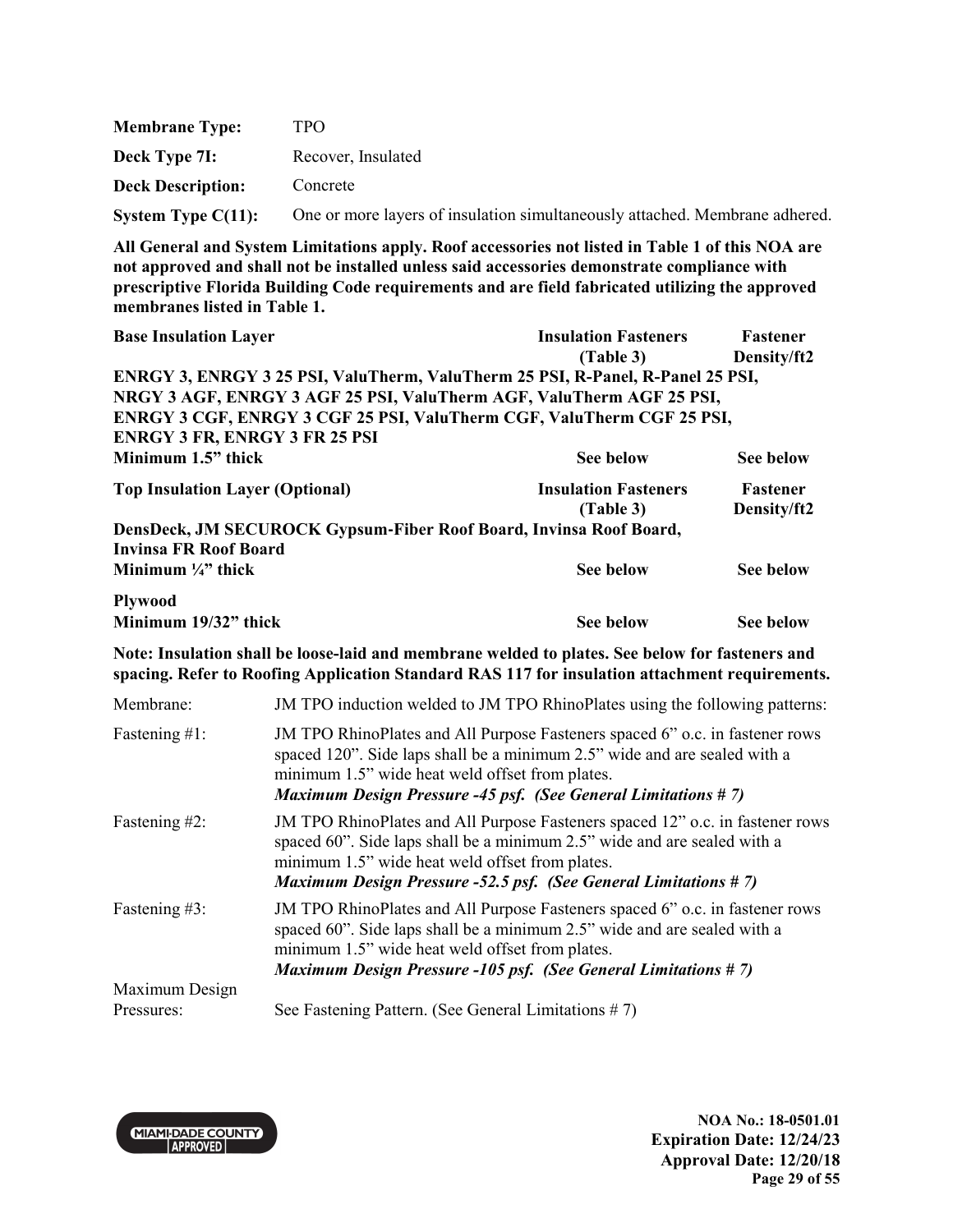| | |
|---|---|
| **Membrane Type:** | TPO |
| **Deck Type 7I:** | Recover, Insulated |
| **Deck Description:** | Concrete |
| **System Type C(11):** | One or more layers of insulation simultaneously attached. Membrane adhered. |

**All General and System Limitations apply. Roof accessories not listed in Table 1 of this NOA are not approved and shall not be installed unless said accessories demonstrate compliance with prescriptive Florida Building Code requirements and are field fabricated utilizing the approved membranes listed in Table 1.**

| **Base Insulation Layer** | **Insulation Fasteners (Table 3)** | **Fastener Density/ft2** |
|---|---|---|
| **ENRGY 3, ENRGY 3 25 PSI, ValuTherm, ValuTherm 25 PSI, R-Panel, R-Panel 25 PSI, NRGY 3 AGF, ENRGY 3 AGF 25 PSI, ValuTherm AGF, ValuTherm AGF 25 PSI, ENRGY 3 CGF, ENRGY 3 CGF 25 PSI, ValuTherm CGF, ValuTherm CGF 25 PSI, ENRGY 3 FR, ENRGY 3 FR 25 PSI** | | |
| **Minimum 1.5" thick** | **See below** | **See below** |

| **Top Insulation Layer (Optional)** | **Insulation Fasteners (Table 3)** | **Fastener Density/ft2** |
|---|---|---|
| **DensDeck, JM SECUROCK Gypsum-Fiber Roof Board, Invinsa Roof Board, Invinsa FR Roof Board** | | |
| **Minimum ¼" thick** | **See below** | **See below** |
| **Plywood** | | |
| **Minimum 19/32" thick** | **See below** | **See below** |

**Note: Insulation shall be loose-laid and membrane welded to plates. See below for fasteners and spacing. Refer to Roofing Application Standard RAS 117 for insulation attachment requirements.**

| | |
|---|---|
| Membrane: | JM TPO induction welded to JM TPO RhinoPlates using the following patterns: |
| Fastening #1: | JM TPO RhinoPlates and All Purpose Fasteners spaced 6" o.c. in fastener rows spaced 120". Side laps shall be a minimum 2.5" wide and are sealed with a minimum 1.5" wide heat weld offset from plates. ***Maximum Design Pressure -45 psf. (See General Limitations # 7)*** |
| Fastening #2: | JM TPO RhinoPlates and All Purpose Fasteners spaced 12" o.c. in fastener rows spaced 60". Side laps shall be a minimum 2.5" wide and are sealed with a minimum 1.5" wide heat weld offset from plates. ***Maximum Design Pressure -52.5 psf. (See General Limitations # 7)*** |
| Fastening #3: | JM TPO RhinoPlates and All Purpose Fasteners spaced 6" o.c. in fastener rows spaced 60". Side laps shall be a minimum 2.5" wide and are sealed with a minimum 1.5" wide heat weld offset from plates. ***Maximum Design Pressure -105 psf. (See General Limitations # 7)*** |
| Maximum Design Pressures: | See Fastening Pattern. (See General Limitations # 7) |

**NOA No.: 18-0501.01**
**Expiration Date: 12/24/23**
**Approval Date: 12/20/18**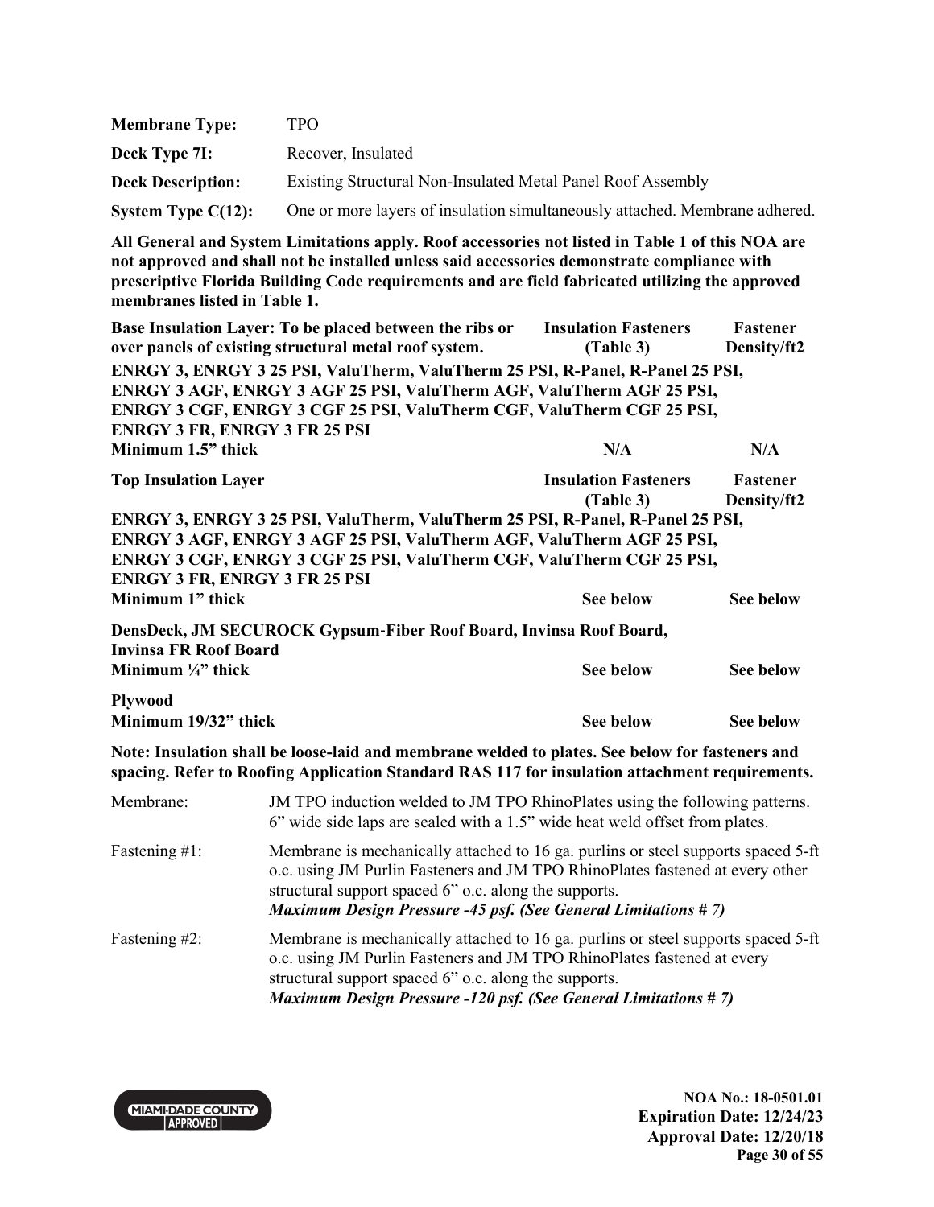| | |
|---|---|
| **Membrane Type:** | TPO |
| **Deck Type 7I:** | Recover, Insulated |
| **Deck Description:** | Existing Structural Non-Insulated Metal Panel Roof Assembly |
| **System Type C(12):** | One or more layers of insulation simultaneously attached. Membrane adhered. |

**All General and System Limitations apply. Roof accessories not listed in Table 1 of this NOA are not approved and shall not be installed unless said accessories demonstrate compliance with prescriptive Florida Building Code requirements and are field fabricated utilizing the approved membranes listed in Table 1.**

| **Base Insulation Layer: To be placed between the ribs or over panels of existing structural metal roof system.** | **Insulation Fasteners (Table 3)** | **Fastener Density/ft2** |
|---|---|---|
| **ENRGY 3, ENRGY 3 25 PSI, ValuTherm, ValuTherm 25 PSI, R-Panel, R-Panel 25 PSI, ENRGY 3 AGF, ENRGY 3 AGF 25 PSI, ValuTherm AGF, ValuTherm AGF 25 PSI, ENRGY 3 CGF, ENRGY 3 CGF 25 PSI, ValuTherm CGF, ValuTherm CGF 25 PSI, ENRGY 3 FR, ENRGY 3 FR 25 PSI** <br> **Minimum 1.5" thick** | **N/A** | **N/A** |

| **Top Insulation Layer** | **Insulation Fasteners (Table 3)** | **Fastener Density/ft2** |
|---|---|---|
| **ENRGY 3, ENRGY 3 25 PSI, ValuTherm, ValuTherm 25 PSI, R-Panel, R-Panel 25 PSI, ENRGY 3 AGF, ENRGY 3 AGF 25 PSI, ValuTherm AGF, ValuTherm AGF 25 PSI, ENRGY 3 CGF, ENRGY 3 CGF 25 PSI, ValuTherm CGF, ValuTherm CGF 25 PSI, ENRGY 3 FR, ENRGY 3 FR 25 PSI** <br> **Minimum 1" thick** | **See below** | **See below** |
| **DensDeck, JM SECUROCK Gypsum-Fiber Roof Board, Invinsa Roof Board, Invinsa FR Roof Board** <br> **Minimum ¼" thick** | **See below** | **See below** |
| **Plywood** <br> **Minimum 19/32" thick** | **See below** | **See below** |

**Note: Insulation shall be loose-laid and membrane welded to plates. See below for fasteners and spacing. Refer to Roofing Application Standard RAS 117 for insulation attachment requirements.**

| | |
|---|---|
| Membrane: | JM TPO induction welded to JM TPO RhinoPlates using the following patterns. 6" wide side laps are sealed with a 1.5" wide heat weld offset from plates. |
| Fastening #1: | Membrane is mechanically attached to 16 ga. purlins or steel supports spaced 5-ft o.c. using JM Purlin Fasteners and JM TPO RhinoPlates fastened at every other structural support spaced 6" o.c. along the supports. <br> ***Maximum Design Pressure -45 psf. (See General Limitations # 7)*** |
| Fastening #2: | Membrane is mechanically attached to 16 ga. purlins or steel supports spaced 5-ft o.c. using JM Purlin Fasteners and JM TPO RhinoPlates fastened at every structural support spaced 6" o.c. along the supports. <br> ***Maximum Design Pressure -120 psf. (See General Limitations # 7)*** |

**NOA No.: 18-0501.01**
**Expiration Date: 12/24/23**
**Approval Date: 12/20/18**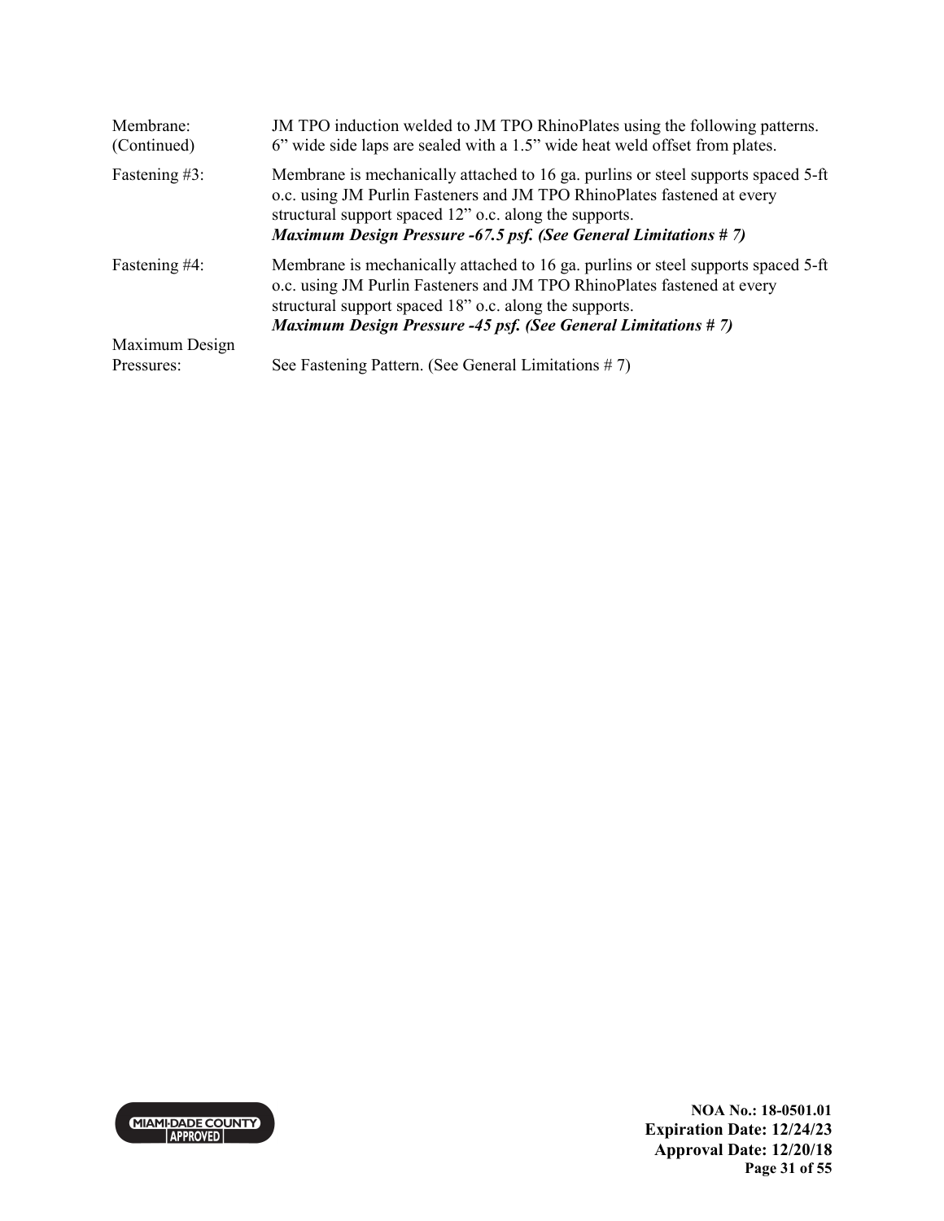| | |
|---|---|
| Membrane: (Continued) | JM TPO induction welded to JM TPO RhinoPlates using the following patterns. 6" wide side laps are sealed with a 1.5" wide heat weld offset from plates. |
| Fastening #3: | Membrane is mechanically attached to 16 ga. purlins or steel supports spaced 5-ft o.c. using JM Purlin Fasteners and JM TPO RhinoPlates fastened at every structural support spaced 12" o.c. along the supports. ***Maximum Design Pressure -67.5 psf. (See General Limitations # 7)*** |
| Fastening #4: | Membrane is mechanically attached to 16 ga. purlins or steel supports spaced 5-ft o.c. using JM Purlin Fasteners and JM TPO RhinoPlates fastened at every structural support spaced 18" o.c. along the supports. ***Maximum Design Pressure -45 psf. (See General Limitations # 7)*** |
| Maximum Design Pressures: | See Fastening Pattern. (See General Limitations # 7) |

**NOA No.: 18-0501.01**
**Expiration Date: 12/24/23**
**Approval Date: 12/20/18**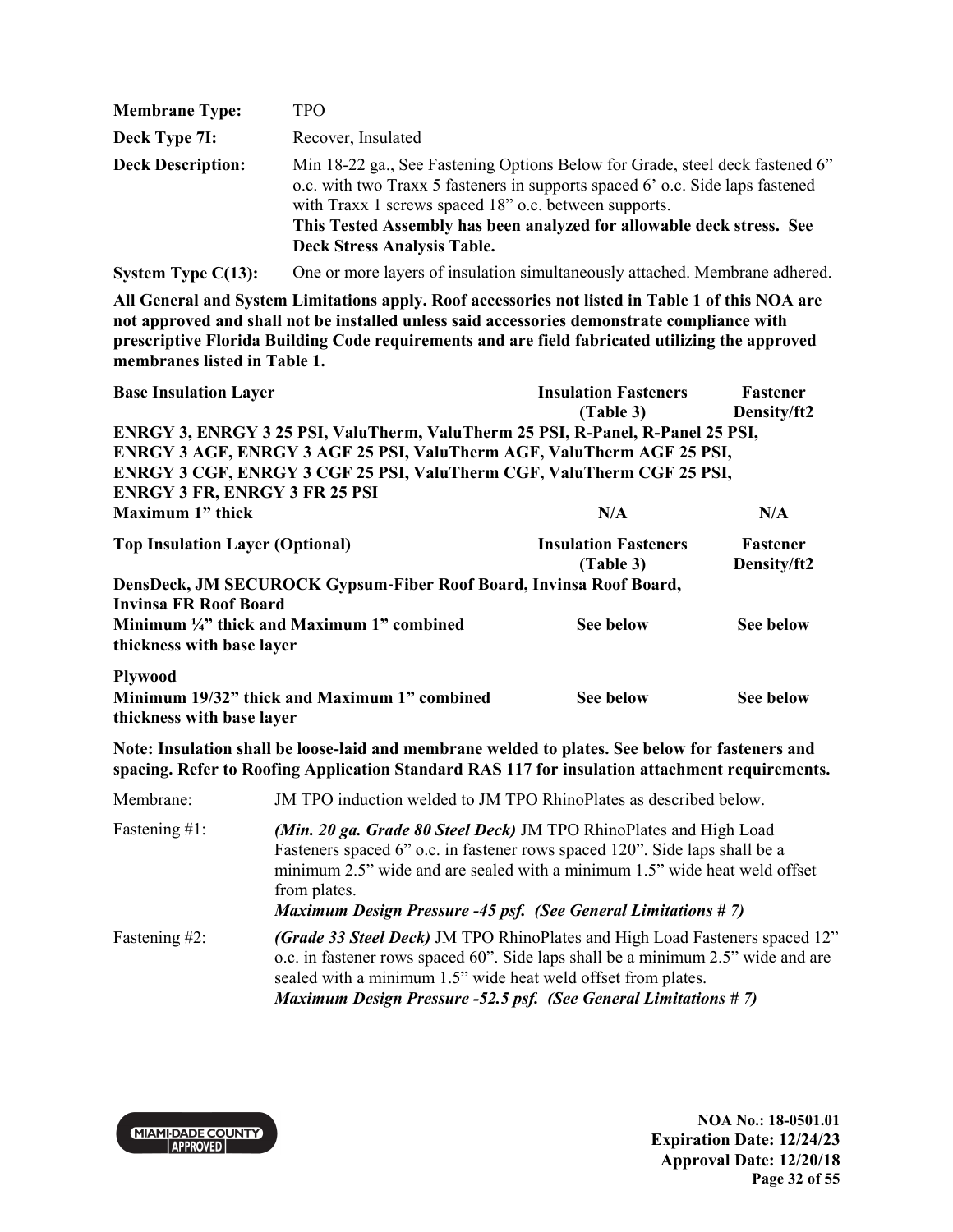| | |
|---|---|
| **Membrane Type:** | TPO |
| **Deck Type 7I:** | Recover, Insulated |
| **Deck Description:** | Min 18-22 ga., See Fastening Options Below for Grade, steel deck fastened 6" o.c. with two Traxx 5 fasteners in supports spaced 6' o.c. Side laps fastened with Traxx 1 screws spaced 18" o.c. between supports. **This Tested Assembly has been analyzed for allowable deck stress. See Deck Stress Analysis Table.** |
| **System Type C(13):** | One or more layers of insulation simultaneously attached. Membrane adhered. |

**All General and System Limitations apply. Roof accessories not listed in Table 1 of this NOA are not approved and shall not be installed unless said accessories demonstrate compliance with prescriptive Florida Building Code requirements and are field fabricated utilizing the approved membranes listed in Table 1.**

| **Base Insulation Layer** | **Insulation Fasteners (Table 3)** | **Fastener Density/ft2** |
|---|---|---|
| **ENRGY 3, ENRGY 3 25 PSI, ValuTherm, ValuTherm 25 PSI, R-Panel, R-Panel 25 PSI, ENRGY 3 AGF, ENRGY 3 AGF 25 PSI, ValuTherm AGF, ValuTherm AGF 25 PSI, ENRGY 3 CGF, ENRGY 3 CGF 25 PSI, ValuTherm CGF, ValuTherm CGF 25 PSI, ENRGY 3 FR, ENRGY 3 FR 25 PSI** | | |
| **Maximum 1" thick** | **N/A** | **N/A** |
| **Top Insulation Layer (Optional)** | **Insulation Fasteners (Table 3)** | **Fastener Density/ft2** |
| **DensDeck, JM SECUROCK Gypsum-Fiber Roof Board, Invinsa Roof Board, Invinsa FR Roof Board** | | |
| **Minimum ¼" thick and Maximum 1" combined thickness with base layer** | **See below** | **See below** |
| **Plywood** | | |
| **Minimum 19/32" thick and Maximum 1" combined thickness with base layer** | **See below** | **See below** |

**Note: Insulation shall be loose-laid and membrane welded to plates. See below for fasteners and spacing. Refer to Roofing Application Standard RAS 117 for insulation attachment requirements.**

| | |
|---|---|
| Membrane: | JM TPO induction welded to JM TPO RhinoPlates as described below. |
| Fastening #1: | ***(Min. 20 ga. Grade 80 Steel Deck)*** JM TPO RhinoPlates and High Load Fasteners spaced 6" o.c. in fastener rows spaced 120". Side laps shall be a minimum 2.5" wide and are sealed with a minimum 1.5" wide heat weld offset from plates. ***Maximum Design Pressure -45 psf. (See General Limitations # 7)*** |
| Fastening #2: | ***(Grade 33 Steel Deck)*** JM TPO RhinoPlates and High Load Fasteners spaced 12" o.c. in fastener rows spaced 60". Side laps shall be a minimum 2.5" wide and are sealed with a minimum 1.5" wide heat weld offset from plates. ***Maximum Design Pressure -52.5 psf. (See General Limitations # 7)*** |

**NOA No.: 18-0501.01**
**Expiration Date: 12/24/23**
**Approval Date: 12/20/18**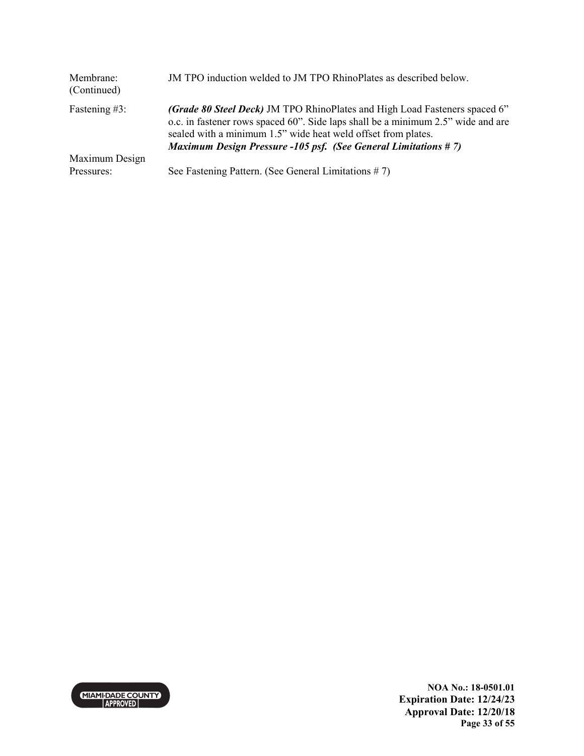| | |
|---|---|
| Membrane: (Continued) | JM TPO induction welded to JM TPO RhinoPlates as described below. |
| Fastening #3: | ***(Grade 80 Steel Deck)*** JM TPO RhinoPlates and High Load Fasteners spaced 6" o.c. in fastener rows spaced 60". Side laps shall be a minimum 2.5" wide and are sealed with a minimum 1.5" wide heat weld offset from plates. ***Maximum Design Pressure -105 psf. (See General Limitations # 7)*** |
| Maximum Design Pressures: | See Fastening Pattern. (See General Limitations # 7) |

**NOA No.: 18-0501.01**
**Expiration Date: 12/24/23**
**Approval Date: 12/20/18**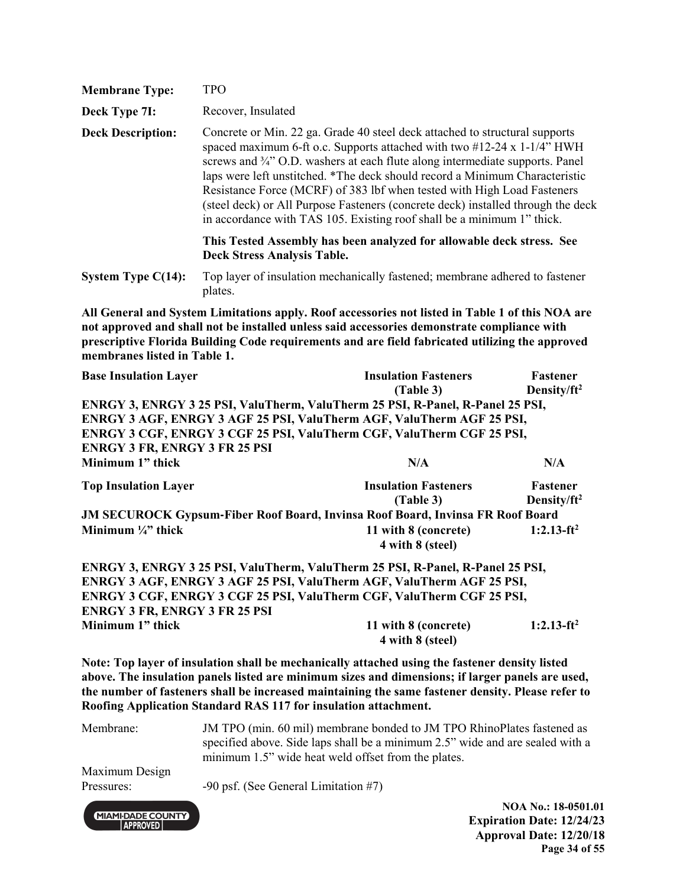| | |
|---|---|
| **Membrane Type:** | TPO |
| **Deck Type 7I:** | Recover, Insulated |
| **Deck Description:** | Concrete or Min. 22 ga. Grade 40 steel deck attached to structural supports spaced maximum 6-ft o.c. Supports attached with two #12-24 x 1-1/4" HWH screws and ¾" O.D. washers at each flute along intermediate supports. Panel laps were left unstitched. *The deck should record a Minimum Characteristic Resistance Force (MCRF) of 383 lbf when tested with High Load Fasteners (steel deck) or All Purpose Fasteners (concrete deck) installed through the deck in accordance with TAS 105. Existing roof shall be a minimum 1" thick. |
| | **This Tested Assembly has been analyzed for allowable deck stress. See Deck Stress Analysis Table.** |
| **System Type C(14):** | Top layer of insulation mechanically fastened; membrane adhered to fastener plates. |

**All General and System Limitations apply. Roof accessories not listed in Table 1 of this NOA are not approved and shall not be installed unless said accessories demonstrate compliance with prescriptive Florida Building Code requirements and are field fabricated utilizing the approved membranes listed in Table 1.**

| **Base Insulation Layer** | **Insulation Fasteners (Table 3)** | **Fastener Density/ft²** |
|---|---|---|
| **ENRGY 3, ENRGY 3 25 PSI, ValuTherm, ValuTherm 25 PSI, R-Panel, R-Panel 25 PSI, ENRGY 3 AGF, ENRGY 3 AGF 25 PSI, ValuTherm AGF, ValuTherm AGF 25 PSI, ENRGY 3 CGF, ENRGY 3 CGF 25 PSI, ValuTherm CGF, ValuTherm CGF 25 PSI, ENRGY 3 FR, ENRGY 3 FR 25 PSI** | | |
| **Minimum 1" thick** | **N/A** | **N/A** |

| **Top Insulation Layer** | **Insulation Fasteners (Table 3)** | **Fastener Density/ft²** |
|---|---|---|
| **JM SECUROCK Gypsum-Fiber Roof Board, Invinsa Roof Board, Invinsa FR Roof Board** | | |
| **Minimum ¼" thick** | **11 with 8 (concrete) 4 with 8 (steel)** | **1:2.13-ft²** |
| **ENRGY 3, ENRGY 3 25 PSI, ValuTherm, ValuTherm 25 PSI, R-Panel, R-Panel 25 PSI, ENRGY 3 AGF, ENRGY 3 AGF 25 PSI, ValuTherm AGF, ValuTherm AGF 25 PSI, ENRGY 3 CGF, ENRGY 3 CGF 25 PSI, ValuTherm CGF, ValuTherm CGF 25 PSI, ENRGY 3 FR, ENRGY 3 FR 25 PSI** | | |
| **Minimum 1" thick** | **11 with 8 (concrete) 4 with 8 (steel)** | **1:2.13-ft²** |

**Note: Top layer of insulation shall be mechanically attached using the fastener density listed above. The insulation panels listed are minimum sizes and dimensions; if larger panels are used, the number of fasteners shall be increased maintaining the same fastener density. Please refer to Roofing Application Standard RAS 117 for insulation attachment.**

| | |
|---|---|
| Membrane: | JM TPO (min. 60 mil) membrane bonded to JM TPO RhinoPlates fastened as specified above. Side laps shall be a minimum 2.5" wide and are sealed with a minimum 1.5" wide heat weld offset from the plates. |
| Maximum Design Pressures: | -90 psf. (See General Limitation #7) |

NOA No.: 18-0501.01
Expiration Date: 12/24/23
Approval Date: 12/20/18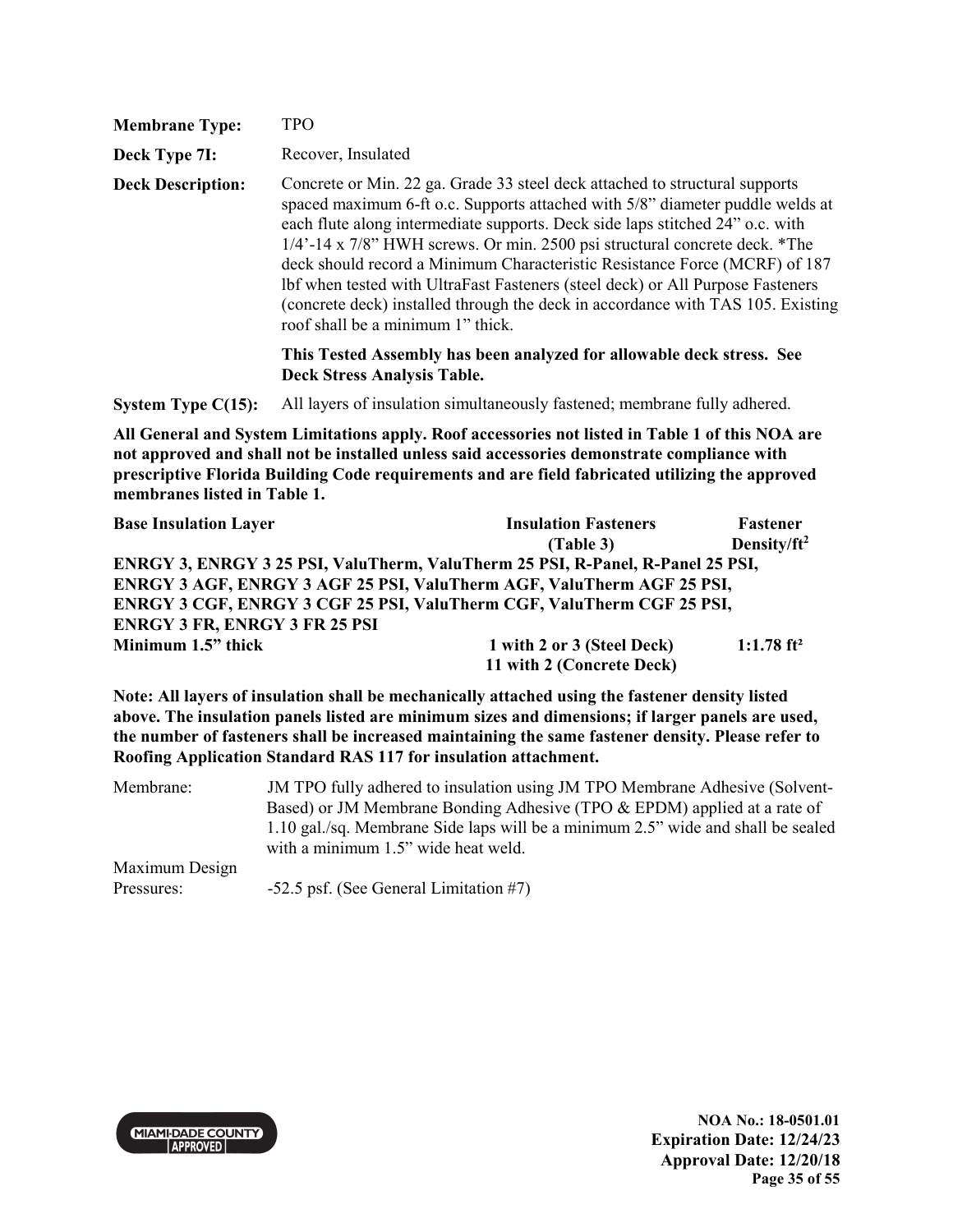**Membrane Type:** TPO

**Deck Type 7I:** Recover, Insulated

**Deck Description:** Concrete or Min. 22 ga. Grade 33 steel deck attached to structural supports spaced maximum 6-ft o.c. Supports attached with 5/8" diameter puddle welds at each flute along intermediate supports. Deck side laps stitched 24" o.c. with 1/4'-14 x 7/8" HWH screws. Or min. 2500 psi structural concrete deck. *The deck should record a Minimum Characteristic Resistance Force (MCRF) of 187 lbf when tested with UltraFast Fasteners (steel deck) or All Purpose Fasteners (concrete deck) installed through the deck in accordance with TAS 105. Existing roof shall be a minimum 1" thick.

**This Tested Assembly has been analyzed for allowable deck stress. See Deck Stress Analysis Table.**

**System Type C(15):** All layers of insulation simultaneously fastened; membrane fully adhered.

**All General and System Limitations apply. Roof accessories not listed in Table 1 of this NOA are not approved and shall not be installed unless said accessories demonstrate compliance with prescriptive Florida Building Code requirements and are field fabricated utilizing the approved membranes listed in Table 1.**

| Base Insulation Layer | Insulation Fasteners (Table 3) | Fastener Density/ft² |
|---|---|---|
| **ENRGY 3, ENRGY 3 25 PSI, ValuTherm, ValuTherm 25 PSI, R-Panel, R-Panel 25 PSI, ENRGY 3 AGF, ENRGY 3 AGF 25 PSI, ValuTherm AGF, ValuTherm AGF 25 PSI, ENRGY 3 CGF, ENRGY 3 CGF 25 PSI, ValuTherm CGF, ValuTherm CGF 25 PSI, ENRGY 3 FR, ENRGY 3 FR 25 PSI** | | |
| **Minimum 1.5" thick** | **1 with 2 or 3 (Steel Deck)** **11 with 2 (Concrete Deck)** | **1:1.78 ft²** |

**Note: All layers of insulation shall be mechanically attached using the fastener density listed above. The insulation panels listed are minimum sizes and dimensions; if larger panels are used, the number of fasteners shall be increased maintaining the same fastener density. Please refer to Roofing Application Standard RAS 117 for insulation attachment.**

Membrane: JM TPO fully adhered to insulation using JM TPO Membrane Adhesive (Solvent-Based) or JM Membrane Bonding Adhesive (TPO & EPDM) applied at a rate of 1.10 gal./sq. Membrane Side laps will be a minimum 2.5" wide and shall be sealed with a minimum 1.5" wide heat weld.

Maximum Design Pressures: -52.5 psf. (See General Limitation #7)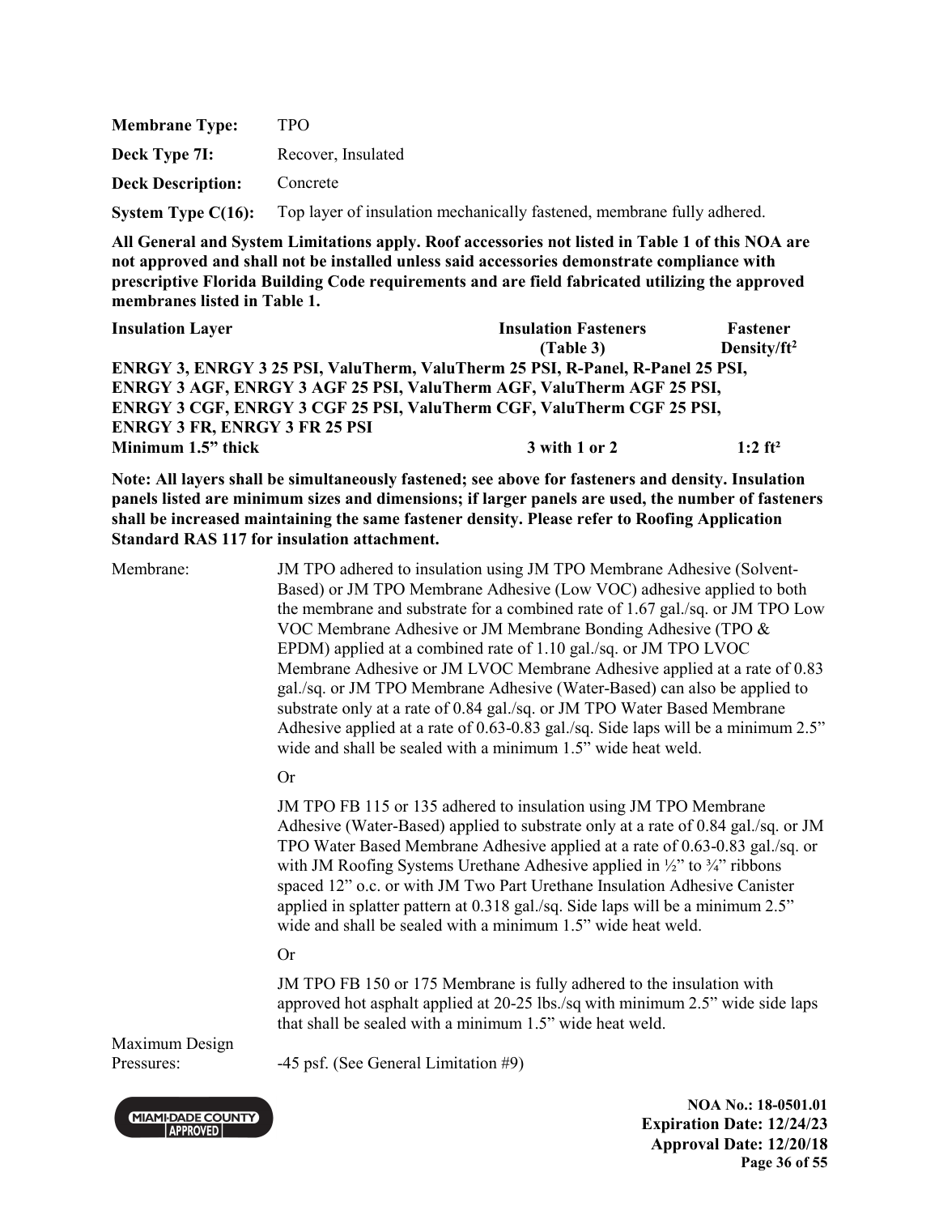**Membrane Type:** TPO

**Deck Type 7I:** Recover, Insulated

**Deck Description:** Concrete

**System Type C(16):** Top layer of insulation mechanically fastened, membrane fully adhered.

**All General and System Limitations apply. Roof accessories not listed in Table 1 of this NOA are not approved and shall not be installed unless said accessories demonstrate compliance with prescriptive Florida Building Code requirements and are field fabricated utilizing the approved membranes listed in Table 1.**

| Insulation Layer | Insulation Fasteners (Table 3) | Fastener Density/ft² |
|---|---|---|
| **ENRGY 3, ENRGY 3 25 PSI, ValuTherm, ValuTherm 25 PSI, R-Panel, R-Panel 25 PSI, ENRGY 3 AGF, ENRGY 3 AGF 25 PSI, ValuTherm AGF, ValuTherm AGF 25 PSI, ENRGY 3 CGF, ENRGY 3 CGF 25 PSI, ValuTherm CGF, ValuTherm CGF 25 PSI, ENRGY 3 FR, ENRGY 3 FR 25 PSI** | | |
| **Minimum 1.5" thick** | **3 with 1 or 2** | **1:2 ft²** |

**Note: All layers shall be simultaneously fastened; see above for fasteners and density. Insulation panels listed are minimum sizes and dimensions; if larger panels are used, the number of fasteners shall be increased maintaining the same fastener density. Please refer to Roofing Application Standard RAS 117 for insulation attachment.**

Membrane: JM TPO adhered to insulation using JM TPO Membrane Adhesive (Solvent-Based) or JM TPO Membrane Adhesive (Low VOC) adhesive applied to both the membrane and substrate for a combined rate of 1.67 gal./sq. or JM TPO Low VOC Membrane Adhesive or JM Membrane Bonding Adhesive (TPO & EPDM) applied at a combined rate of 1.10 gal./sq. or JM TPO LVOC Membrane Adhesive or JM LVOC Membrane Adhesive applied at a rate of 0.83 gal./sq. or JM TPO Membrane Adhesive (Water-Based) can also be applied to substrate only at a rate of 0.84 gal./sq. or JM TPO Water Based Membrane Adhesive applied at a rate of 0.63-0.83 gal./sq. Side laps will be a minimum 2.5" wide and shall be sealed with a minimum 1.5" wide heat weld.

Or

JM TPO FB 115 or 135 adhered to insulation using JM TPO Membrane Adhesive (Water-Based) applied to substrate only at a rate of 0.84 gal./sq. or JM TPO Water Based Membrane Adhesive applied at a rate of 0.63-0.83 gal./sq. or with JM Roofing Systems Urethane Adhesive applied in ½" to ¾" ribbons spaced 12" o.c. or with JM Two Part Urethane Insulation Adhesive Canister applied in splatter pattern at 0.318 gal./sq. Side laps will be a minimum 2.5" wide and shall be sealed with a minimum 1.5" wide heat weld.

Or

JM TPO FB 150 or 175 Membrane is fully adhered to the insulation with approved hot asphalt applied at 20-25 lbs./sq with minimum 2.5" wide side laps that shall be sealed with a minimum 1.5" wide heat weld.

Maximum Design Pressures: -45 psf. (See General Limitation #9)

**NOA No.: 18-0501.01**
**Expiration Date: 12/24/23**
**Approval Date: 12/20/18**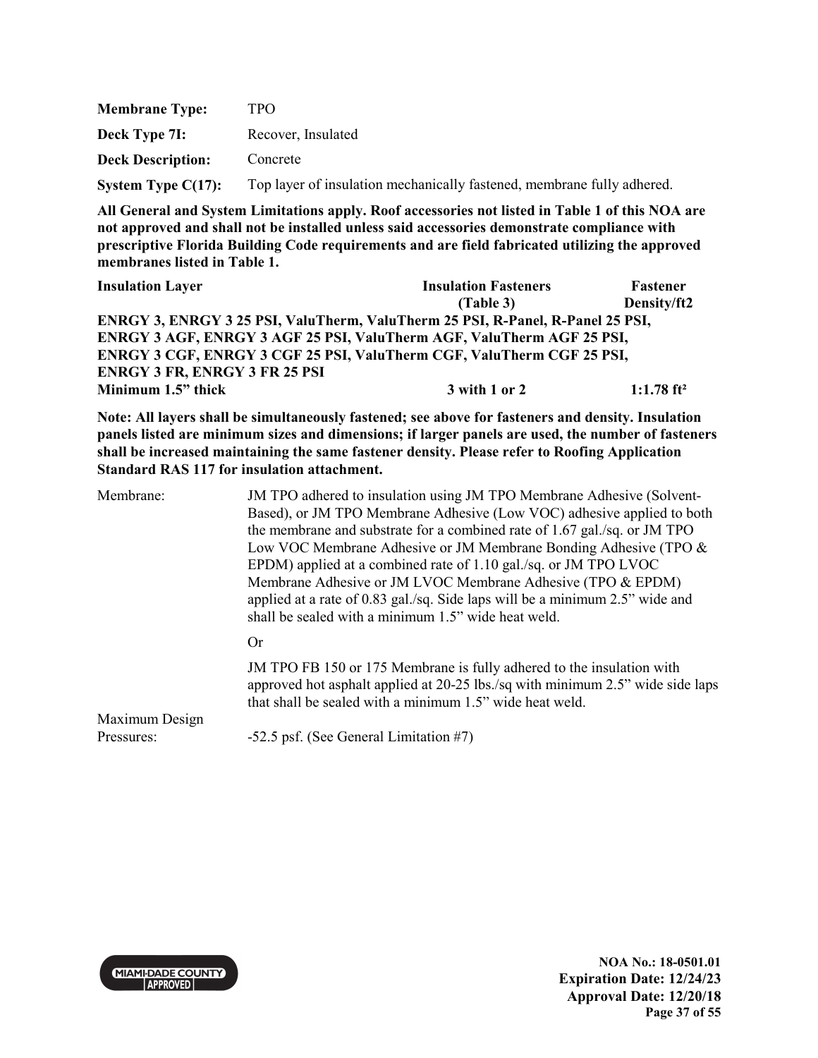| | |
|---|---|
| **Membrane Type:** | TPO |
| **Deck Type 7I:** | Recover, Insulated |
| **Deck Description:** | Concrete |
| **System Type C(17):** | Top layer of insulation mechanically fastened, membrane fully adhered. |

**All General and System Limitations apply. Roof accessories not listed in Table 1 of this NOA are not approved and shall not be installed unless said accessories demonstrate compliance with prescriptive Florida Building Code requirements and are field fabricated utilizing the approved membranes listed in Table 1.**

| Insulation Layer | Insulation Fasteners (Table 3) | Fastener Density/ft2 |
|---|---|---|
| **ENRGY 3, ENRGY 3 25 PSI, ValuTherm, ValuTherm 25 PSI, R-Panel, R-Panel 25 PSI, ENRGY 3 AGF, ENRGY 3 AGF 25 PSI, ValuTherm AGF, ValuTherm AGF 25 PSI, ENRGY 3 CGF, ENRGY 3 CGF 25 PSI, ValuTherm CGF, ValuTherm CGF 25 PSI, ENRGY 3 FR, ENRGY 3 FR 25 PSI** | | |
| **Minimum 1.5" thick** | **3 with 1 or 2** | **1:1.78 ft²** |

**Note: All layers shall be simultaneously fastened; see above for fasteners and density. Insulation panels listed are minimum sizes and dimensions; if larger panels are used, the number of fasteners shall be increased maintaining the same fastener density. Please refer to Roofing Application Standard RAS 117 for insulation attachment.**

Membrane: JM TPO adhered to insulation using JM TPO Membrane Adhesive (Solvent-Based), or JM TPO Membrane Adhesive (Low VOC) adhesive applied to both the membrane and substrate for a combined rate of 1.67 gal./sq. or JM TPO Low VOC Membrane Adhesive or JM Membrane Bonding Adhesive (TPO & EPDM) applied at a combined rate of 1.10 gal./sq. or JM TPO LVOC Membrane Adhesive or JM LVOC Membrane Adhesive (TPO & EPDM) applied at a rate of 0.83 gal./sq. Side laps will be a minimum 2.5" wide and shall be sealed with a minimum 1.5" wide heat weld.

Or

JM TPO FB 150 or 175 Membrane is fully adhered to the insulation with approved hot asphalt applied at 20-25 lbs./sq with minimum 2.5" wide side laps that shall be sealed with a minimum 1.5" wide heat weld.

Maximum Design Pressures: -52.5 psf. (See General Limitation #7)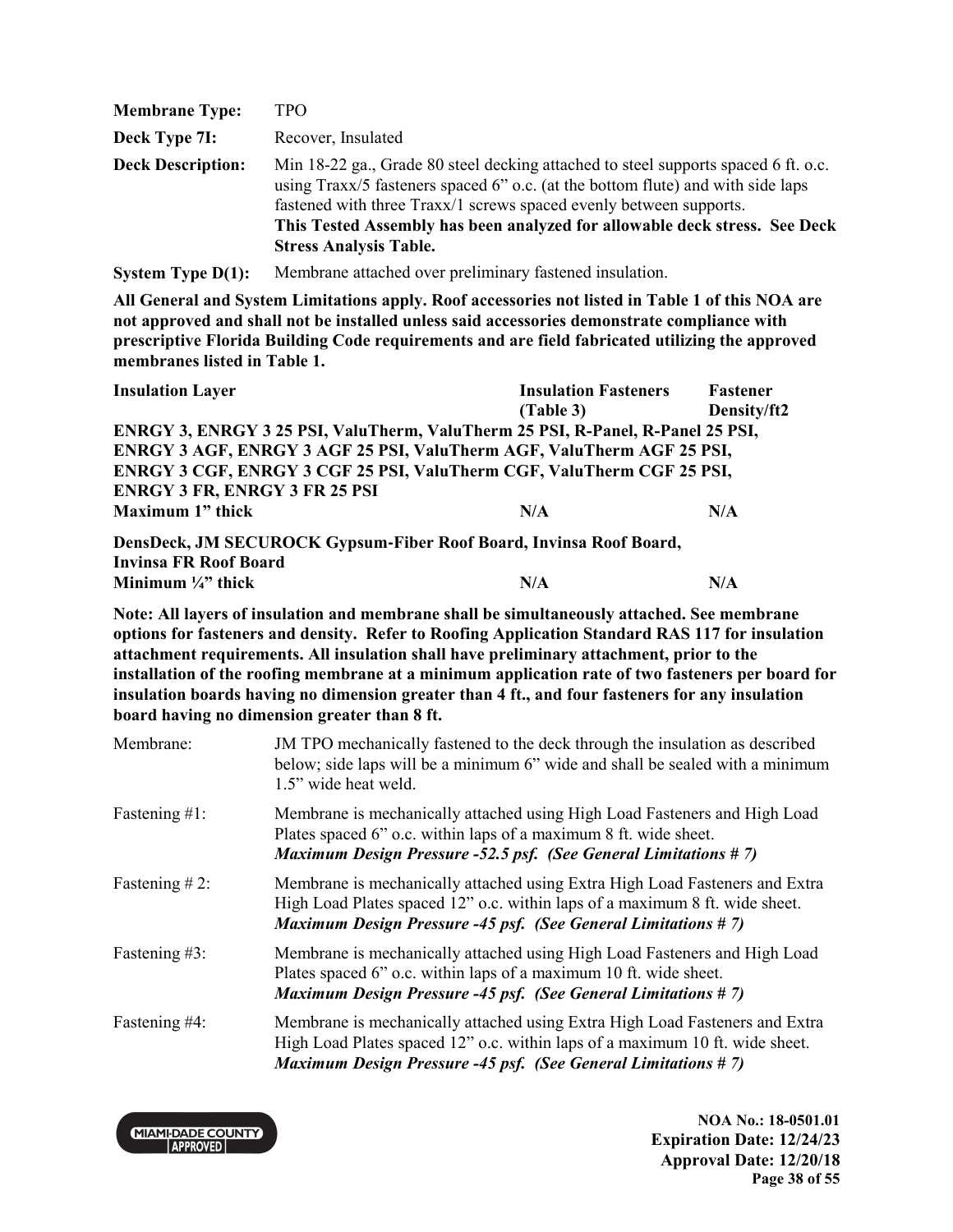| | |
|---|---|
| **Membrane Type:** | TPO |
| **Deck Type 7I:** | Recover, Insulated |
| **Deck Description:** | Min 18-22 ga., Grade 80 steel decking attached to steel supports spaced 6 ft. o.c. using Traxx/5 fasteners spaced 6" o.c. (at the bottom flute) and with side laps fastened with three Traxx/1 screws spaced evenly between supports. **This Tested Assembly has been analyzed for allowable deck stress. See Deck Stress Analysis Table.** |
| **System Type D(1):** | Membrane attached over preliminary fastened insulation. |

**All General and System Limitations apply. Roof accessories not listed in Table 1 of this NOA are not approved and shall not be installed unless said accessories demonstrate compliance with prescriptive Florida Building Code requirements and are field fabricated utilizing the approved membranes listed in Table 1.**

| Insulation Layer | Insulation Fasteners (Table 3) | Fastener Density/ft2 |
|---|---|---|
| **ENRGY 3, ENRGY 3 25 PSI, ValuTherm, ValuTherm 25 PSI, R-Panel, R-Panel 25 PSI, ENRGY 3 AGF, ENRGY 3 AGF 25 PSI, ValuTherm AGF, ValuTherm AGF 25 PSI, ENRGY 3 CGF, ENRGY 3 CGF 25 PSI, ValuTherm CGF, ValuTherm CGF 25 PSI, ENRGY 3 FR, ENRGY 3 FR 25 PSI** <br> **Maximum 1" thick** | **N/A** | **N/A** |
| **DensDeck, JM SECUROCK Gypsum-Fiber Roof Board, Invinsa Roof Board, Invinsa FR Roof Board** <br> **Minimum ¼" thick** | **N/A** | **N/A** |

**Note: All layers of insulation and membrane shall be simultaneously attached. See membrane options for fasteners and density. Refer to Roofing Application Standard RAS 117 for insulation attachment requirements. All insulation shall have preliminary attachment, prior to the installation of the roofing membrane at a minimum application rate of two fasteners per board for insulation boards having no dimension greater than 4 ft., and four fasteners for any insulation board having no dimension greater than 8 ft.**

| | |
|---|---|
| Membrane: | JM TPO mechanically fastened to the deck through the insulation as described below; side laps will be a minimum 6" wide and shall be sealed with a minimum 1.5" wide heat weld. |
| Fastening #1: | Membrane is mechanically attached using High Load Fasteners and High Load Plates spaced 6" o.c. within laps of a maximum 8 ft. wide sheet. <br> ***Maximum Design Pressure -52.5 psf. (See General Limitations # 7)*** |
| Fastening # 2: | Membrane is mechanically attached using Extra High Load Fasteners and Extra High Load Plates spaced 12" o.c. within laps of a maximum 8 ft. wide sheet. <br> ***Maximum Design Pressure -45 psf. (See General Limitations # 7)*** |
| Fastening #3: | Membrane is mechanically attached using High Load Fasteners and High Load Plates spaced 6" o.c. within laps of a maximum 10 ft. wide sheet. <br> ***Maximum Design Pressure -45 psf. (See General Limitations # 7)*** |
| Fastening #4: | Membrane is mechanically attached using Extra High Load Fasteners and Extra High Load Plates spaced 12" o.c. within laps of a maximum 10 ft. wide sheet. <br> ***Maximum Design Pressure -45 psf. (See General Limitations # 7)*** |

**NOA No.: 18-0501.01**
**Expiration Date: 12/24/23**
**Approval Date: 12/20/18**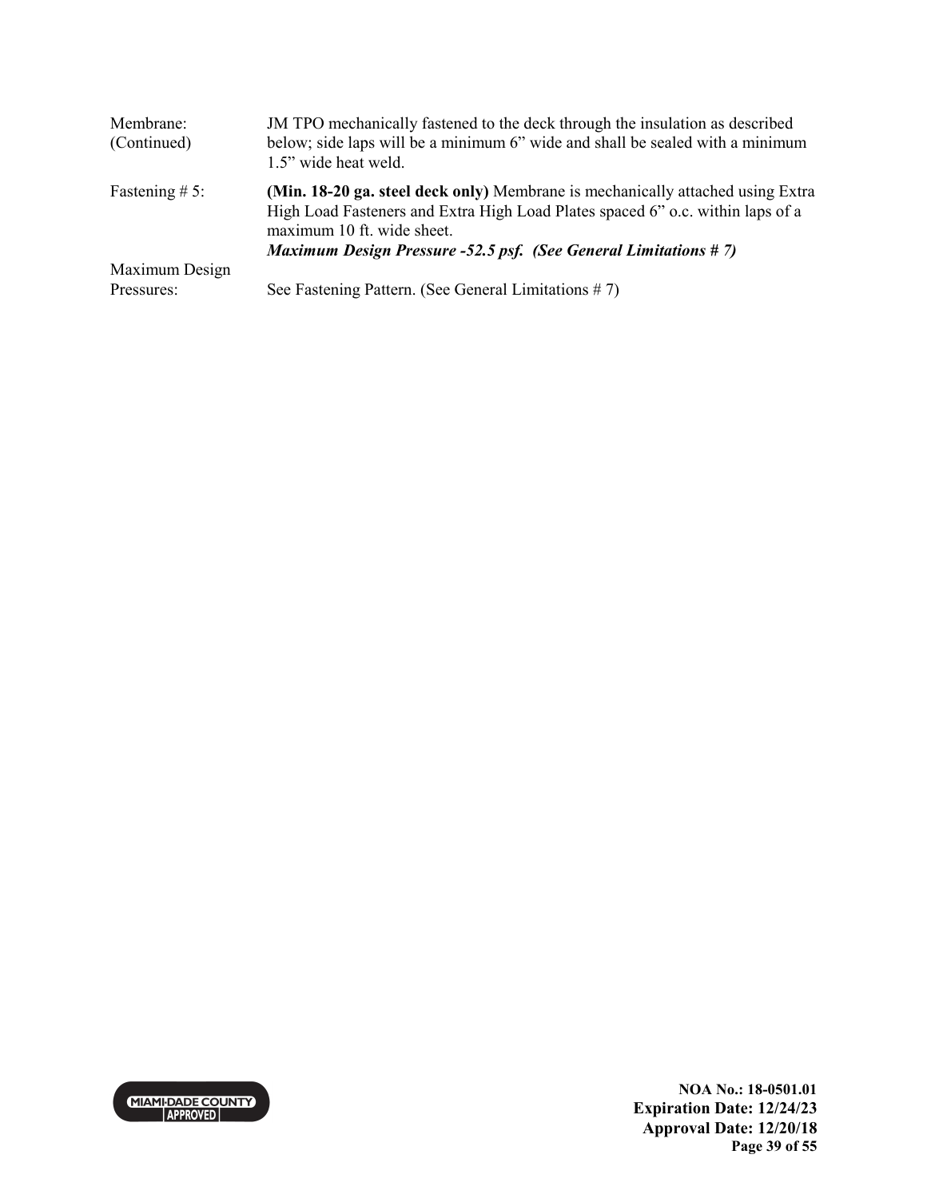| | |
|---|---|
| Membrane: (Continued) | JM TPO mechanically fastened to the deck through the insulation as described below; side laps will be a minimum 6" wide and shall be sealed with a minimum 1.5" wide heat weld. |
| Fastening # 5: | **(Min. 18-20 ga. steel deck only)** Membrane is mechanically attached using Extra High Load Fasteners and Extra High Load Plates spaced 6" o.c. within laps of a maximum 10 ft. wide sheet. ***Maximum Design Pressure -52.5 psf. (See General Limitations # 7)*** |
| Maximum Design Pressures: | See Fastening Pattern. (See General Limitations # 7) |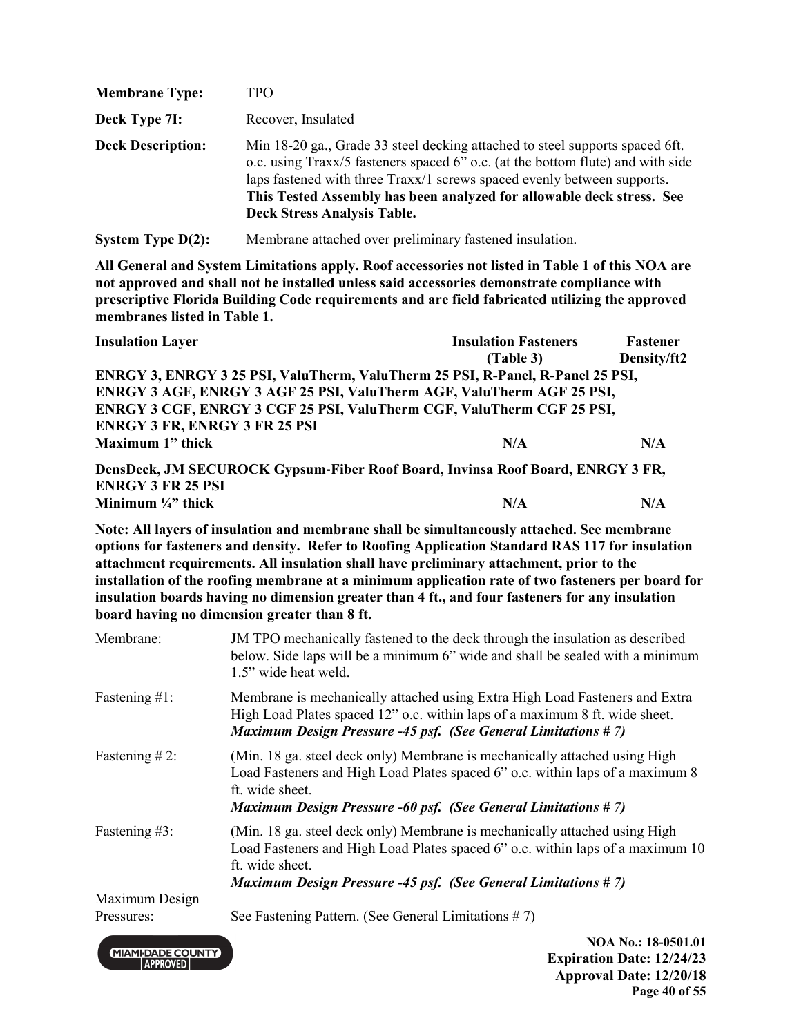| | |
|---|---|
| **Membrane Type:** | TPO |
| **Deck Type 7I:** | Recover, Insulated |
| **Deck Description:** | Min 18-20 ga., Grade 33 steel decking attached to steel supports spaced 6ft. o.c. using Traxx/5 fasteners spaced 6" o.c. (at the bottom flute) and with side laps fastened with three Traxx/1 screws spaced evenly between supports. **This Tested Assembly has been analyzed for allowable deck stress. See Deck Stress Analysis Table.** |
| **System Type D(2):** | Membrane attached over preliminary fastened insulation. |

**All General and System Limitations apply. Roof accessories not listed in Table 1 of this NOA are not approved and shall not be installed unless said accessories demonstrate compliance with prescriptive Florida Building Code requirements and are field fabricated utilizing the approved membranes listed in Table 1.**

| **Insulation Layer** | **Insulation Fasteners (Table 3)** | **Fastener Density/ft2** |
|---|---|---|
| **ENRGY 3, ENRGY 3 25 PSI, ValuTherm, ValuTherm 25 PSI, R-Panel, R-Panel 25 PSI, ENRGY 3 AGF, ENRGY 3 AGF 25 PSI, ValuTherm AGF, ValuTherm AGF 25 PSI, ENRGY 3 CGF, ENRGY 3 CGF 25 PSI, ValuTherm CGF, ValuTherm CGF 25 PSI, ENRGY 3 FR, ENRGY 3 FR 25 PSI** | | |
| **Maximum 1" thick** | **N/A** | **N/A** |
| **DensDeck, JM SECUROCK Gypsum-Fiber Roof Board, Invinsa Roof Board, ENRGY 3 FR, ENRGY 3 FR 25 PSI** | | |
| **Minimum ¼" thick** | **N/A** | **N/A** |

**Note: All layers of insulation and membrane shall be simultaneously attached. See membrane options for fasteners and density. Refer to Roofing Application Standard RAS 117 for insulation attachment requirements. All insulation shall have preliminary attachment, prior to the installation of the roofing membrane at a minimum application rate of two fasteners per board for insulation boards having no dimension greater than 4 ft., and four fasteners for any insulation board having no dimension greater than 8 ft.**

| | |
|---|---|
| Membrane: | JM TPO mechanically fastened to the deck through the insulation as described below. Side laps will be a minimum 6" wide and shall be sealed with a minimum 1.5" wide heat weld. |
| Fastening #1: | Membrane is mechanically attached using Extra High Load Fasteners and Extra High Load Plates spaced 12" o.c. within laps of a maximum 8 ft. wide sheet. ***Maximum Design Pressure -45 psf. (See General Limitations # 7)*** |
| Fastening # 2: | (Min. 18 ga. steel deck only) Membrane is mechanically attached using High Load Fasteners and High Load Plates spaced 6" o.c. within laps of a maximum 8 ft. wide sheet. ***Maximum Design Pressure -60 psf. (See General Limitations # 7)*** |
| Fastening #3: | (Min. 18 ga. steel deck only) Membrane is mechanically attached using High Load Fasteners and High Load Plates spaced 6" o.c. within laps of a maximum 10 ft. wide sheet. ***Maximum Design Pressure -45 psf. (See General Limitations # 7)*** |
| Maximum Design Pressures: | See Fastening Pattern. (See General Limitations # 7) |

MIAMI-DADE COUNTY APPROVED

**NOA No.: 18-0501.01**
**Expiration Date: 12/24/23**
**Approval Date: 12/20/18**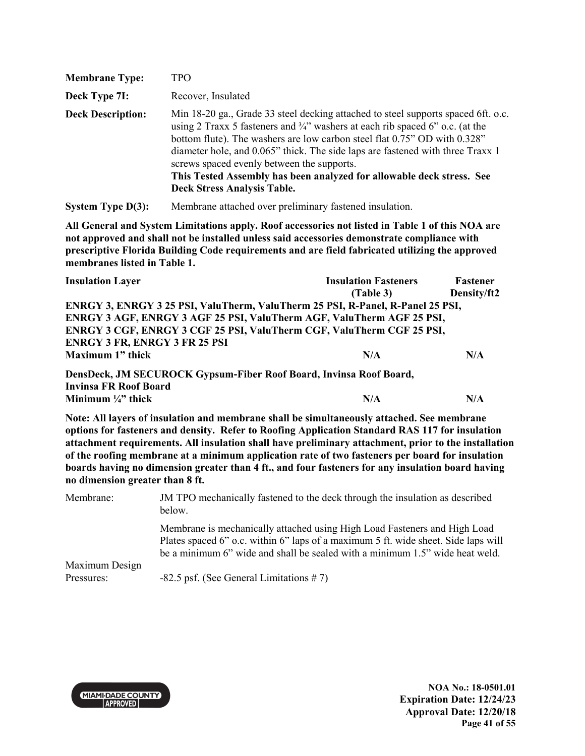| | |
|---|---|
| **Membrane Type:** | TPO |
| **Deck Type 7I:** | Recover, Insulated |
| **Deck Description:** | Min 18-20 ga., Grade 33 steel decking attached to steel supports spaced 6ft. o.c. using 2 Traxx 5 fasteners and ¾" washers at each rib spaced 6" o.c. (at the bottom flute). The washers are low carbon steel flat 0.75" OD with 0.328" diameter hole, and 0.065" thick. The side laps are fastened with three Traxx 1 screws spaced evenly between the supports. **This Tested Assembly has been analyzed for allowable deck stress. See Deck Stress Analysis Table.** |
| **System Type D(3):** | Membrane attached over preliminary fastened insulation. |

**All General and System Limitations apply. Roof accessories not listed in Table 1 of this NOA are not approved and shall not be installed unless said accessories demonstrate compliance with prescriptive Florida Building Code requirements and are field fabricated utilizing the approved membranes listed in Table 1.**

| Insulation Layer | Insulation Fasteners (Table 3) | Fastener Density/ft2 |
|---|---|---|
| **ENRGY 3, ENRGY 3 25 PSI, ValuTherm, ValuTherm 25 PSI, R-Panel, R-Panel 25 PSI, ENRGY 3 AGF, ENRGY 3 AGF 25 PSI, ValuTherm AGF, ValuTherm AGF 25 PSI, ENRGY 3 CGF, ENRGY 3 CGF 25 PSI, ValuTherm CGF, ValuTherm CGF 25 PSI, ENRGY 3 FR, ENRGY 3 FR 25 PSI** Maximum 1" thick | N/A | N/A |
| **DensDeck, JM SECUROCK Gypsum-Fiber Roof Board, Invinsa Roof Board, Invinsa FR Roof Board** Minimum ¼" thick | N/A | N/A |

**Note: All layers of insulation and membrane shall be simultaneously attached. See membrane options for fasteners and density. Refer to Roofing Application Standard RAS 117 for insulation attachment requirements. All insulation shall have preliminary attachment, prior to the installation of the roofing membrane at a minimum application rate of two fasteners per board for insulation boards having no dimension greater than 4 ft., and four fasteners for any insulation board having no dimension greater than 8 ft.**

| | |
|---|---|
| Membrane: | JM TPO mechanically fastened to the deck through the insulation as described below. |
| | Membrane is mechanically attached using High Load Fasteners and High Load Plates spaced 6" o.c. within 6" laps of a maximum 5 ft. wide sheet. Side laps will be a minimum 6" wide and shall be sealed with a minimum 1.5" wide heat weld. |
| Maximum Design Pressures: | -82.5 psf. (See General Limitations # 7) |

NOA No.: 18-0501.01
Expiration Date: 12/24/23
Approval Date: 12/20/18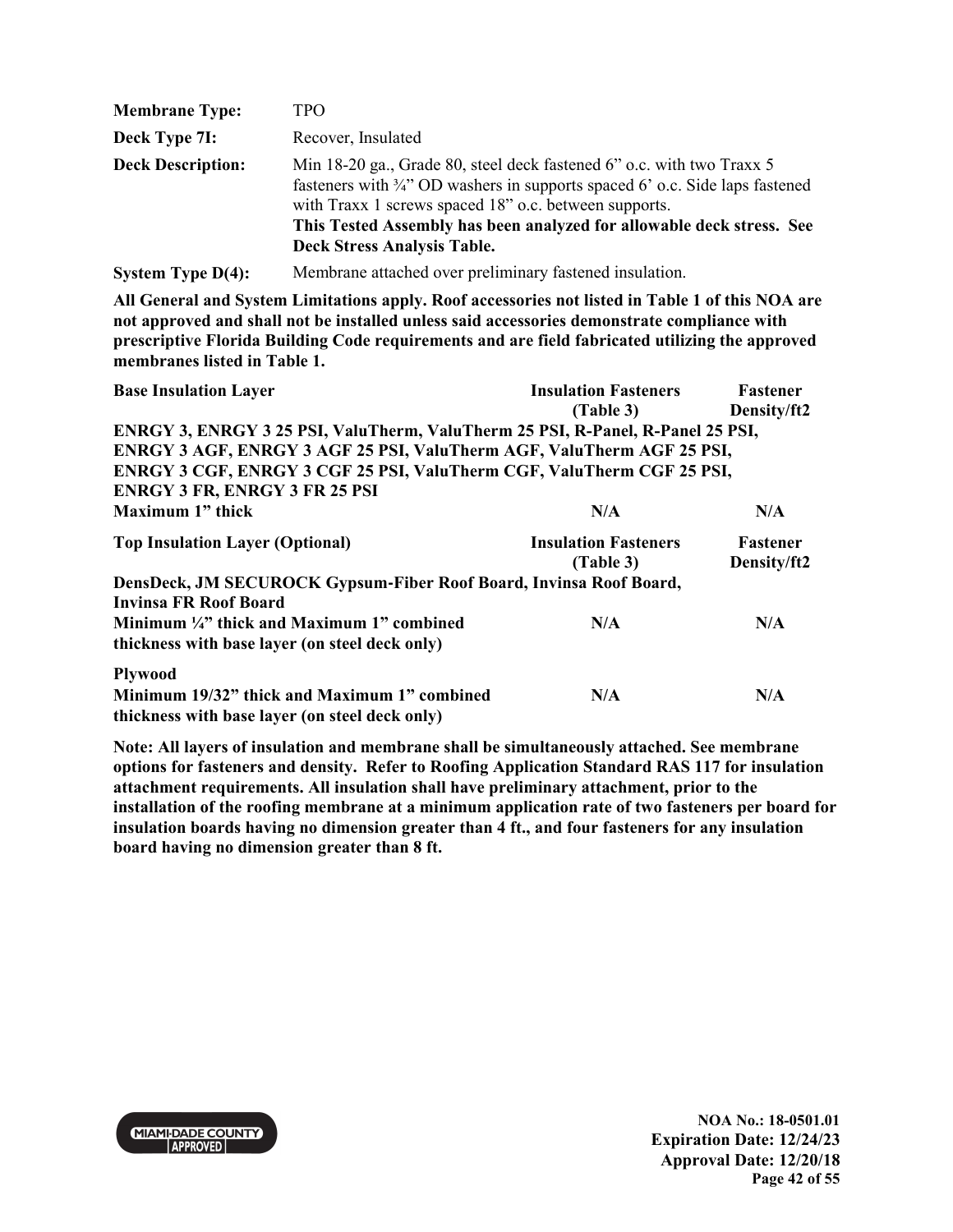| | |
|---|---|
| **Membrane Type:** | TPO |
| **Deck Type 7I:** | Recover, Insulated |
| **Deck Description:** | Min 18-20 ga., Grade 80, steel deck fastened 6” o.c. with two Traxx 5 fasteners with ¾” OD washers in supports spaced 6’ o.c. Side laps fastened with Traxx 1 screws spaced 18” o.c. between supports. **This Tested Assembly has been analyzed for allowable deck stress. See Deck Stress Analysis Table.** |
| **System Type D(4):** | Membrane attached over preliminary fastened insulation. |

**All General and System Limitations apply. Roof accessories not listed in Table 1 of this NOA are not approved and shall not be installed unless said accessories demonstrate compliance with prescriptive Florida Building Code requirements and are field fabricated utilizing the approved membranes listed in Table 1.**

| **Base Insulation Layer** | **Insulation Fasteners (Table 3)** | **Fastener Density/ft2** |
|---|---|---|
| **ENRGY 3, ENRGY 3 25 PSI, ValuTherm, ValuTherm 25 PSI, R-Panel, R-Panel 25 PSI, ENRGY 3 AGF, ENRGY 3 AGF 25 PSI, ValuTherm AGF, ValuTherm AGF 25 PSI, ENRGY 3 CGF, ENRGY 3 CGF 25 PSI, ValuTherm CGF, ValuTherm CGF 25 PSI, ENRGY 3 FR, ENRGY 3 FR 25 PSI** | | |
| **Maximum 1” thick** | **N/A** | **N/A** |

| **Top Insulation Layer (Optional)** | **Insulation Fasteners (Table 3)** | **Fastener Density/ft2** |
|---|---|---|
| **DensDeck, JM SECUROCK Gypsum-Fiber Roof Board, Invinsa Roof Board, Invinsa FR Roof Board** | | |
| **Minimum ¼” thick and Maximum 1” combined thickness with base layer (on steel deck only)** | **N/A** | **N/A** |
| **Plywood** | | |
| **Minimum 19/32” thick and Maximum 1” combined thickness with base layer (on steel deck only)** | **N/A** | **N/A** |

**Note: All layers of insulation and membrane shall be simultaneously attached. See membrane options for fasteners and density. Refer to Roofing Application Standard RAS 117 for insulation attachment requirements. All insulation shall have preliminary attachment, prior to the installation of the roofing membrane at a minimum application rate of two fasteners per board for insulation boards having no dimension greater than 4 ft., and four fasteners for any insulation board having no dimension greater than 8 ft.**

**NOA No.: 18-0501.01**
**Expiration Date: 12/24/23**
**Approval Date: 12/20/18**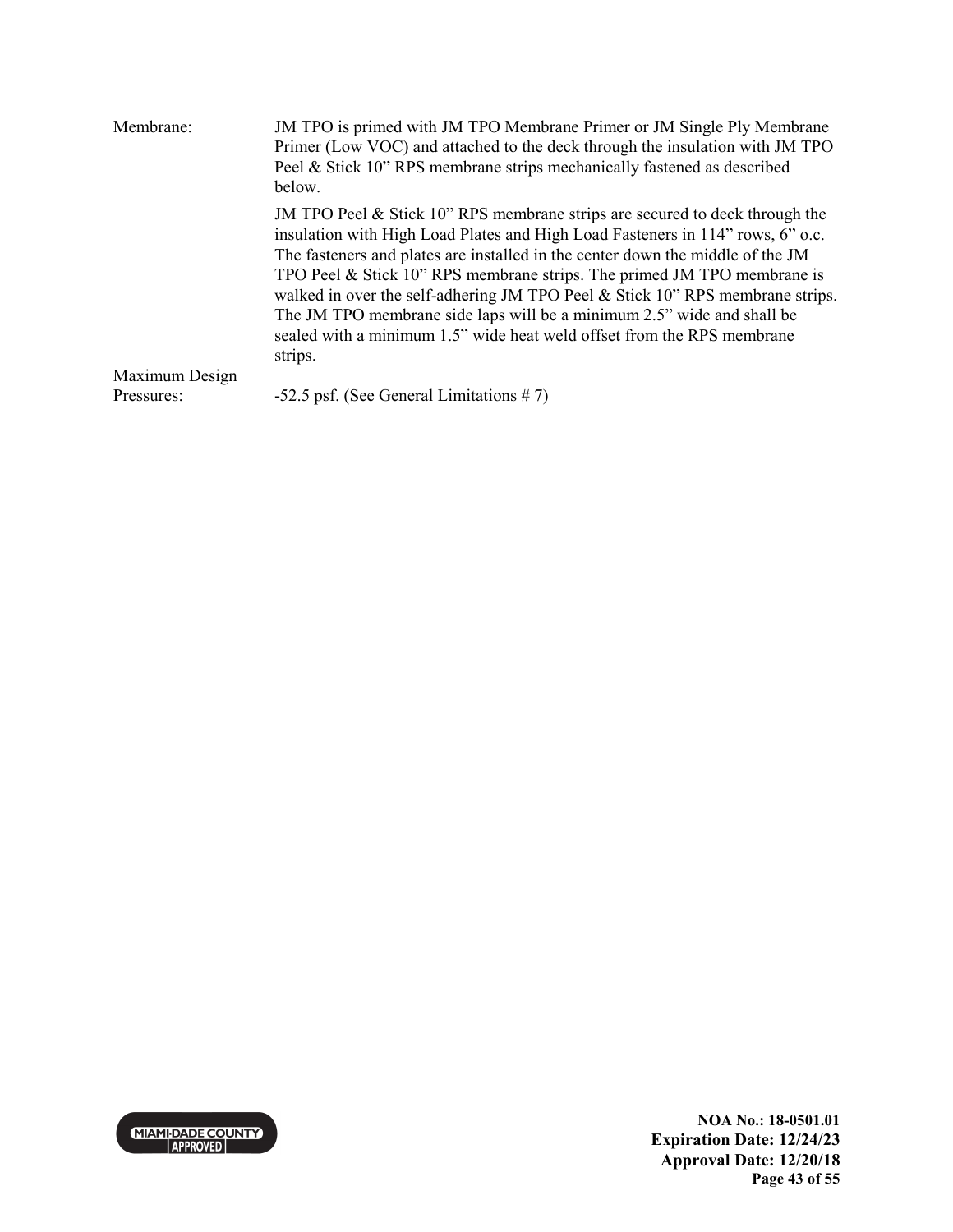| | |
|---|---|
| Membrane: | JM TPO is primed with JM TPO Membrane Primer or JM Single Ply Membrane Primer (Low VOC) and attached to the deck through the insulation with JM TPO Peel & Stick 10" RPS membrane strips mechanically fastened as described below.<br><br>JM TPO Peel & Stick 10" RPS membrane strips are secured to deck through the insulation with High Load Plates and High Load Fasteners in 114" rows, 6" o.c. The fasteners and plates are installed in the center down the middle of the JM TPO Peel & Stick 10" RPS membrane strips. The primed JM TPO membrane is walked in over the self-adhering JM TPO Peel & Stick 10" RPS membrane strips. The JM TPO membrane side laps will be a minimum 2.5" wide and shall be sealed with a minimum 1.5" wide heat weld offset from the RPS membrane strips. |
| Maximum Design Pressures: | -52.5 psf. (See General Limitations # 7) |

MIAMI-DADE COUNTY APPROVED

**NOA No.: 18-0501.01**
**Expiration Date: 12/24/23**
**Approval Date: 12/20/18**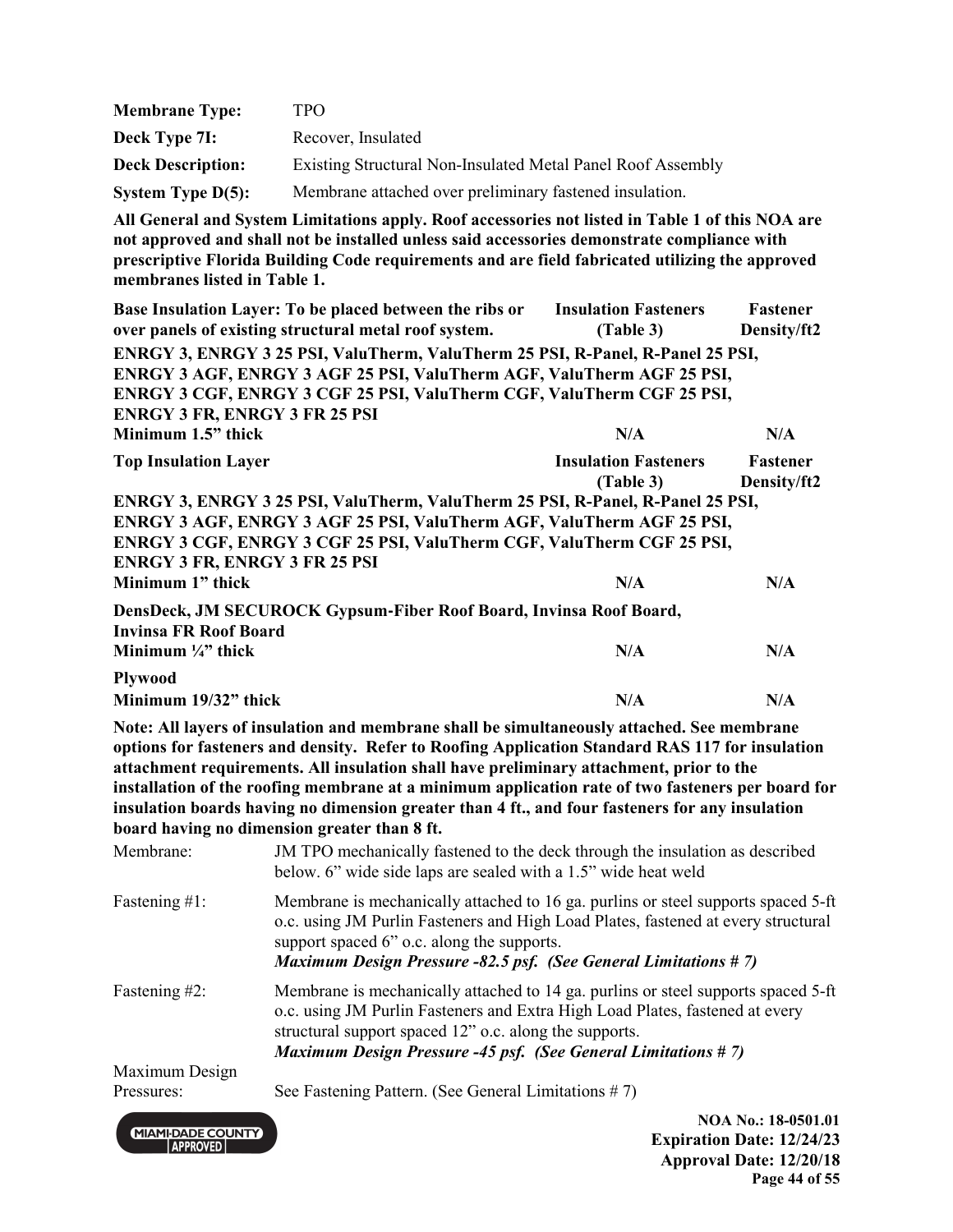| | |
|---|---|
| **Membrane Type:** | TPO |
| **Deck Type 7I:** | Recover, Insulated |
| **Deck Description:** | Existing Structural Non-Insulated Metal Panel Roof Assembly |
| **System Type D(5):** | Membrane attached over preliminary fastened insulation. |

**All General and System Limitations apply. Roof accessories not listed in Table 1 of this NOA are not approved and shall not be installed unless said accessories demonstrate compliance with prescriptive Florida Building Code requirements and are field fabricated utilizing the approved membranes listed in Table 1.**

| **Base Insulation Layer: To be placed between the ribs or over panels of existing structural metal roof system.** | **Insulation Fasteners (Table 3)** | **Fastener Density/ft2** |
|---|---|---|
| **ENRGY 3, ENRGY 3 25 PSI, ValuTherm, ValuTherm 25 PSI, R-Panel, R-Panel 25 PSI, ENRGY 3 AGF, ENRGY 3 AGF 25 PSI, ValuTherm AGF, ValuTherm AGF 25 PSI, ENRGY 3 CGF, ENRGY 3 CGF 25 PSI, ValuTherm CGF, ValuTherm CGF 25 PSI, ENRGY 3 FR, ENRGY 3 FR 25 PSI** | | |
| **Minimum 1.5" thick** | **N/A** | **N/A** |

| **Top Insulation Layer** | **Insulation Fasteners (Table 3)** | **Fastener Density/ft2** |
|---|---|---|
| **ENRGY 3, ENRGY 3 25 PSI, ValuTherm, ValuTherm 25 PSI, R-Panel, R-Panel 25 PSI, ENRGY 3 AGF, ENRGY 3 AGF 25 PSI, ValuTherm AGF, ValuTherm AGF 25 PSI, ENRGY 3 CGF, ENRGY 3 CGF 25 PSI, ValuTherm CGF, ValuTherm CGF 25 PSI, ENRGY 3 FR, ENRGY 3 FR 25 PSI** | | |
| **Minimum 1" thick** | **N/A** | **N/A** |
| **DensDeck, JM SECUROCK Gypsum-Fiber Roof Board, Invinsa Roof Board, Invinsa FR Roof Board** | | |
| **Minimum ¼" thick** | **N/A** | **N/A** |
| **Plywood** | | |
| **Minimum 19/32" thick** | **N/A** | **N/A** |

**Note: All layers of insulation and membrane shall be simultaneously attached. See membrane options for fasteners and density. Refer to Roofing Application Standard RAS 117 for insulation attachment requirements. All insulation shall have preliminary attachment, prior to the installation of the roofing membrane at a minimum application rate of two fasteners per board for insulation boards having no dimension greater than 4 ft., and four fasteners for any insulation board having no dimension greater than 8 ft.**

| | |
|---|---|
| Membrane: | JM TPO mechanically fastened to the deck through the insulation as described below. 6" wide side laps are sealed with a 1.5" wide heat weld |
| Fastening #1: | Membrane is mechanically attached to 16 ga. purlins or steel supports spaced 5-ft o.c. using JM Purlin Fasteners and High Load Plates, fastened at every structural support spaced 6" o.c. along the supports. ***Maximum Design Pressure -82.5 psf. (See General Limitations # 7)*** |
| Fastening #2: | Membrane is mechanically attached to 14 ga. purlins or steel supports spaced 5-ft o.c. using JM Purlin Fasteners and Extra High Load Plates, fastened at every structural support spaced 12" o.c. along the supports. ***Maximum Design Pressure -45 psf. (See General Limitations # 7)*** |
| Maximum Design Pressures: | See Fastening Pattern. (See General Limitations # 7) |

**NOA No.: 18-0501.01**
**Expiration Date: 12/24/23**
**Approval Date: 12/20/18**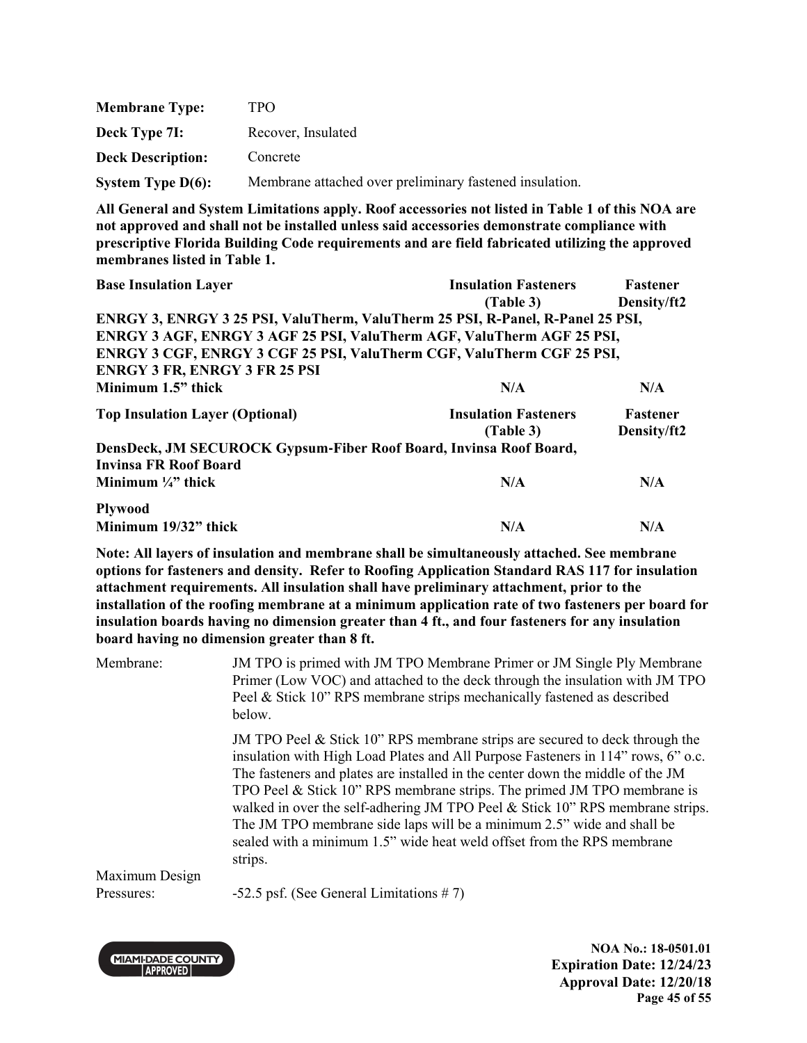| | |
|---|---|
| **Membrane Type:** | TPO |
| **Deck Type 7I:** | Recover, Insulated |
| **Deck Description:** | Concrete |
| **System Type D(6):** | Membrane attached over preliminary fastened insulation. |

**All General and System Limitations apply. Roof accessories not listed in Table 1 of this NOA are not approved and shall not be installed unless said accessories demonstrate compliance with prescriptive Florida Building Code requirements and are field fabricated utilizing the approved membranes listed in Table 1.**

| Base Insulation Layer | Insulation Fasteners (Table 3) | Fastener Density/ft2 |
|---|---|---|
| **ENRGY 3, ENRGY 3 25 PSI, ValuTherm, ValuTherm 25 PSI, R-Panel, R-Panel 25 PSI, ENRGY 3 AGF, ENRGY 3 AGF 25 PSI, ValuTherm AGF, ValuTherm AGF 25 PSI, ENRGY 3 CGF, ENRGY 3 CGF 25 PSI, ValuTherm CGF, ValuTherm CGF 25 PSI, ENRGY 3 FR, ENRGY 3 FR 25 PSI** | | |
| **Minimum 1.5" thick** | **N/A** | **N/A** |

| Top Insulation Layer (Optional) | Insulation Fasteners (Table 3) | Fastener Density/ft2 |
|---|---|---|
| **DensDeck, JM SECUROCK Gypsum-Fiber Roof Board, Invinsa Roof Board, Invinsa FR Roof Board** | | |
| **Minimum ¼" thick** | **N/A** | **N/A** |
| **Plywood** | | |
| **Minimum 19/32" thick** | **N/A** | **N/A** |

**Note: All layers of insulation and membrane shall be simultaneously attached. See membrane options for fasteners and density. Refer to Roofing Application Standard RAS 117 for insulation attachment requirements. All insulation shall have preliminary attachment, prior to the installation of the roofing membrane at a minimum application rate of two fasteners per board for insulation boards having no dimension greater than 4 ft., and four fasteners for any insulation board having no dimension greater than 8 ft.**

Membrane: JM TPO is primed with JM TPO Membrane Primer or JM Single Ply Membrane Primer (Low VOC) and attached to the deck through the insulation with JM TPO Peel & Stick 10" RPS membrane strips mechanically fastened as described below.

JM TPO Peel & Stick 10" RPS membrane strips are secured to deck through the insulation with High Load Plates and All Purpose Fasteners in 114" rows, 6" o.c. The fasteners and plates are installed in the center down the middle of the JM TPO Peel & Stick 10" RPS membrane strips. The primed JM TPO membrane is walked in over the self-adhering JM TPO Peel & Stick 10" RPS membrane strips. The JM TPO membrane side laps will be a minimum 2.5" wide and shall be sealed with a minimum 1.5" wide heat weld offset from the RPS membrane strips.

Maximum Design Pressures: -52.5 psf. (See General Limitations # 7)

**NOA No.: 18-0501.01**
**Expiration Date: 12/24/23**
**Approval Date: 12/20/18**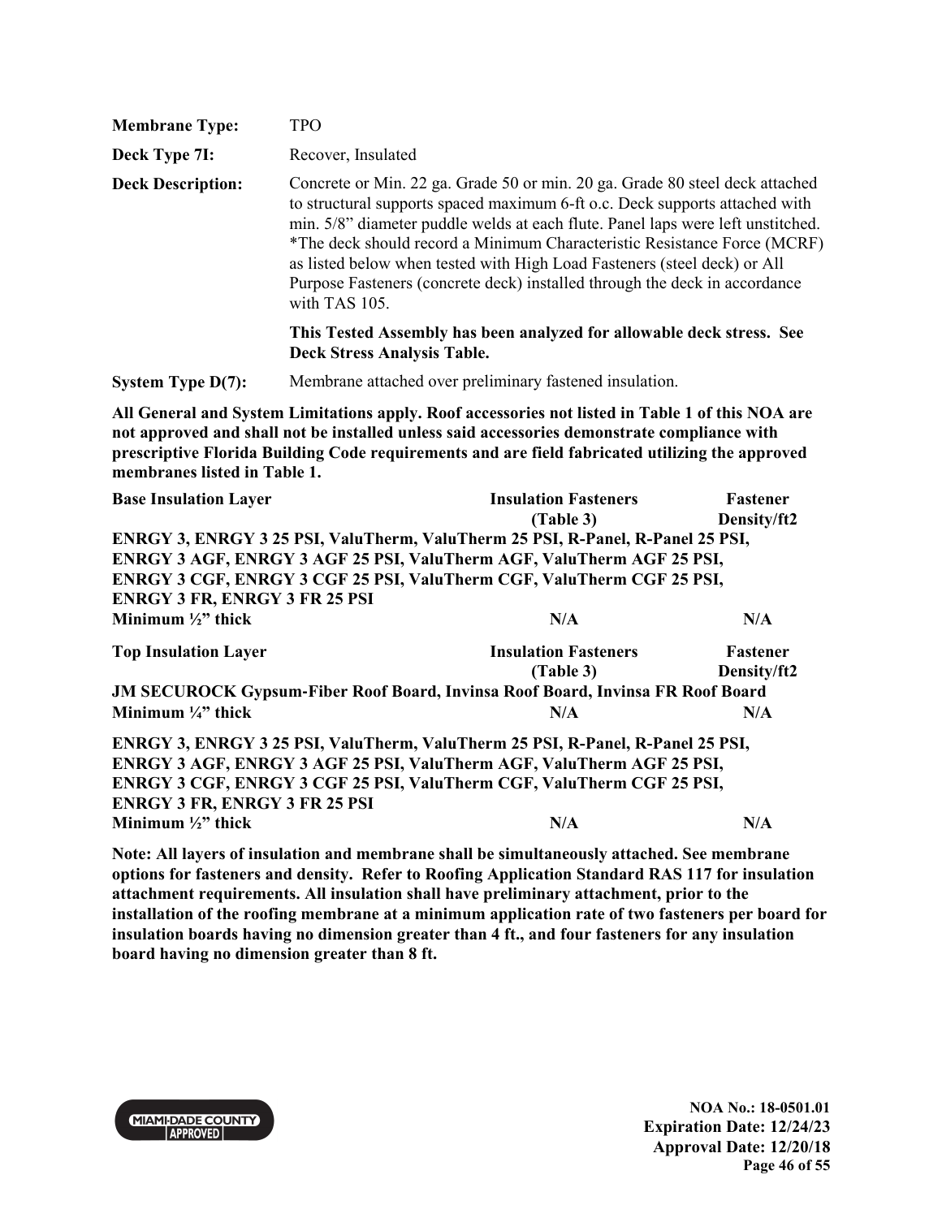**Membrane Type:** TPO

**Deck Type 7I:** Recover, Insulated

**Deck Description:** Concrete or Min. 22 ga. Grade 50 or min. 20 ga. Grade 80 steel deck attached to structural supports spaced maximum 6-ft o.c. Deck supports attached with min. 5/8" diameter puddle welds at each flute. Panel laps were left unstitched. *The deck should record a Minimum Characteristic Resistance Force (MCRF) as listed below when tested with High Load Fasteners (steel deck) or All Purpose Fasteners (concrete deck) installed through the deck in accordance with TAS 105.

**This Tested Assembly has been analyzed for allowable deck stress. See Deck Stress Analysis Table.**

**System Type D(7):** Membrane attached over preliminary fastened insulation.

**All General and System Limitations apply. Roof accessories not listed in Table 1 of this NOA are not approved and shall not be installed unless said accessories demonstrate compliance with prescriptive Florida Building Code requirements and are field fabricated utilizing the approved membranes listed in Table 1.**

| Base Insulation Layer | Insulation Fasteners (Table 3) | Fastener Density/ft2 |
|---|---|---|
| **ENRGY 3, ENRGY 3 25 PSI, ValuTherm, ValuTherm 25 PSI, R-Panel, R-Panel 25 PSI, ENRGY 3 AGF, ENRGY 3 AGF 25 PSI, ValuTherm AGF, ValuTherm AGF 25 PSI, ENRGY 3 CGF, ENRGY 3 CGF 25 PSI, ValuTherm CGF, ValuTherm CGF 25 PSI, ENRGY 3 FR, ENRGY 3 FR 25 PSI** | | |
| **Minimum ½" thick** | **N/A** | **N/A** |

| Top Insulation Layer | Insulation Fasteners (Table 3) | Fastener Density/ft2 |
|---|---|---|
| **JM SECUROCK Gypsum-Fiber Roof Board, Invinsa Roof Board, Invinsa FR Roof Board** | | |
| **Minimum ¼" thick** | **N/A** | **N/A** |
| **ENRGY 3, ENRGY 3 25 PSI, ValuTherm, ValuTherm 25 PSI, R-Panel, R-Panel 25 PSI, ENRGY 3 AGF, ENRGY 3 AGF 25 PSI, ValuTherm AGF, ValuTherm AGF 25 PSI, ENRGY 3 CGF, ENRGY 3 CGF 25 PSI, ValuTherm CGF, ValuTherm CGF 25 PSI, ENRGY 3 FR, ENRGY 3 FR 25 PSI** | | |
| **Minimum ½" thick** | **N/A** | **N/A** |

**Note: All layers of insulation and membrane shall be simultaneously attached. See membrane options for fasteners and density. Refer to Roofing Application Standard RAS 117 for insulation attachment requirements. All insulation shall have preliminary attachment, prior to the installation of the roofing membrane at a minimum application rate of two fasteners per board for insulation boards having no dimension greater than 4 ft., and four fasteners for any insulation board having no dimension greater than 8 ft.**

**NOA No.: 18-0501.01**
**Expiration Date: 12/24/23**
**Approval Date: 12/20/18**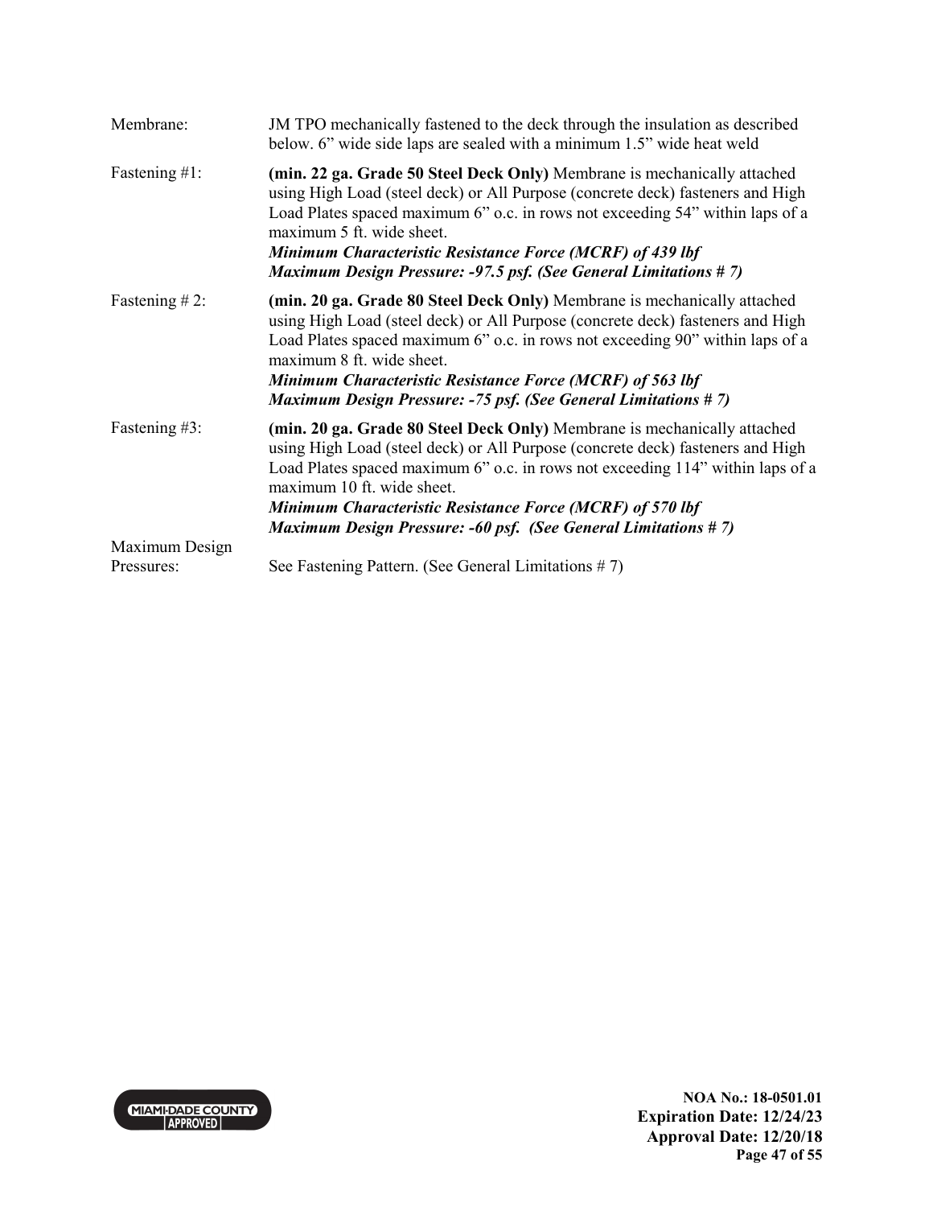| | |
|---|---|
| Membrane: | JM TPO mechanically fastened to the deck through the insulation as described below. 6" wide side laps are sealed with a minimum 1.5" wide heat weld |
| Fastening #1: | **(min. 22 ga. Grade 50 Steel Deck Only)** Membrane is mechanically attached using High Load (steel deck) or All Purpose (concrete deck) fasteners and High Load Plates spaced maximum 6" o.c. in rows not exceeding 54" within laps of a maximum 5 ft. wide sheet.<br>***Minimum Characteristic Resistance Force (MCRF) of 439 lbf***<br>***Maximum Design Pressure: -97.5 psf. (See General Limitations # 7)*** |
| Fastening # 2: | **(min. 20 ga. Grade 80 Steel Deck Only)** Membrane is mechanically attached using High Load (steel deck) or All Purpose (concrete deck) fasteners and High Load Plates spaced maximum 6" o.c. in rows not exceeding 90" within laps of a maximum 8 ft. wide sheet.<br>***Minimum Characteristic Resistance Force (MCRF) of 563 lbf***<br>***Maximum Design Pressure: -75 psf. (See General Limitations # 7)*** |
| Fastening #3: | **(min. 20 ga. Grade 80 Steel Deck Only)** Membrane is mechanically attached using High Load (steel deck) or All Purpose (concrete deck) fasteners and High Load Plates spaced maximum 6" o.c. in rows not exceeding 114" within laps of a maximum 10 ft. wide sheet.<br>***Minimum Characteristic Resistance Force (MCRF) of 570 lbf***<br>***Maximum Design Pressure: -60 psf. (See General Limitations # 7)*** |
| Maximum Design Pressures: | See Fastening Pattern. (See General Limitations # 7) |

**NOA No.: 18-0501.01**
**Expiration Date: 12/24/23**
**Approval Date: 12/20/18**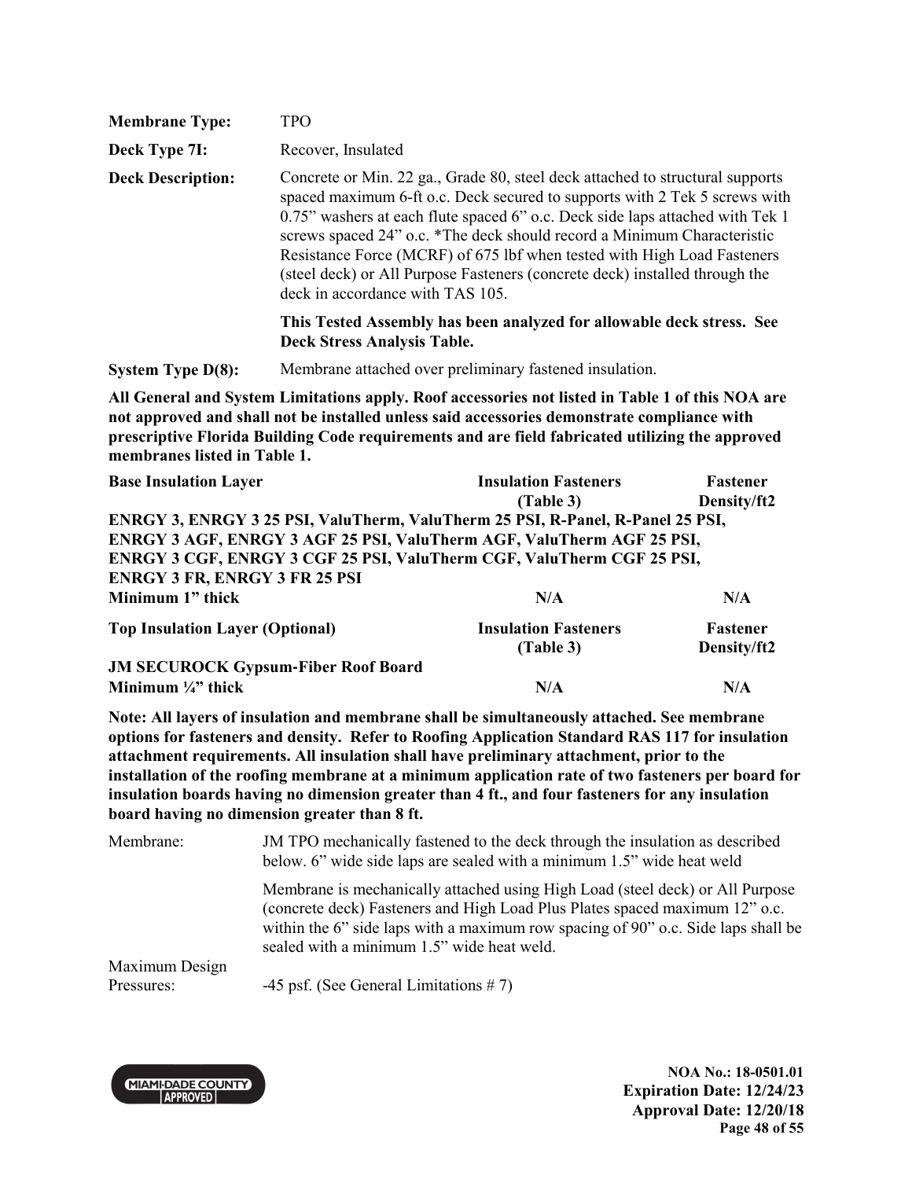**Membrane Type:** TPO

**Deck Type 7I:** Recover, Insulated

**Deck Description:** Concrete or Min. 22 ga., Grade 80, steel deck attached to structural supports spaced maximum 6-ft o.c. Deck secured to supports with 2 Tek 5 screws with 0.75" washers at each flute spaced 6" o.c. Deck side laps attached with Tek 1 screws spaced 24" o.c. *The deck should record a Minimum Characteristic Resistance Force (MCRF) of 675 lbf when tested with High Load Fasteners (steel deck) or All Purpose Fasteners (concrete deck) installed through the deck in accordance with TAS 105.

**This Tested Assembly has been analyzed for allowable deck stress. See Deck Stress Analysis Table.**

**System Type D(8):** Membrane attached over preliminary fastened insulation.

**All General and System Limitations apply. Roof accessories not listed in Table 1 of this NOA are not approved and shall not be installed unless said accessories demonstrate compliance with prescriptive Florida Building Code requirements and are field fabricated utilizing the approved membranes listed in Table 1.**

| Base Insulation Layer | Insulation Fasteners (Table 3) | Fastener Density/ft2 |
|---|---|---|
| **ENRGY 3, ENRGY 3 25 PSI, ValuTherm, ValuTherm 25 PSI, R-Panel, R-Panel 25 PSI, ENRGY 3 AGF, ENRGY 3 AGF 25 PSI, ValuTherm AGF, ValuTherm AGF 25 PSI, ENRGY 3 CGF, ENRGY 3 CGF 25 PSI, ValuTherm CGF, ValuTherm CGF 25 PSI, ENRGY 3 FR, ENRGY 3 FR 25 PSI** | | |
| **Minimum 1" thick** | N/A | N/A |

| Top Insulation Layer (Optional) | Insulation Fasteners (Table 3) | Fastener Density/ft2 |
|---|---|---|
| **JM SECUROCK Gypsum-Fiber Roof Board** | | |
| **Minimum ¼" thick** | N/A | N/A |

**Note: All layers of insulation and membrane shall be simultaneously attached. See membrane options for fasteners and density. Refer to Roofing Application Standard RAS 117 for insulation attachment requirements. All insulation shall have preliminary attachment, prior to the installation of the roofing membrane at a minimum application rate of two fasteners per board for insulation boards having no dimension greater than 4 ft., and four fasteners for any insulation board having no dimension greater than 8 ft.**

Membrane: JM TPO mechanically fastened to the deck through the insulation as described below. 6" wide side laps are sealed with a minimum 1.5" wide heat weld

Membrane is mechanically attached using High Load (steel deck) or All Purpose (concrete deck) Fasteners and High Load Plus Plates spaced maximum 12" o.c. within the 6" side laps with a maximum row spacing of 90" o.c. Side laps shall be sealed with a minimum 1.5" wide heat weld.

Maximum Design Pressures: -45 psf. (See General Limitations # 7)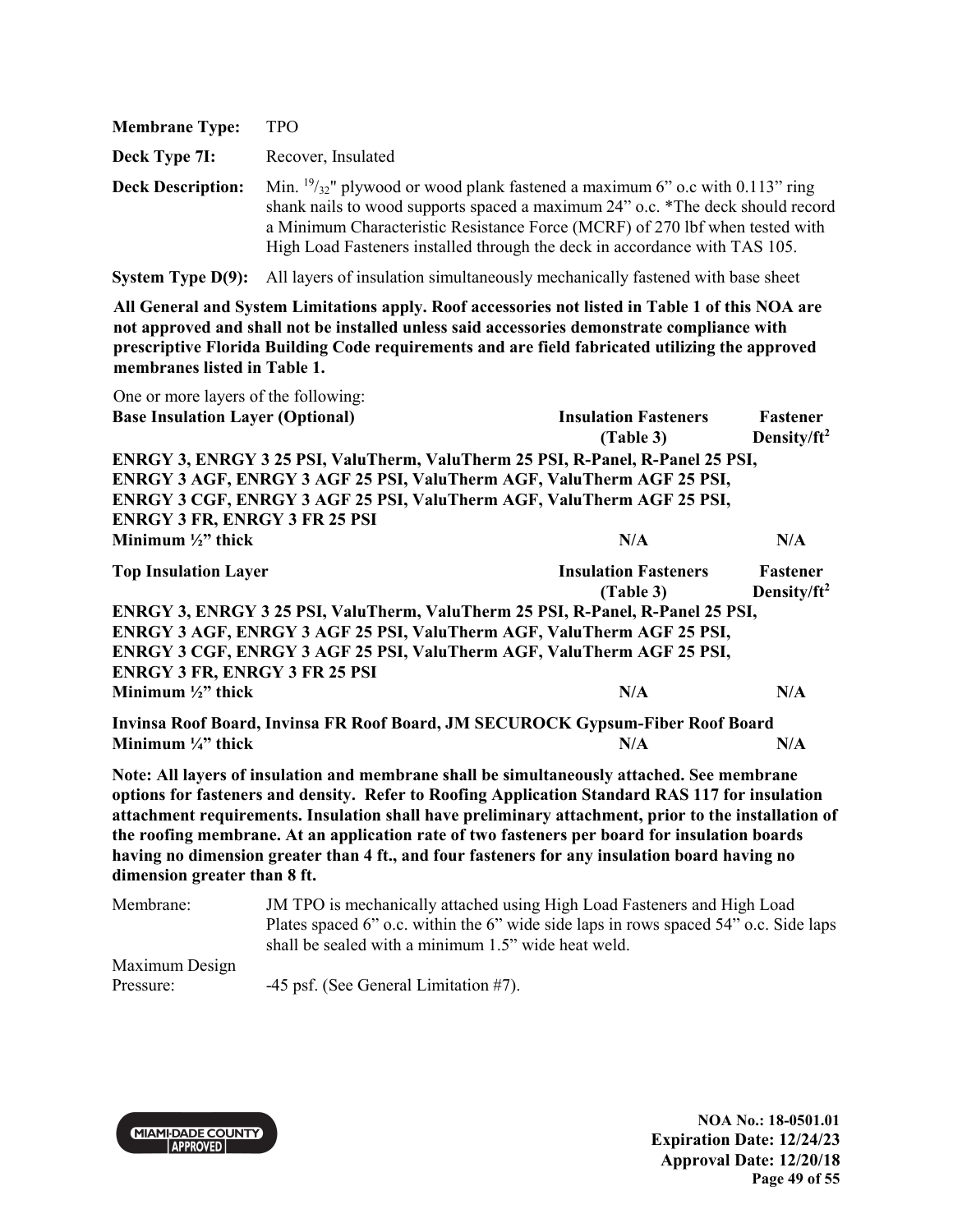**Membrane Type:** TPO

**Deck Type 7I:** Recover, Insulated

**Deck Description:** Min. $^{19}/_{32}$" plywood or wood plank fastened a maximum 6" o.c with 0.113" ring shank nails to wood supports spaced a maximum 24" o.c. *The deck should record a Minimum Characteristic Resistance Force (MCRF) of 270 lbf when tested with High Load Fasteners installed through the deck in accordance with TAS 105.

**System Type D(9):** All layers of insulation simultaneously mechanically fastened with base sheet

**All General and System Limitations apply. Roof accessories not listed in Table 1 of this NOA are not approved and shall not be installed unless said accessories demonstrate compliance with prescriptive Florida Building Code requirements and are field fabricated utilizing the approved membranes listed in Table 1.**

One or more layers of the following:

| **Base Insulation Layer (Optional)** | **Insulation Fasteners (Table 3)** | **Fastener Density/ft$^2$** |
|---|---|---|
| **ENRGY 3, ENRGY 3 25 PSI, ValuTherm, ValuTherm 25 PSI, R-Panel, R-Panel 25 PSI, ENRGY 3 AGF, ENRGY 3 AGF 25 PSI, ValuTherm AGF, ValuTherm AGF 25 PSI, ENRGY 3 CGF, ENRGY 3 AGF 25 PSI, ValuTherm AGF, ValuTherm AGF 25 PSI, ENRGY 3 FR, ENRGY 3 FR 25 PSI** | | |
| **Minimum ½" thick** | **N/A** | **N/A** |

| **Top Insulation Layer** | **Insulation Fasteners (Table 3)** | **Fastener Density/ft$^2$** |
|---|---|---|
| **ENRGY 3, ENRGY 3 25 PSI, ValuTherm, ValuTherm 25 PSI, R-Panel, R-Panel 25 PSI, ENRGY 3 AGF, ENRGY 3 AGF 25 PSI, ValuTherm AGF, ValuTherm AGF 25 PSI, ENRGY 3 CGF, ENRGY 3 AGF 25 PSI, ValuTherm AGF, ValuTherm AGF 25 PSI, ENRGY 3 FR, ENRGY 3 FR 25 PSI** | | |
| **Minimum ½" thick** | **N/A** | **N/A** |
| **Invinsa Roof Board, Invinsa FR Roof Board, JM SECUROCK Gypsum-Fiber Roof Board** | | |
| **Minimum ¼" thick** | **N/A** | **N/A** |

**Note: All layers of insulation and membrane shall be simultaneously attached. See membrane options for fasteners and density. Refer to Roofing Application Standard RAS 117 for insulation attachment requirements. Insulation shall have preliminary attachment, prior to the installation of the roofing membrane. At an application rate of two fasteners per board for insulation boards having no dimension greater than 4 ft., and four fasteners for any insulation board having no dimension greater than 8 ft.**

Membrane: JM TPO is mechanically attached using High Load Fasteners and High Load Plates spaced 6" o.c. within the 6" wide side laps in rows spaced 54" o.c. Side laps shall be sealed with a minimum 1.5" wide heat weld.

Maximum Design Pressure: -45 psf. (See General Limitation #7).

**NOA No.: 18-0501.01**
**Expiration Date: 12/24/23**
**Approval Date: 12/20/18**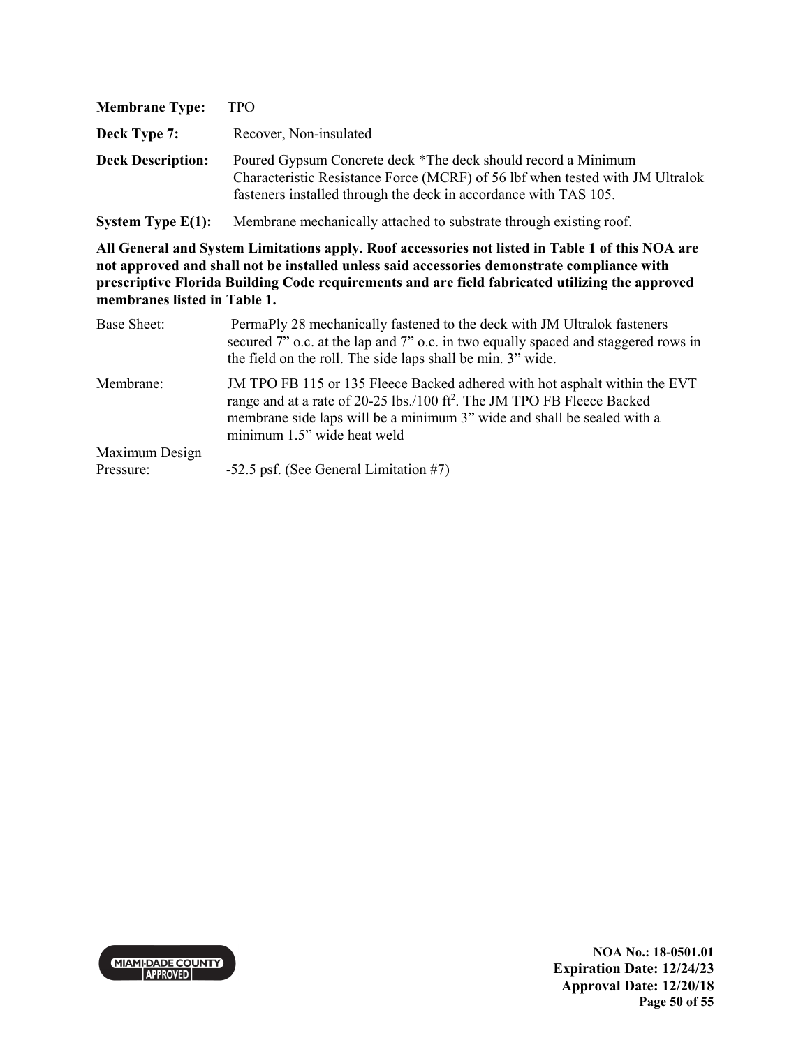**Membrane Type:** TPO

**Deck Type 7:** Recover, Non-insulated

**Deck Description:** Poured Gypsum Concrete deck *The deck should record a Minimum Characteristic Resistance Force (MCRF) of 56 lbf when tested with JM Ultralok fasteners installed through the deck in accordance with TAS 105.

**System Type E(1):** Membrane mechanically attached to substrate through existing roof.

**All General and System Limitations apply. Roof accessories not listed in Table 1 of this NOA are not approved and shall not be installed unless said accessories demonstrate compliance with prescriptive Florida Building Code requirements and are field fabricated utilizing the approved membranes listed in Table 1.**

Base Sheet: PermaPly 28 mechanically fastened to the deck with JM Ultralok fasteners secured 7" o.c. at the lap and 7" o.c. in two equally spaced and staggered rows in the field on the roll. The side laps shall be min. 3" wide.

Membrane: JM TPO FB 115 or 135 Fleece Backed adhered with hot asphalt within the EVT range and at a rate of 20-25 lbs./100 ft$^2$. The JM TPO FB Fleece Backed membrane side laps will be a minimum 3" wide and shall be sealed with a minimum 1.5" wide heat weld

Maximum Design Pressure: -52.5 psf. (See General Limitation #7)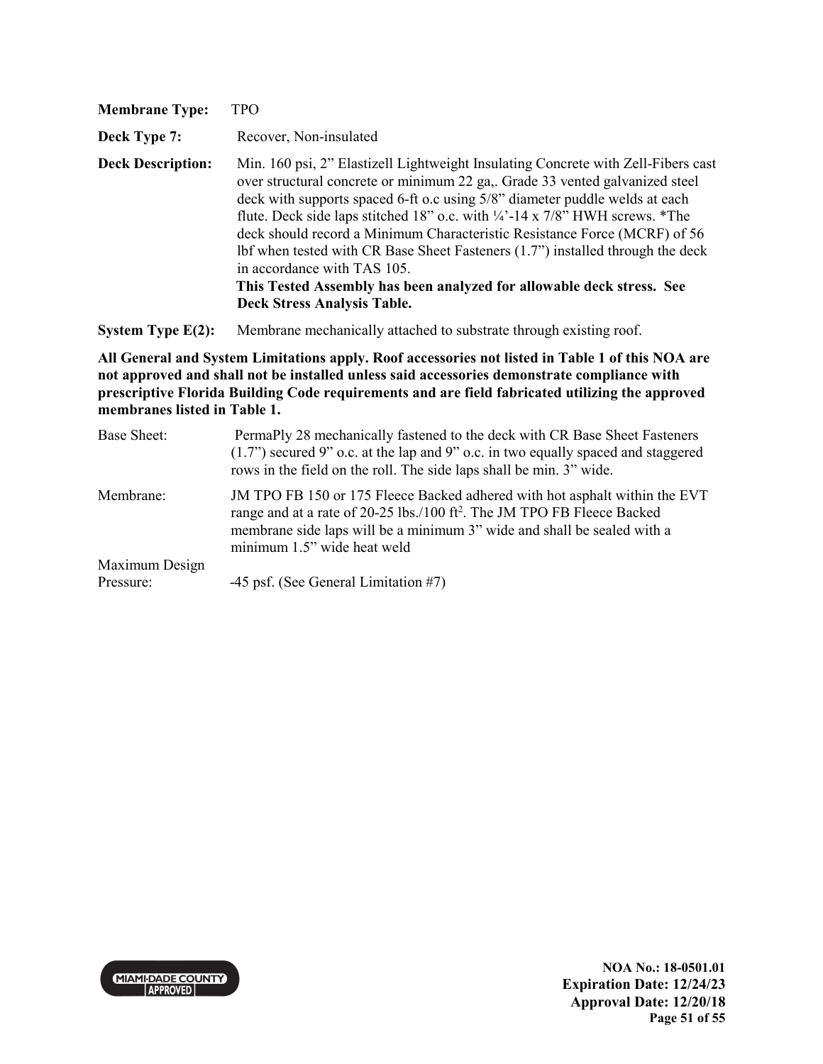**Membrane Type:** TPO

**Deck Type 7:** Recover, Non-insulated

**Deck Description:** Min. 160 psi, 2” Elastizell Lightweight Insulating Concrete with Zell-Fibers cast over structural concrete or minimum 22 ga,. Grade 33 vented galvanized steel deck with supports spaced 6-ft o.c using 5/8” diameter puddle welds at each flute. Deck side laps stitched 18” o.c. with ¼’-14 x 7/8” HWH screws. *The deck should record a Minimum Characteristic Resistance Force (MCRF) of 56 lbf when tested with CR Base Sheet Fasteners (1.7”) installed through the deck in accordance with TAS 105.
**This Tested Assembly has been analyzed for allowable deck stress. See Deck Stress Analysis Table.**

**System Type E(2):** Membrane mechanically attached to substrate through existing roof.

**All General and System Limitations apply. Roof accessories not listed in Table 1 of this NOA are not approved and shall not be installed unless said accessories demonstrate compliance with prescriptive Florida Building Code requirements and are field fabricated utilizing the approved membranes listed in Table 1.**

Base Sheet: PermaPly 28 mechanically fastened to the deck with CR Base Sheet Fasteners (1.7”) secured 9” o.c. at the lap and 9” o.c. in two equally spaced and staggered rows in the field on the roll. The side laps shall be min. 3” wide.

Membrane: JM TPO FB 150 or 175 Fleece Backed adhered with hot asphalt within the EVT range and at a rate of 20-25 lbs./100 ft$^2$. The JM TPO FB Fleece Backed membrane side laps will be a minimum 3” wide and shall be sealed with a minimum 1.5” wide heat weld

Maximum Design Pressure: -45 psf. (See General Limitation #7)

NOA No.: 18-0501.01
Expiration Date: 12/24/23
Approval Date: 12/20/18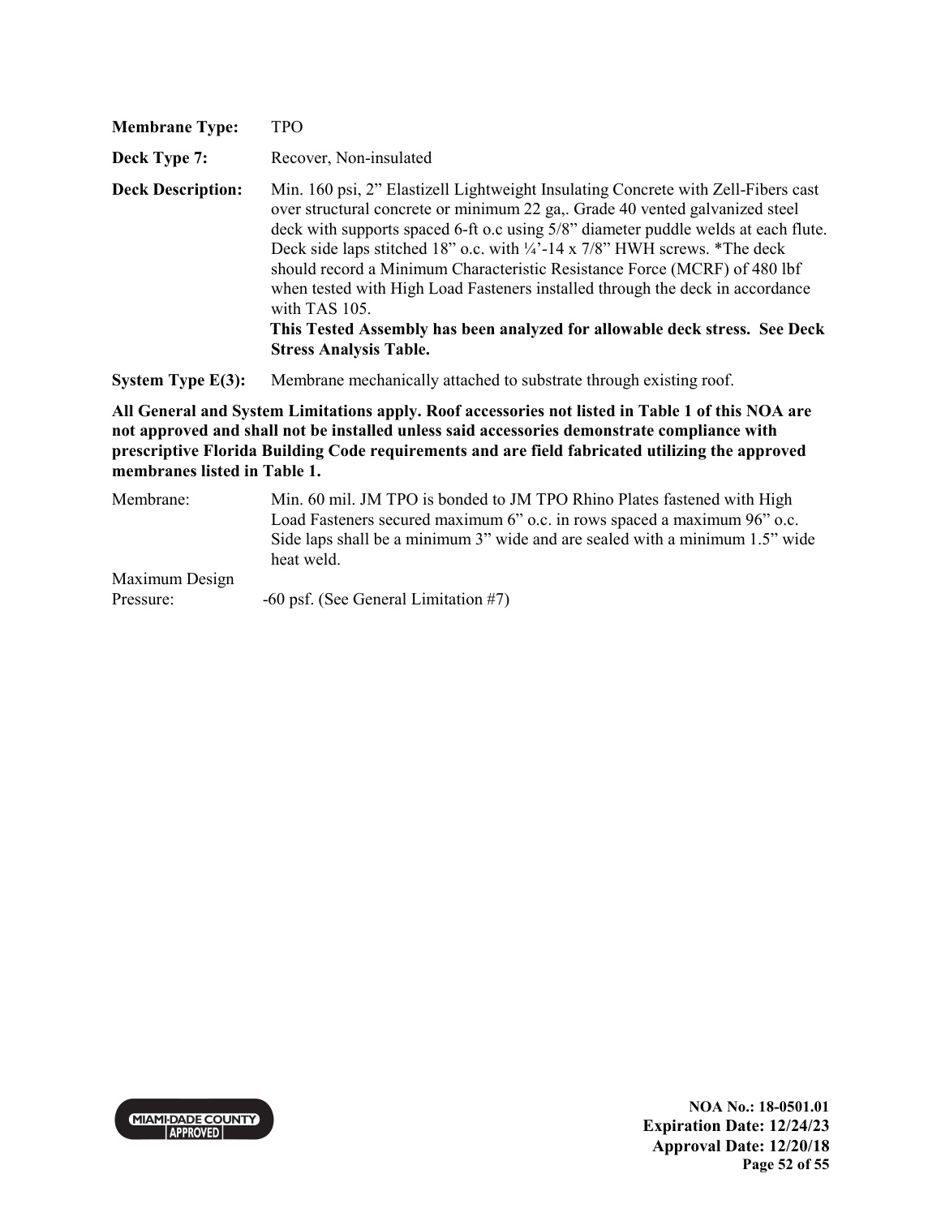**Membrane Type:** TPO

**Deck Type 7:** Recover, Non-insulated

**Deck Description:** Min. 160 psi, 2" Elastizell Lightweight Insulating Concrete with Zell-Fibers cast over structural concrete or minimum 22 ga,. Grade 40 vented galvanized steel deck with supports spaced 6-ft o.c using 5/8" diameter puddle welds at each flute. Deck side laps stitched 18" o.c. with ¼'-14 x 7/8" HWH screws. *The deck should record a Minimum Characteristic Resistance Force (MCRF) of 480 lbf when tested with High Load Fasteners installed through the deck in accordance with TAS 105.
**This Tested Assembly has been analyzed for allowable deck stress. See Deck Stress Analysis Table.**

**System Type E(3):** Membrane mechanically attached to substrate through existing roof.

**All General and System Limitations apply. Roof accessories not listed in Table 1 of this NOA are not approved and shall not be installed unless said accessories demonstrate compliance with prescriptive Florida Building Code requirements and are field fabricated utilizing the approved membranes listed in Table 1.**

Membrane: Min. 60 mil. JM TPO is bonded to JM TPO Rhino Plates fastened with High Load Fasteners secured maximum 6" o.c. in rows spaced a maximum 96" o.c. Side laps shall be a minimum 3" wide and are sealed with a minimum 1.5" wide heat weld.

Maximum Design Pressure: -60 psf. (See General Limitation #7)

NOA No.: 18-0501.01
Expiration Date: 12/24/23
Approval Date: 12/20/18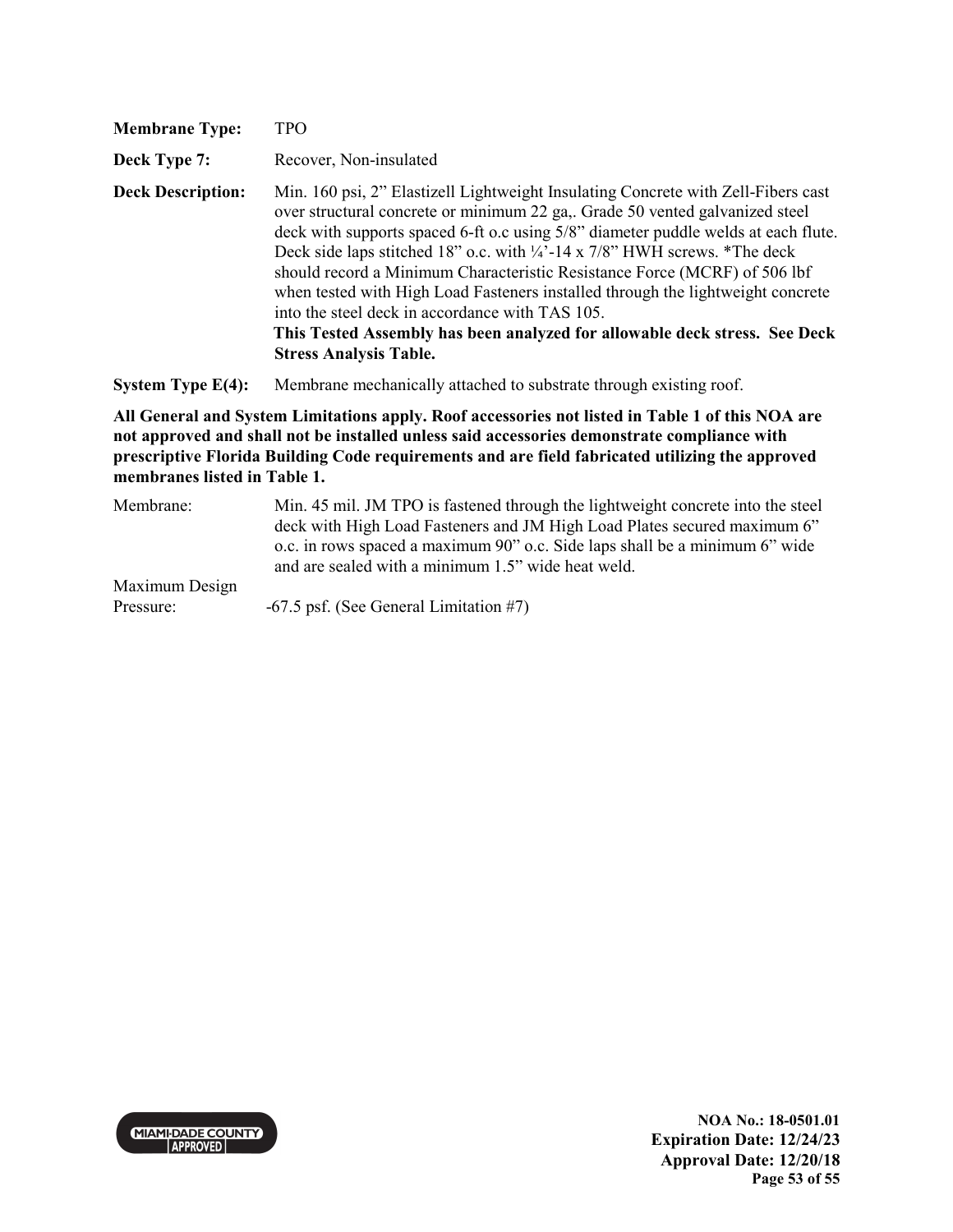**Membrane Type:** TPO

**Deck Type 7:** Recover, Non-insulated

**Deck Description:** Min. 160 psi, 2" Elastizell Lightweight Insulating Concrete with Zell-Fibers cast over structural concrete or minimum 22 ga,. Grade 50 vented galvanized steel deck with supports spaced 6-ft o.c using 5/8" diameter puddle welds at each flute. Deck side laps stitched 18" o.c. with ¼'-14 x 7/8" HWH screws. *The deck should record a Minimum Characteristic Resistance Force (MCRF) of 506 lbf when tested with High Load Fasteners installed through the lightweight concrete into the steel deck in accordance with TAS 105.
**This Tested Assembly has been analyzed for allowable deck stress. See Deck Stress Analysis Table.**

**System Type E(4):** Membrane mechanically attached to substrate through existing roof.

**All General and System Limitations apply. Roof accessories not listed in Table 1 of this NOA are not approved and shall not be installed unless said accessories demonstrate compliance with prescriptive Florida Building Code requirements and are field fabricated utilizing the approved membranes listed in Table 1.**

Membrane: Min. 45 mil. JM TPO is fastened through the lightweight concrete into the steel deck with High Load Fasteners and JM High Load Plates secured maximum 6" o.c. in rows spaced a maximum 90" o.c. Side laps shall be a minimum 6" wide and are sealed with a minimum 1.5" wide heat weld.

Maximum Design Pressure: -67.5 psf. (See General Limitation #7)

NOA No.: 18-0501.01
Expiration Date: 12/24/23
Approval Date: 12/20/18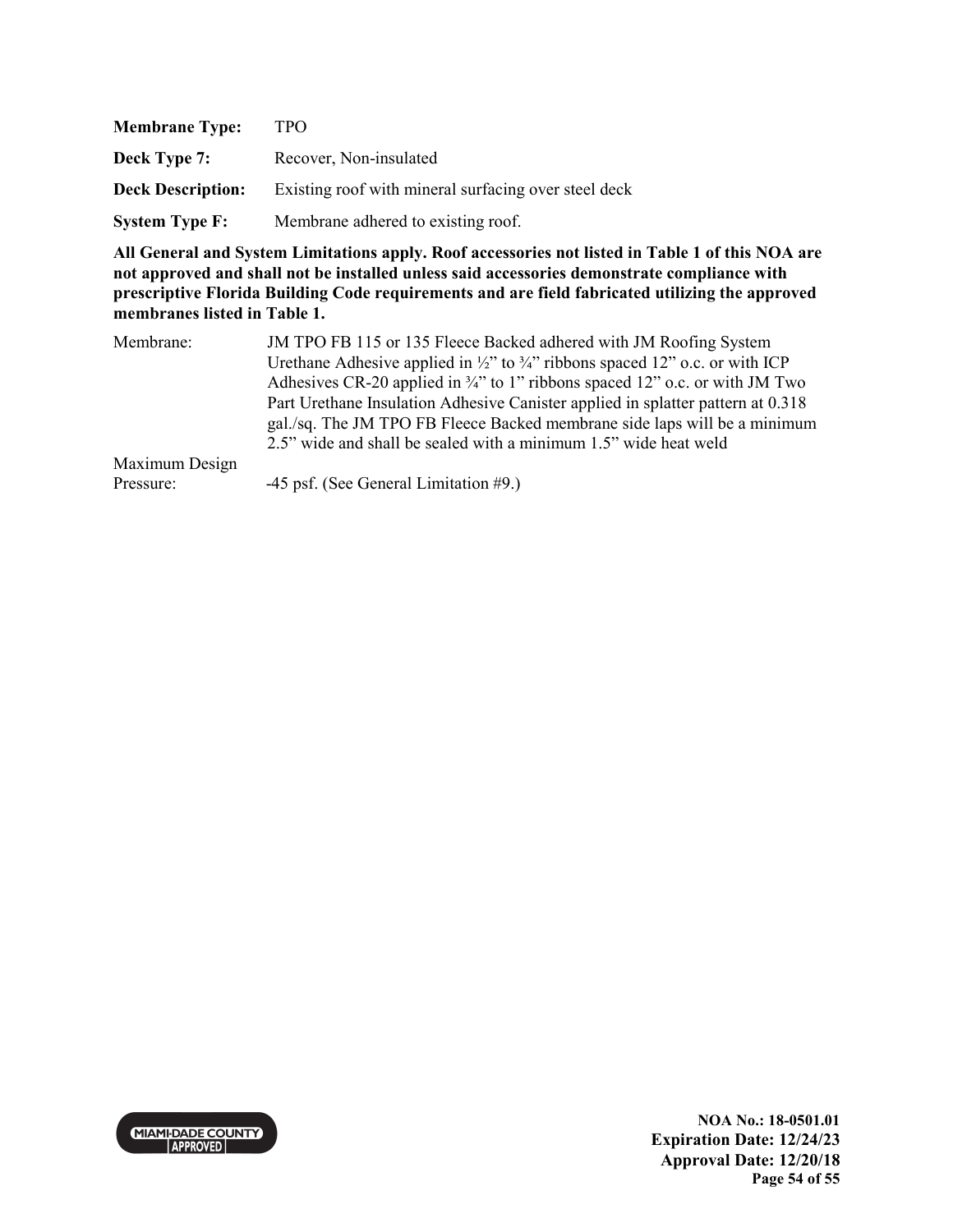**Membrane Type:** TPO

**Deck Type 7:** Recover, Non-insulated

**Deck Description:** Existing roof with mineral surfacing over steel deck

**System Type F:** Membrane adhered to existing roof.

**All General and System Limitations apply. Roof accessories not listed in Table 1 of this NOA are not approved and shall not be installed unless said accessories demonstrate compliance with prescriptive Florida Building Code requirements and are field fabricated utilizing the approved membranes listed in Table 1.**

Membrane: JM TPO FB 115 or 135 Fleece Backed adhered with JM Roofing System Urethane Adhesive applied in ½" to ¾" ribbons spaced 12" o.c. or with ICP Adhesives CR-20 applied in ¾" to 1" ribbons spaced 12" o.c. or with JM Two Part Urethane Insulation Adhesive Canister applied in splatter pattern at 0.318 gal./sq. The JM TPO FB Fleece Backed membrane side laps will be a minimum 2.5" wide and shall be sealed with a minimum 1.5" wide heat weld

Maximum Design Pressure: -45 psf. (See General Limitation #9.)

NOA No.: 18-0501.01
Expiration Date: 12/24/23
Approval Date: 12/20/18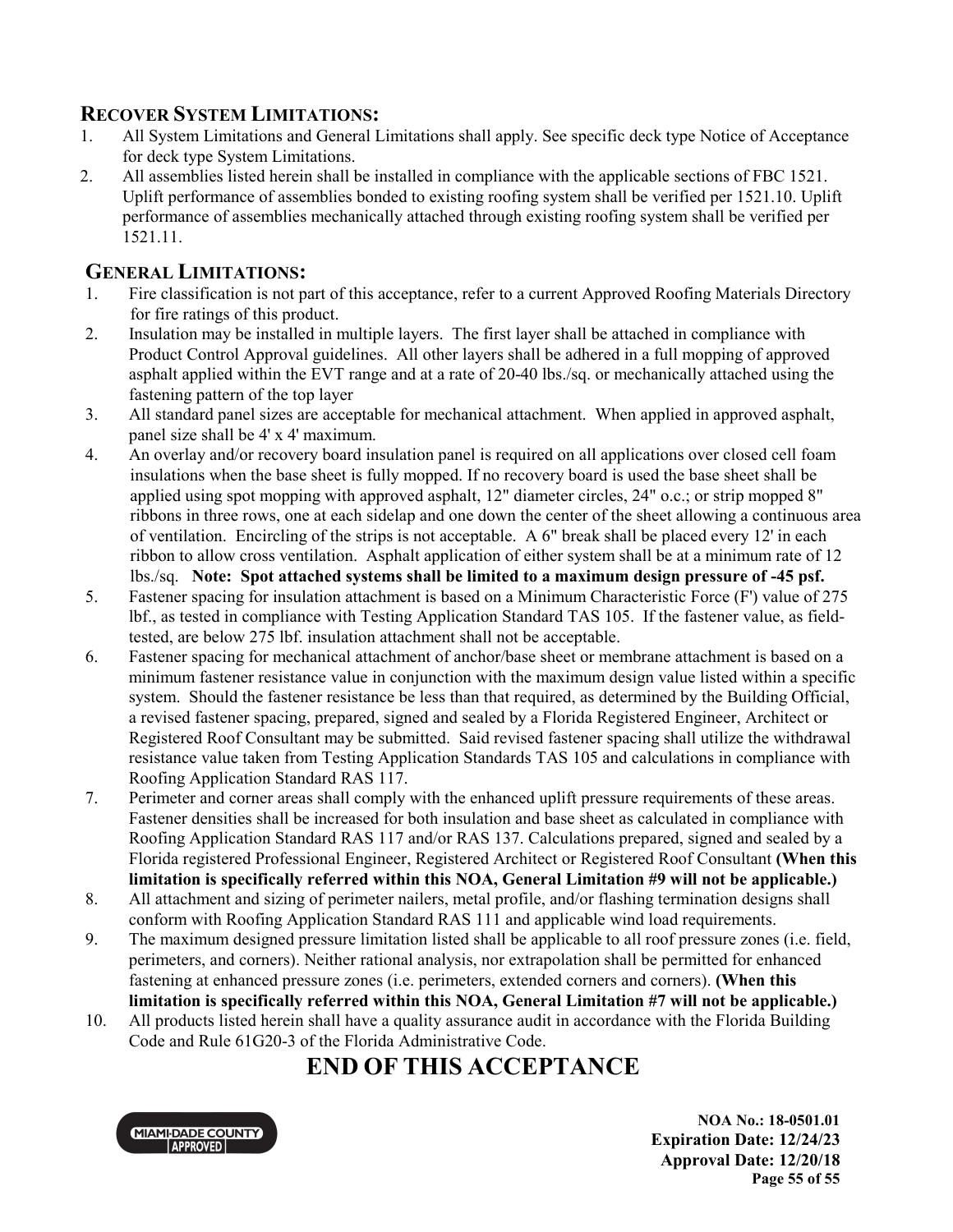## Recover System Limitations:

1. All System Limitations and General Limitations shall apply. See specific deck type Notice of Acceptance for deck type System Limitations.
2. All assemblies listed herein shall be installed in compliance with the applicable sections of FBC 1521. Uplift performance of assemblies bonded to existing roofing system shall be verified per 1521.10. Uplift performance of assemblies mechanically attached through existing roofing system shall be verified per 1521.11.

## General Limitations:

1. Fire classification is not part of this acceptance, refer to a current Approved Roofing Materials Directory for fire ratings of this product.
2. Insulation may be installed in multiple layers. The first layer shall be attached in compliance with Product Control Approval guidelines. All other layers shall be adhered in a full mopping of approved asphalt applied within the EVT range and at a rate of 20-40 lbs./sq. or mechanically attached using the fastening pattern of the top layer
3. All standard panel sizes are acceptable for mechanical attachment. When applied in approved asphalt, panel size shall be 4' x 4' maximum.
4. An overlay and/or recovery board insulation panel is required on all applications over closed cell foam insulations when the base sheet is fully mopped. If no recovery board is used the base sheet shall be applied using spot mopping with approved asphalt, 12" diameter circles, 24" o.c.; or strip mopped 8" ribbons in three rows, one at each sidelap and one down the center of the sheet allowing a continuous area of ventilation. Encircling of the strips is not acceptable. A 6" break shall be placed every 12' in each ribbon to allow cross ventilation. Asphalt application of either system shall be at a minimum rate of 12 lbs./sq. **Note: Spot attached systems shall be limited to a maximum design pressure of -45 psf.**
5. Fastener spacing for insulation attachment is based on a Minimum Characteristic Force (F') value of 275 lbf., as tested in compliance with Testing Application Standard TAS 105. If the fastener value, as field-tested, are below 275 lbf. insulation attachment shall not be acceptable.
6. Fastener spacing for mechanical attachment of anchor/base sheet or membrane attachment is based on a minimum fastener resistance value in conjunction with the maximum design value listed within a specific system. Should the fastener resistance be less than that required, as determined by the Building Official, a revised fastener spacing, prepared, signed and sealed by a Florida Registered Engineer, Architect or Registered Roof Consultant may be submitted. Said revised fastener spacing shall utilize the withdrawal resistance value taken from Testing Application Standards TAS 105 and calculations in compliance with Roofing Application Standard RAS 117.
7. Perimeter and corner areas shall comply with the enhanced uplift pressure requirements of these areas. Fastener densities shall be increased for both insulation and base sheet as calculated in compliance with Roofing Application Standard RAS 117 and/or RAS 137. Calculations prepared, signed and sealed by a Florida registered Professional Engineer, Registered Architect or Registered Roof Consultant **(When this limitation is specifically referred within this NOA, General Limitation #9 will not be applicable.)**
8. All attachment and sizing of perimeter nailers, metal profile, and/or flashing termination designs shall conform with Roofing Application Standard RAS 111 and applicable wind load requirements.
9. The maximum designed pressure limitation listed shall be applicable to all roof pressure zones (i.e. field, perimeters, and corners). Neither rational analysis, nor extrapolation shall be permitted for enhanced fastening at enhanced pressure zones (i.e. perimeters, extended corners and corners). **(When this limitation is specifically referred within this NOA, General Limitation #7 will not be applicable.)**
10. All products listed herein shall have a quality assurance audit in accordance with the Florida Building Code and Rule 61G20-3 of the Florida Administrative Code.

# END OF THIS ACCEPTANCE

MIAMI-DADE COUNTY APPROVED

**NOA No.: 18-0501.01**
**Expiration Date: 12/24/23**
**Approval Date: 12/20/18**